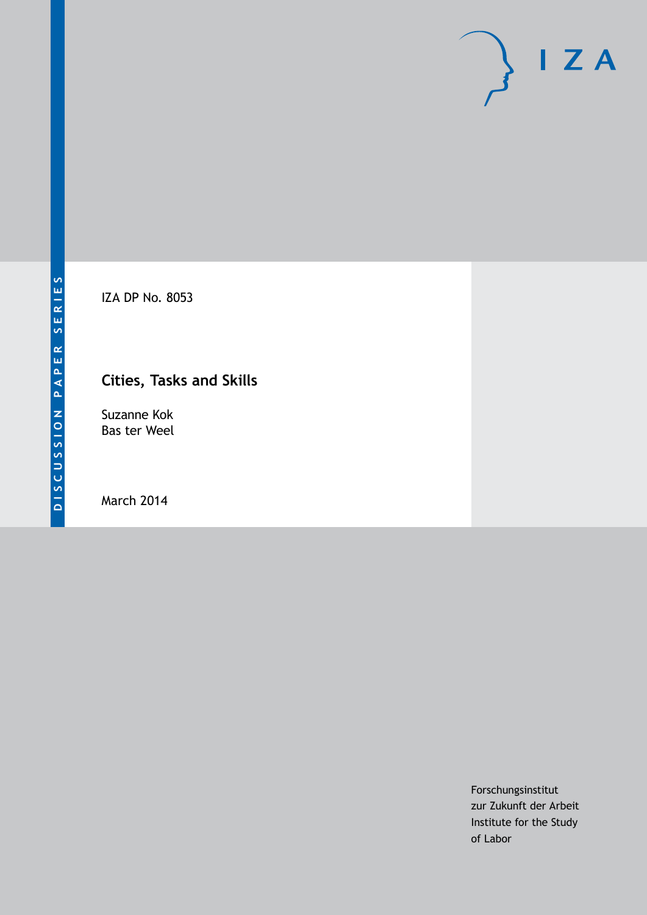DISCUSSION PAPER SERIES

IZA

IZA DP No. 8053

# Cities, Tasks and Skills

Suzanne Kok
Bas ter Weel

March 2014

Forschungsinstitut
zur Zukunft der Arbeit
Institute for the Study
of Labor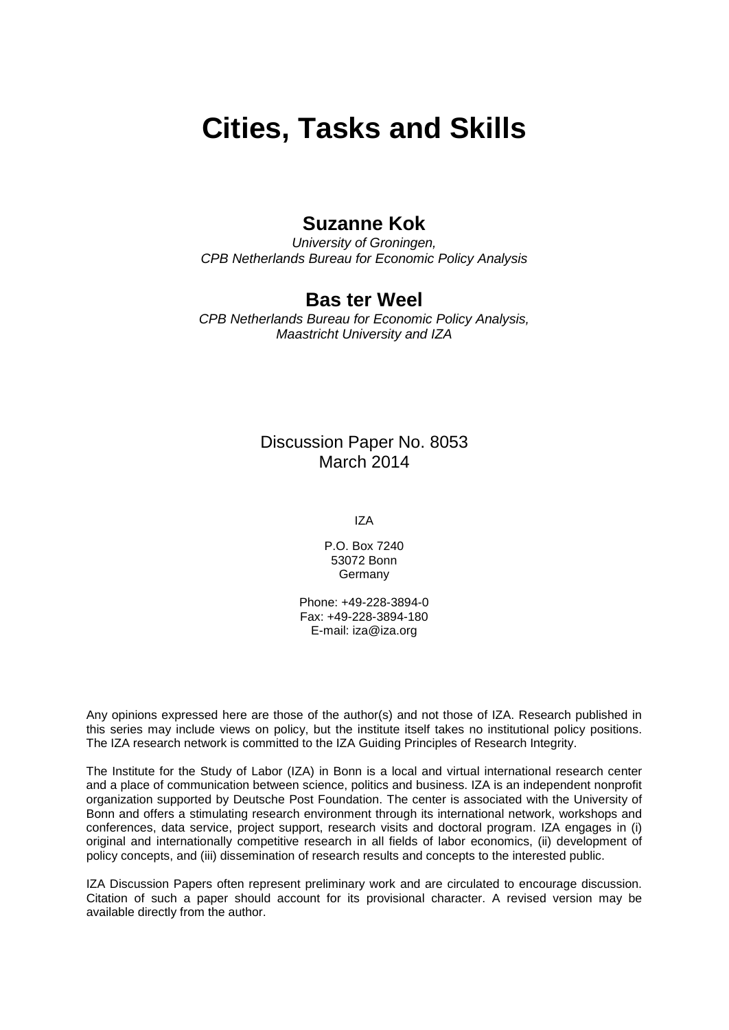# Cities, Tasks and Skills

## Suzanne Kok

*University of Groningen,*
*CPB Netherlands Bureau for Economic Policy Analysis*

## Bas ter Weel

*CPB Netherlands Bureau for Economic Policy Analysis,*
*Maastricht University and IZA*

Discussion Paper No. 8053
March 2014

IZA

P.O. Box 7240
53072 Bonn
Germany

Phone: +49-228-3894-0
Fax: +49-228-3894-180
E-mail: iza@iza.org

Any opinions expressed here are those of the author(s) and not those of IZA. Research published in this series may include views on policy, but the institute itself takes no institutional policy positions. The IZA research network is committed to the IZA Guiding Principles of Research Integrity.

The Institute for the Study of Labor (IZA) in Bonn is a local and virtual international research center and a place of communication between science, politics and business. IZA is an independent nonprofit organization supported by Deutsche Post Foundation. The center is associated with the University of Bonn and offers a stimulating research environment through its international network, workshops and conferences, data service, project support, research visits and doctoral program. IZA engages in (i) original and internationally competitive research in all fields of labor economics, (ii) development of policy concepts, and (iii) dissemination of research results and concepts to the interested public.

IZA Discussion Papers often represent preliminary work and are circulated to encourage discussion. Citation of such a paper should account for its provisional character. A revised version may be available directly from the author.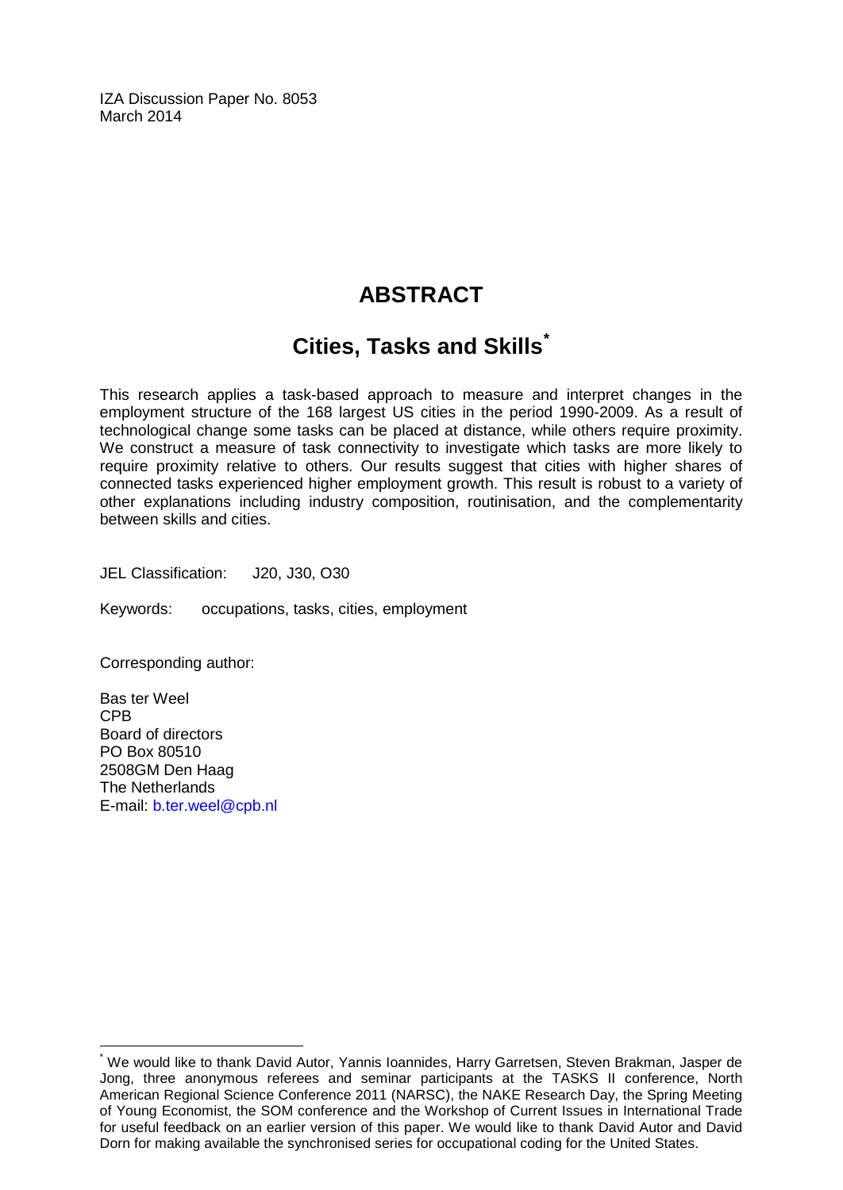IZA Discussion Paper No. 8053
March 2014

# ABSTRACT

## Cities, Tasks and Skills[*]

This research applies a task-based approach to measure and interpret changes in the employment structure of the 168 largest US cities in the period 1990-2009. As a result of technological change some tasks can be placed at distance, while others require proximity. We construct a measure of task connectivity to investigate which tasks are more likely to require proximity relative to others. Our results suggest that cities with higher shares of connected tasks experienced higher employment growth. This result is robust to a variety of other explanations including industry composition, routinisation, and the complementarity between skills and cities.

JEL Classification: J20, J30, O30

Keywords: occupations, tasks, cities, employment

Corresponding author:

Bas ter Weel
CPB
Board of directors
PO Box 80510
2508GM Den Haag
The Netherlands
E-mail: b.ter.weel@cpb.nl

[*] We would like to thank David Autor, Yannis Ioannides, Harry Garretsen, Steven Brakman, Jasper de Jong, three anonymous referees and seminar participants at the TASKS II conference, North American Regional Science Conference 2011 (NARSC), the NAKE Research Day, the Spring Meeting of Young Economist, the SOM conference and the Workshop of Current Issues in International Trade for useful feedback on an earlier version of this paper. We would like to thank David Autor and David Dorn for making available the synchronised series for occupational coding for the United States.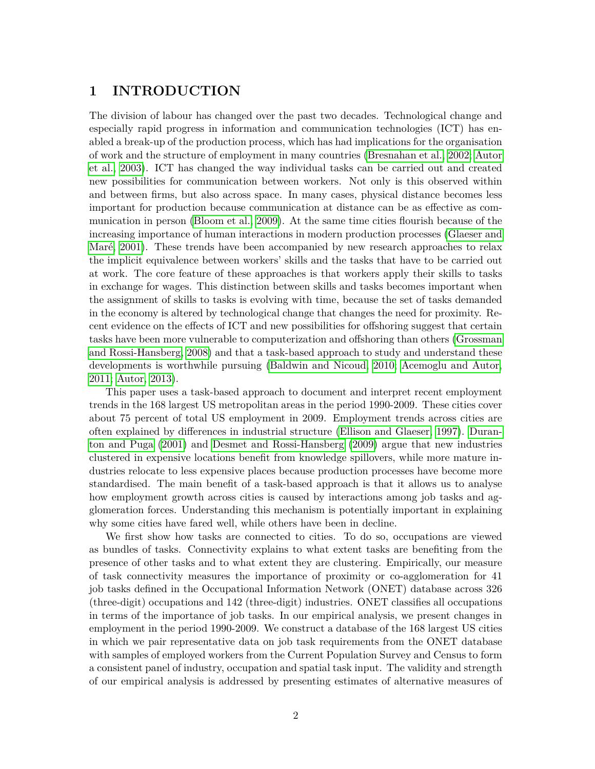# 1 INTRODUCTION

The division of labour has changed over the past two decades. Technological change and especially rapid progress in information and communication technologies (ICT) has enabled a break-up of the production process, which has had implications for the organisation of work and the structure of employment in many countries (Bresnahan et al., 2002; Autor et al., 2003). ICT has changed the way individual tasks can be carried out and created new possibilities for communication between workers. Not only is this observed within and between firms, but also across space. In many cases, physical distance becomes less important for production because communication at distance can be as effective as communication in person (Bloom et al., 2009). At the same time cities flourish because of the increasing importance of human interactions in modern production processes (Glaeser and Maré, 2001). These trends have been accompanied by new research approaches to relax the implicit equivalence between workers' skills and the tasks that have to be carried out at work. The core feature of these approaches is that workers apply their skills to tasks in exchange for wages. This distinction between skills and tasks becomes important when the assignment of skills to tasks is evolving with time, because the set of tasks demanded in the economy is altered by technological change that changes the need for proximity. Recent evidence on the effects of ICT and new possibilities for offshoring suggest that certain tasks have been more vulnerable to computerization and offshoring than others (Grossman and Rossi-Hansberg, 2008) and that a task-based approach to study and understand these developments is worthwhile pursuing (Baldwin and Nicoud, 2010; Acemoglu and Autor, 2011; Autor, 2013).

This paper uses a task-based approach to document and interpret recent employment trends in the 168 largest US metropolitan areas in the period 1990-2009. These cities cover about 75 percent of total US employment in 2009. Employment trends across cities are often explained by differences in industrial structure (Ellison and Glaeser, 1997). Duranton and Puga (2001) and Desmet and Rossi-Hansberg (2009) argue that new industries clustered in expensive locations benefit from knowledge spillovers, while more mature industries relocate to less expensive places because production processes have become more standardised. The main benefit of a task-based approach is that it allows us to analyse how employment growth across cities is caused by interactions among job tasks and agglomeration forces. Understanding this mechanism is potentially important in explaining why some cities have fared well, while others have been in decline.

We first show how tasks are connected to cities. To do so, occupations are viewed as bundles of tasks. Connectivity explains to what extent tasks are benefiting from the presence of other tasks and to what extent they are clustering. Empirically, our measure of task connectivity measures the importance of proximity or co-agglomeration for 41 job tasks defined in the Occupational Information Network (ONET) database across 326 (three-digit) occupations and 142 (three-digit) industries. ONET classifies all occupations in terms of the importance of job tasks. In our empirical analysis, we present changes in employment in the period 1990-2009. We construct a database of the 168 largest US cities in which we pair representative data on job task requirements from the ONET database with samples of employed workers from the Current Population Survey and Census to form a consistent panel of industry, occupation and spatial task input. The validity and strength of our empirical analysis is addressed by presenting estimates of alternative measures of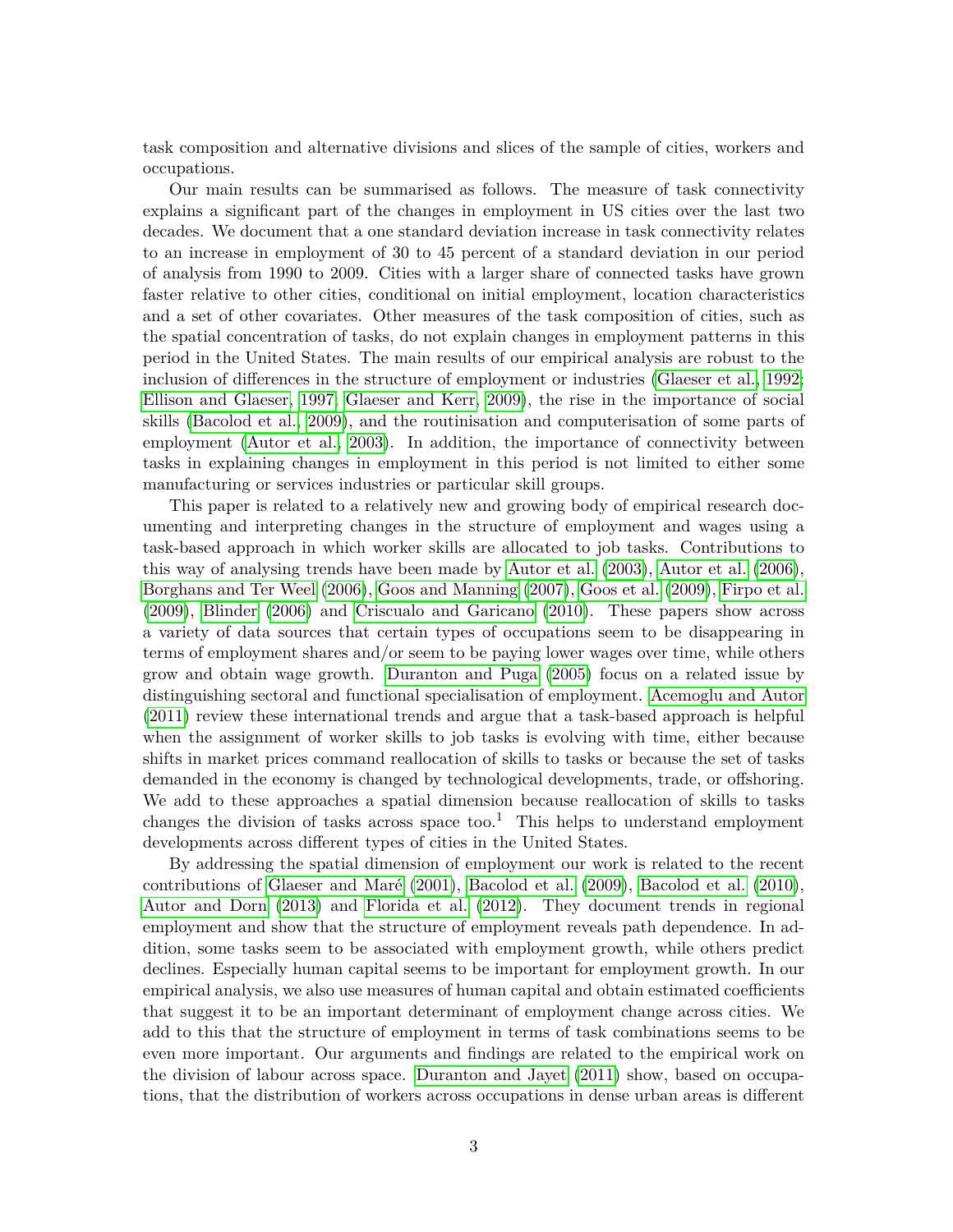task composition and alternative divisions and slices of the sample of cities, workers and occupations.

Our main results can be summarised as follows. The measure of task connectivity explains a significant part of the changes in employment in US cities over the last two decades. We document that a one standard deviation increase in task connectivity relates to an increase in employment of 30 to 45 percent of a standard deviation in our period of analysis from 1990 to 2009. Cities with a larger share of connected tasks have grown faster relative to other cities, conditional on initial employment, location characteristics and a set of other covariates. Other measures of the task composition of cities, such as the spatial concentration of tasks, do not explain changes in employment patterns in this period in the United States. The main results of our empirical analysis are robust to the inclusion of differences in the structure of employment or industries (Glaeser et al., 1992; Ellison and Glaeser, 1997; Glaeser and Kerr, 2009), the rise in the importance of social skills (Bacolod et al., 2009), and the routinisation and computerisation of some parts of employment (Autor et al., 2003). In addition, the importance of connectivity between tasks in explaining changes in employment in this period is not limited to either some manufacturing or services industries or particular skill groups.

This paper is related to a relatively new and growing body of empirical research documenting and interpreting changes in the structure of employment and wages using a task-based approach in which worker skills are allocated to job tasks. Contributions to this way of analysing trends have been made by Autor et al. (2003), Autor et al. (2006), Borghans and Ter Weel (2006), Goos and Manning (2007), Goos et al. (2009), Firpo et al. (2009), Blinder (2006) and Criscualo and Garicano (2010). These papers show across a variety of data sources that certain types of occupations seem to be disappearing in terms of employment shares and/or seem to be paying lower wages over time, while others grow and obtain wage growth. Duranton and Puga (2005) focus on a related issue by distinguishing sectoral and functional specialisation of employment. Acemoglu and Autor (2011) review these international trends and argue that a task-based approach is helpful when the assignment of worker skills to job tasks is evolving with time, either because shifts in market prices command reallocation of skills to tasks or because the set of tasks demanded in the economy is changed by technological developments, trade, or offshoring. We add to these approaches a spatial dimension because reallocation of skills to tasks changes the division of tasks across space too.[1] This helps to understand employment developments across different types of cities in the United States.

By addressing the spatial dimension of employment our work is related to the recent contributions of Glaeser and Maré (2001), Bacolod et al. (2009), Bacolod et al. (2010), Autor and Dorn (2013) and Florida et al. (2012). They document trends in regional employment and show that the structure of employment reveals path dependence. In addition, some tasks seem to be associated with employment growth, while others predict declines. Especially human capital seems to be important for employment growth. In our empirical analysis, we also use measures of human capital and obtain estimated coefficients that suggest it to be an important determinant of employment change across cities. We add to this that the structure of employment in terms of task combinations seems to be even more important. Our arguments and findings are related to the empirical work on the division of labour across space. Duranton and Jayet (2011) show, based on occupations, that the distribution of workers across occupations in dense urban areas is different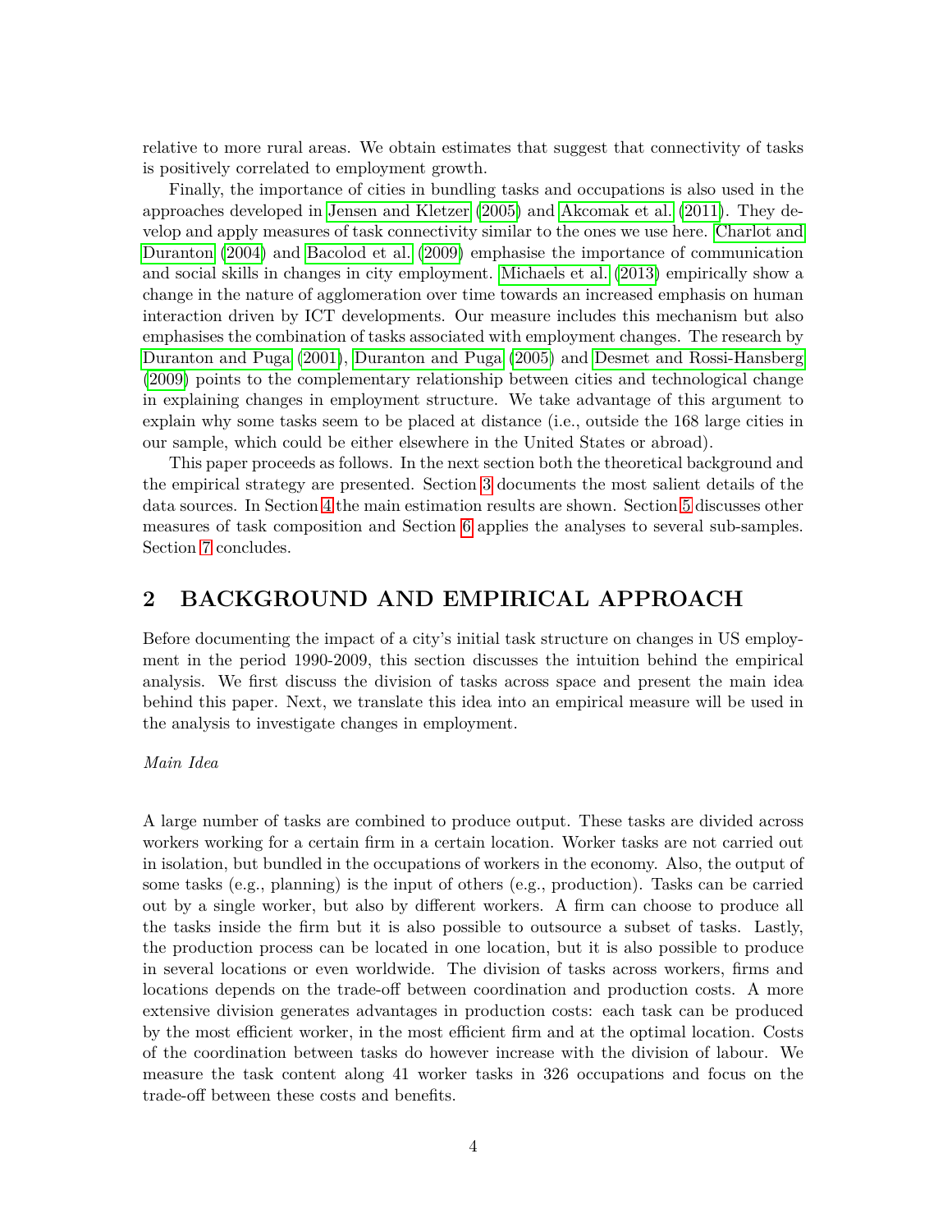relative to more rural areas. We obtain estimates that suggest that connectivity of tasks is positively correlated to employment growth.

Finally, the importance of cities in bundling tasks and occupations is also used in the approaches developed in Jensen and Kletzer (2005) and Akcomak et al. (2011). They develop and apply measures of task connectivity similar to the ones we use here. Charlot and Duranton (2004) and Bacolod et al. (2009) emphasise the importance of communication and social skills in changes in city employment. Michaels et al. (2013) empirically show a change in the nature of agglomeration over time towards an increased emphasis on human interaction driven by ICT developments. Our measure includes this mechanism but also emphasises the combination of tasks associated with employment changes. The research by Duranton and Puga (2001), Duranton and Puga (2005) and Desmet and Rossi-Hansberg (2009) points to the complementary relationship between cities and technological change in explaining changes in employment structure. We take advantage of this argument to explain why some tasks seem to be placed at distance (i.e., outside the 168 large cities in our sample, which could be either elsewhere in the United States or abroad).

This paper proceeds as follows. In the next section both the theoretical background and the empirical strategy are presented. Section 3 documents the most salient details of the data sources. In Section 4 the main estimation results are shown. Section 5 discusses other measures of task composition and Section 6 applies the analyses to several sub-samples. Section 7 concludes.

## 2 BACKGROUND AND EMPIRICAL APPROACH

Before documenting the impact of a city's initial task structure on changes in US employment in the period 1990-2009, this section discusses the intuition behind the empirical analysis. We first discuss the division of tasks across space and present the main idea behind this paper. Next, we translate this idea into an empirical measure will be used in the analysis to investigate changes in employment.

*Main Idea*

A large number of tasks are combined to produce output. These tasks are divided across workers working for a certain firm in a certain location. Worker tasks are not carried out in isolation, but bundled in the occupations of workers in the economy. Also, the output of some tasks (e.g., planning) is the input of others (e.g., production). Tasks can be carried out by a single worker, but also by different workers. A firm can choose to produce all the tasks inside the firm but it is also possible to outsource a subset of tasks. Lastly, the production process can be located in one location, but it is also possible to produce in several locations or even worldwide. The division of tasks across workers, firms and locations depends on the trade-off between coordination and production costs. A more extensive division generates advantages in production costs: each task can be produced by the most efficient worker, in the most efficient firm and at the optimal location. Costs of the coordination between tasks do however increase with the division of labour. We measure the task content along 41 worker tasks in 326 occupations and focus on the trade-off between these costs and benefits.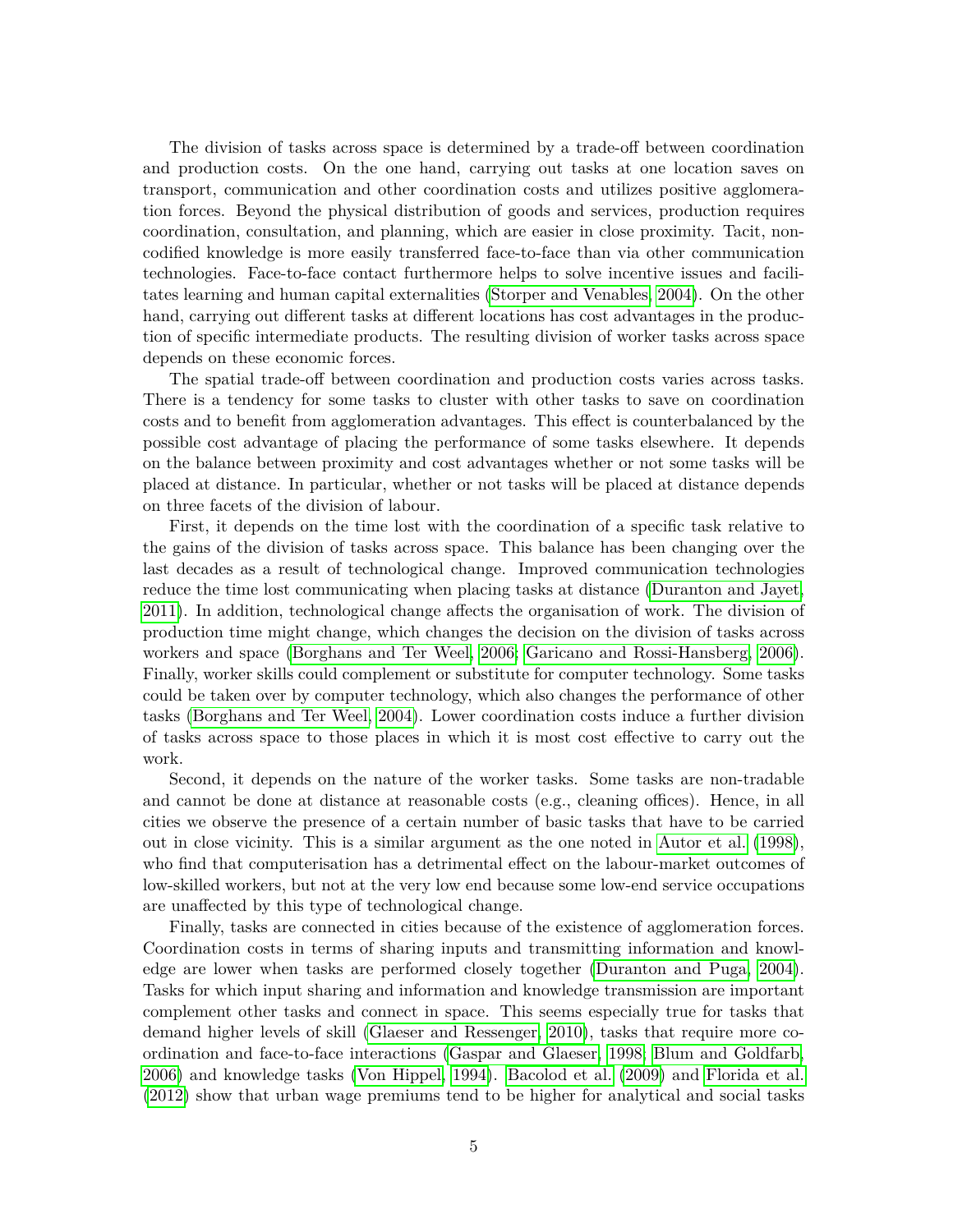The division of tasks across space is determined by a trade-off between coordination and production costs. On the one hand, carrying out tasks at one location saves on transport, communication and other coordination costs and utilizes positive agglomeration forces. Beyond the physical distribution of goods and services, production requires coordination, consultation, and planning, which are easier in close proximity. Tacit, non-codified knowledge is more easily transferred face-to-face than via other communication technologies. Face-to-face contact furthermore helps to solve incentive issues and facilitates learning and human capital externalities (Storper and Venables, 2004). On the other hand, carrying out different tasks at different locations has cost advantages in the production of specific intermediate products. The resulting division of worker tasks across space depends on these economic forces.

The spatial trade-off between coordination and production costs varies across tasks. There is a tendency for some tasks to cluster with other tasks to save on coordination costs and to benefit from agglomeration advantages. This effect is counterbalanced by the possible cost advantage of placing the performance of some tasks elsewhere. It depends on the balance between proximity and cost advantages whether or not some tasks will be placed at distance. In particular, whether or not tasks will be placed at distance depends on three facets of the division of labour.

First, it depends on the time lost with the coordination of a specific task relative to the gains of the division of tasks across space. This balance has been changing over the last decades as a result of technological change. Improved communication technologies reduce the time lost communicating when placing tasks at distance (Duranton and Jayet, 2011). In addition, technological change affects the organisation of work. The division of production time might change, which changes the decision on the division of tasks across workers and space (Borghans and Ter Weel, 2006; Garicano and Rossi-Hansberg, 2006). Finally, worker skills could complement or substitute for computer technology. Some tasks could be taken over by computer technology, which also changes the performance of other tasks (Borghans and Ter Weel, 2004). Lower coordination costs induce a further division of tasks across space to those places in which it is most cost effective to carry out the work.

Second, it depends on the nature of the worker tasks. Some tasks are non-tradable and cannot be done at distance at reasonable costs (e.g., cleaning offices). Hence, in all cities we observe the presence of a certain number of basic tasks that have to be carried out in close vicinity. This is a similar argument as the one noted in Autor et al. (1998), who find that computerisation has a detrimental effect on the labour-market outcomes of low-skilled workers, but not at the very low end because some low-end service occupations are unaffected by this type of technological change.

Finally, tasks are connected in cities because of the existence of agglomeration forces. Coordination costs in terms of sharing inputs and transmitting information and knowledge are lower when tasks are performed closely together (Duranton and Puga, 2004). Tasks for which input sharing and information and knowledge transmission are important complement other tasks and connect in space. This seems especially true for tasks that demand higher levels of skill (Glaeser and Ressenger, 2010), tasks that require more coordination and face-to-face interactions (Gaspar and Glaeser, 1998; Blum and Goldfarb, 2006) and knowledge tasks (Von Hippel, 1994). Bacolod et al. (2009) and Florida et al. (2012) show that urban wage premiums tend to be higher for analytical and social tasks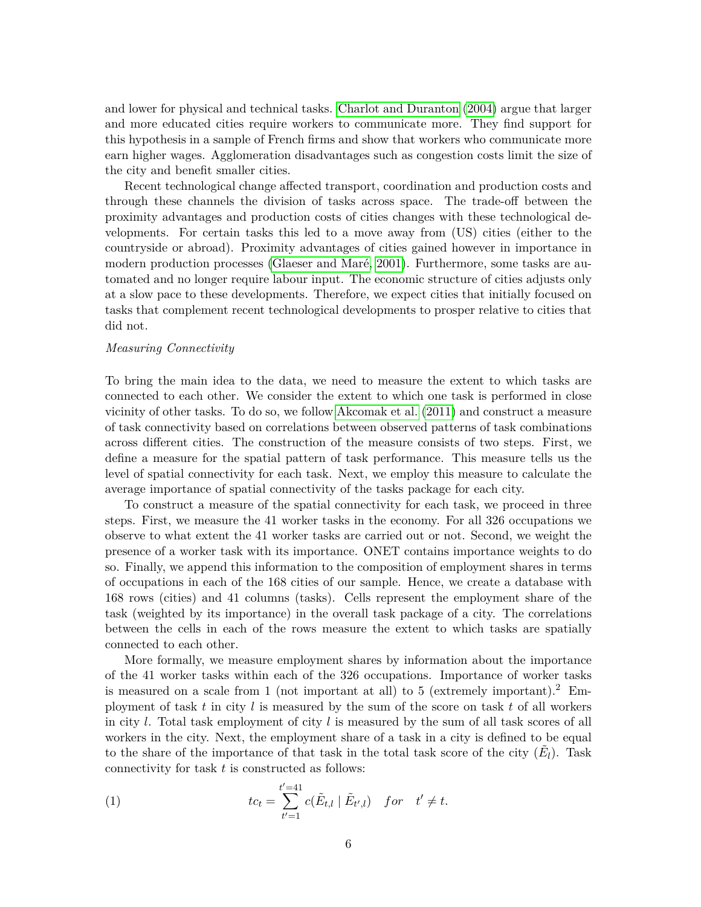and lower for physical and technical tasks. Charlot and Duranton (2004) argue that larger and more educated cities require workers to communicate more. They find support for this hypothesis in a sample of French firms and show that workers who communicate more earn higher wages. Agglomeration disadvantages such as congestion costs limit the size of the city and benefit smaller cities.

Recent technological change affected transport, coordination and production costs and through these channels the division of tasks across space. The trade-off between the proximity advantages and production costs of cities changes with these technological developments. For certain tasks this led to a move away from (US) cities (either to the countryside or abroad). Proximity advantages of cities gained however in importance in modern production processes (Glaeser and Maré, 2001). Furthermore, some tasks are automated and no longer require labour input. The economic structure of cities adjusts only at a slow pace to these developments. Therefore, we expect cities that initially focused on tasks that complement recent technological developments to prosper relative to cities that did not.

*Measuring Connectivity*

To bring the main idea to the data, we need to measure the extent to which tasks are connected to each other. We consider the extent to which one task is performed in close vicinity of other tasks. To do so, we follow Akcomak et al. (2011) and construct a measure of task connectivity based on correlations between observed patterns of task combinations across different cities. The construction of the measure consists of two steps. First, we define a measure for the spatial pattern of task performance. This measure tells us the level of spatial connectivity for each task. Next, we employ this measure to calculate the average importance of spatial connectivity of the tasks package for each city.

To construct a measure of the spatial connectivity for each task, we proceed in three steps. First, we measure the 41 worker tasks in the economy. For all 326 occupations we observe to what extent the 41 worker tasks are carried out or not. Second, we weight the presence of a worker task with its importance. ONET contains importance weights to do so. Finally, we append this information to the composition of employment shares in terms of occupations in each of the 168 cities of our sample. Hence, we create a database with 168 rows (cities) and 41 columns (tasks). Cells represent the employment share of the task (weighted by its importance) in the overall task package of a city. The correlations between the cells in each of the rows measure the extent to which tasks are spatially connected to each other.

More formally, we measure employment shares by information about the importance of the 41 worker tasks within each of the 326 occupations. Importance of worker tasks is measured on a scale from 1 (not important at all) to 5 (extremely important).[2] Employment of task $t$ in city $l$ is measured by the sum of the score on task $t$ of all workers in city $l$. Total task employment of city $l$ is measured by the sum of all task scores of all workers in the city. Next, the employment share of a task in a city is defined to be equal to the share of the importance of that task in the total task score of the city ($\tilde{E}_l$). Task connectivity for task $t$ is constructed as follows:

$$tc_t = \sum_{t'=1}^{t'=41} c(\tilde{E}_{t,l} \mid \tilde{E}_{t',l}) \quad for \quad t' \neq t. \tag{1}$$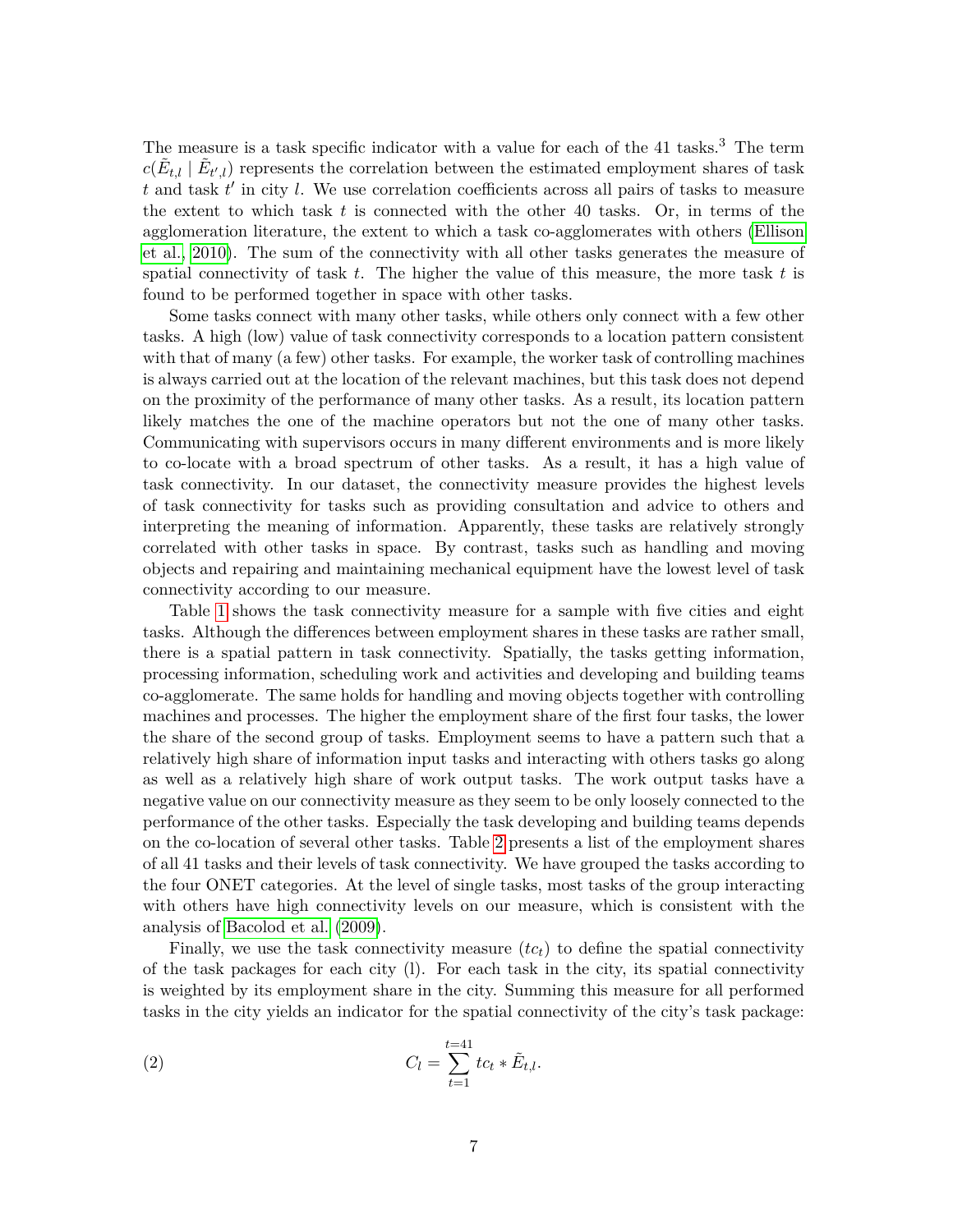The measure is a task specific indicator with a value for each of the 41 tasks.[3] The term $c(\tilde{E}_{t,l} \mid \tilde{E}_{t',l})$ represents the correlation between the estimated employment shares of task $t$ and task $t'$ in city $l$. We use correlation coefficients across all pairs of tasks to measure the extent to which task $t$ is connected with the other 40 tasks. Or, in terms of the agglomeration literature, the extent to which a task co-agglomerates with others (Ellison et al., 2010). The sum of the connectivity with all other tasks generates the measure of spatial connectivity of task $t$. The higher the value of this measure, the more task $t$ is found to be performed together in space with other tasks.

Some tasks connect with many other tasks, while others only connect with a few other tasks. A high (low) value of task connectivity corresponds to a location pattern consistent with that of many (a few) other tasks. For example, the worker task of controlling machines is always carried out at the location of the relevant machines, but this task does not depend on the proximity of the performance of many other tasks. As a result, its location pattern likely matches the one of the machine operators but not the one of many other tasks. Communicating with supervisors occurs in many different environments and is more likely to co-locate with a broad spectrum of other tasks. As a result, it has a high value of task connectivity. In our dataset, the connectivity measure provides the highest levels of task connectivity for tasks such as providing consultation and advice to others and interpreting the meaning of information. Apparently, these tasks are relatively strongly correlated with other tasks in space. By contrast, tasks such as handling and moving objects and repairing and maintaining mechanical equipment have the lowest level of task connectivity according to our measure.

Table 1 shows the task connectivity measure for a sample with five cities and eight tasks. Although the differences between employment shares in these tasks are rather small, there is a spatial pattern in task connectivity. Spatially, the tasks getting information, processing information, scheduling work and activities and developing and building teams co-agglomerate. The same holds for handling and moving objects together with controlling machines and processes. The higher the employment share of the first four tasks, the lower the share of the second group of tasks. Employment seems to have a pattern such that a relatively high share of information input tasks and interacting with others tasks go along as well as a relatively high share of work output tasks. The work output tasks have a negative value on our connectivity measure as they seem to be only loosely connected to the performance of the other tasks. Especially the task developing and building teams depends on the co-location of several other tasks. Table 2 presents a list of the employment shares of all 41 tasks and their levels of task connectivity. We have grouped the tasks according to the four ONET categories. At the level of single tasks, most tasks of the group interacting with others have high connectivity levels on our measure, which is consistent with the analysis of Bacolod et al. (2009).

Finally, we use the task connectivity measure ($tc_t$) to define the spatial connectivity of the task packages for each city (l). For each task in the city, its spatial connectivity is weighted by its employment share in the city. Summing this measure for all performed tasks in the city yields an indicator for the spatial connectivity of the city's task package:

$$C_l = \sum_{t=1}^{t=41} tc_t * \tilde{E}_{t,l}. \tag{2}$$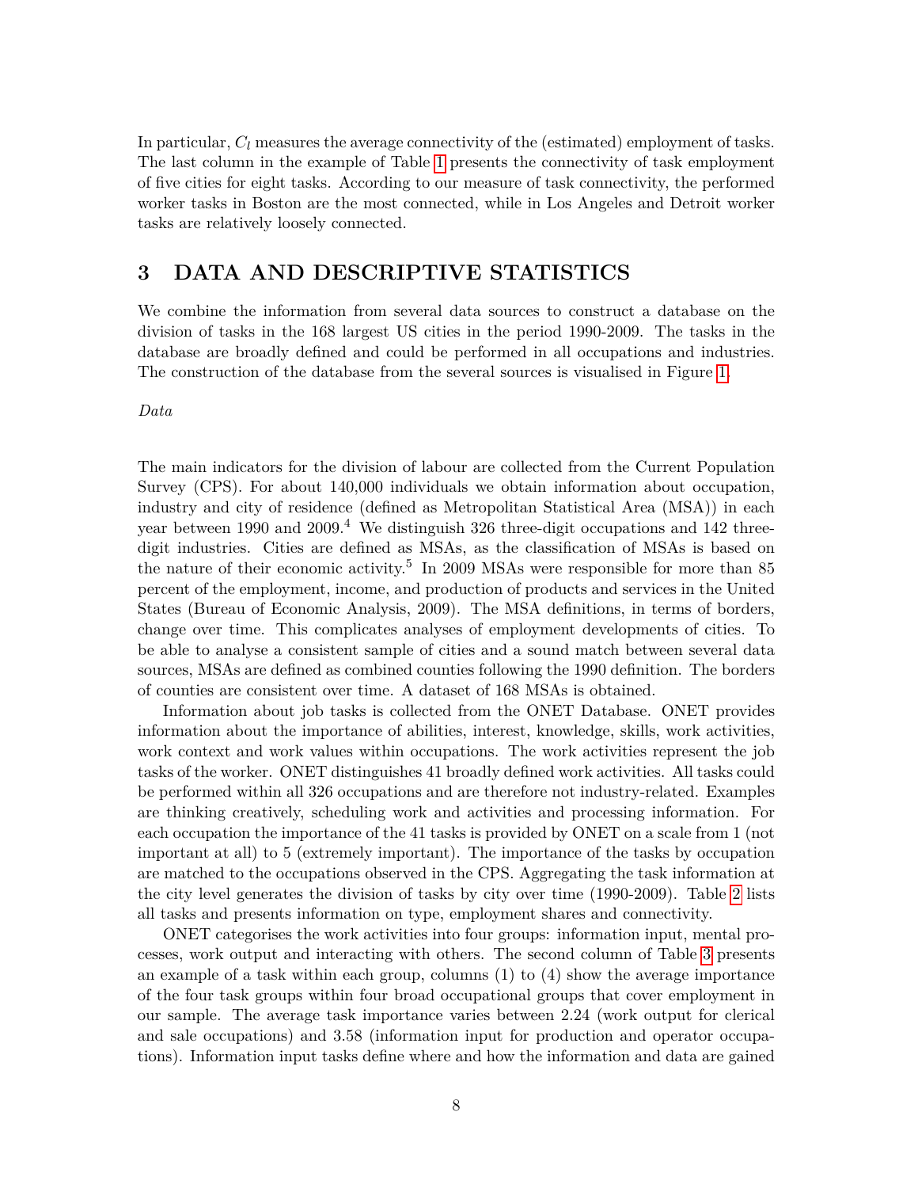In particular, $C_l$ measures the average connectivity of the (estimated) employment of tasks. The last column in the example of Table 1 presents the connectivity of task employment of five cities for eight tasks. According to our measure of task connectivity, the performed worker tasks in Boston are the most connected, while in Los Angeles and Detroit worker tasks are relatively loosely connected.

# 3 DATA AND DESCRIPTIVE STATISTICS

We combine the information from several data sources to construct a database on the division of tasks in the 168 largest US cities in the period 1990-2009. The tasks in the database are broadly defined and could be performed in all occupations and industries. The construction of the database from the several sources is visualised in Figure 1.

*Data*

The main indicators for the division of labour are collected from the Current Population Survey (CPS). For about 140,000 individuals we obtain information about occupation, industry and city of residence (defined as Metropolitan Statistical Area (MSA)) in each year between 1990 and 2009.[4] We distinguish 326 three-digit occupations and 142 three-digit industries. Cities are defined as MSAs, as the classification of MSAs is based on the nature of their economic activity.[5] In 2009 MSAs were responsible for more than 85 percent of the employment, income, and production of products and services in the United States (Bureau of Economic Analysis, 2009). The MSA definitions, in terms of borders, change over time. This complicates analyses of employment developments of cities. To be able to analyse a consistent sample of cities and a sound match between several data sources, MSAs are defined as combined counties following the 1990 definition. The borders of counties are consistent over time. A dataset of 168 MSAs is obtained.

Information about job tasks is collected from the ONET Database. ONET provides information about the importance of abilities, interest, knowledge, skills, work activities, work context and work values within occupations. The work activities represent the job tasks of the worker. ONET distinguishes 41 broadly defined work activities. All tasks could be performed within all 326 occupations and are therefore not industry-related. Examples are thinking creatively, scheduling work and activities and processing information. For each occupation the importance of the 41 tasks is provided by ONET on a scale from 1 (not important at all) to 5 (extremely important). The importance of the tasks by occupation are matched to the occupations observed in the CPS. Aggregating the task information at the city level generates the division of tasks by city over time (1990-2009). Table 2 lists all tasks and presents information on type, employment shares and connectivity.

ONET categorises the work activities into four groups: information input, mental processes, work output and interacting with others. The second column of Table 3 presents an example of a task within each group, columns (1) to (4) show the average importance of the four task groups within four broad occupational groups that cover employment in our sample. The average task importance varies between 2.24 (work output for clerical and sale occupations) and 3.58 (information input for production and operator occupations). Information input tasks define where and how the information and data are gained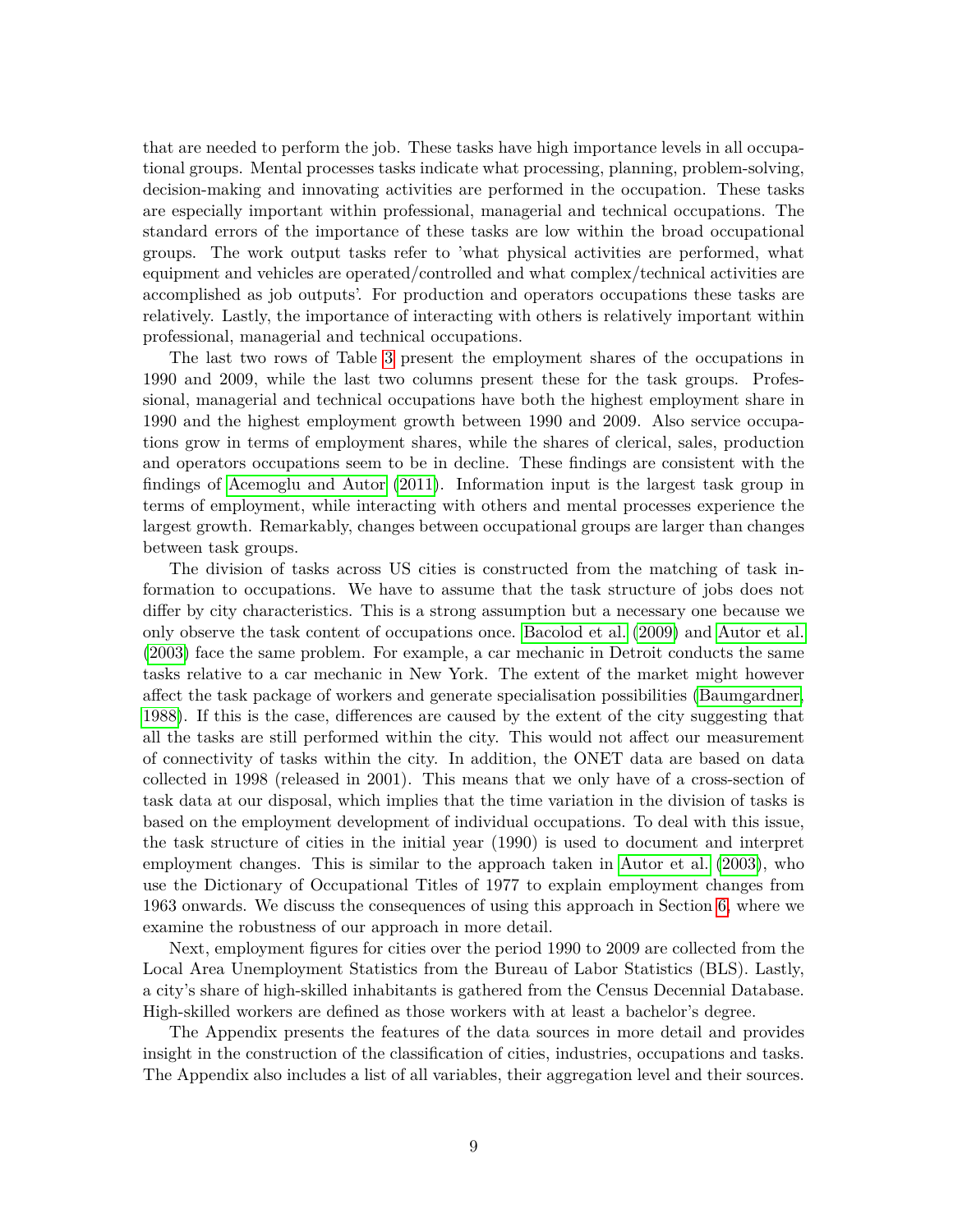that are needed to perform the job. These tasks have high importance levels in all occupational groups. Mental processes tasks indicate what processing, planning, problem-solving, decision-making and innovating activities are performed in the occupation. These tasks are especially important within professional, managerial and technical occupations. The standard errors of the importance of these tasks are low within the broad occupational groups. The work output tasks refer to 'what physical activities are performed, what equipment and vehicles are operated/controlled and what complex/technical activities are accomplished as job outputs'. For production and operators occupations these tasks are relatively. Lastly, the importance of interacting with others is relatively important within professional, managerial and technical occupations.

The last two rows of Table 3 present the employment shares of the occupations in 1990 and 2009, while the last two columns present these for the task groups. Professional, managerial and technical occupations have both the highest employment share in 1990 and the highest employment growth between 1990 and 2009. Also service occupations grow in terms of employment shares, while the shares of clerical, sales, production and operators occupations seem to be in decline. These findings are consistent with the findings of Acemoglu and Autor (2011). Information input is the largest task group in terms of employment, while interacting with others and mental processes experience the largest growth. Remarkably, changes between occupational groups are larger than changes between task groups.

The division of tasks across US cities is constructed from the matching of task information to occupations. We have to assume that the task structure of jobs does not differ by city characteristics. This is a strong assumption but a necessary one because we only observe the task content of occupations once. Bacolod et al. (2009) and Autor et al. (2003) face the same problem. For example, a car mechanic in Detroit conducts the same tasks relative to a car mechanic in New York. The extent of the market might however affect the task package of workers and generate specialisation possibilities (Baumgardner, 1988). If this is the case, differences are caused by the extent of the city suggesting that all the tasks are still performed within the city. This would not affect our measurement of connectivity of tasks within the city. In addition, the ONET data are based on data collected in 1998 (released in 2001). This means that we only have of a cross-section of task data at our disposal, which implies that the time variation in the division of tasks is based on the employment development of individual occupations. To deal with this issue, the task structure of cities in the initial year (1990) is used to document and interpret employment changes. This is similar to the approach taken in Autor et al. (2003), who use the Dictionary of Occupational Titles of 1977 to explain employment changes from 1963 onwards. We discuss the consequences of using this approach in Section 6, where we examine the robustness of our approach in more detail.

Next, employment figures for cities over the period 1990 to 2009 are collected from the Local Area Unemployment Statistics from the Bureau of Labor Statistics (BLS). Lastly, a city's share of high-skilled inhabitants is gathered from the Census Decennial Database. High-skilled workers are defined as those workers with at least a bachelor's degree.

The Appendix presents the features of the data sources in more detail and provides insight in the construction of the classification of cities, industries, occupations and tasks. The Appendix also includes a list of all variables, their aggregation level and their sources.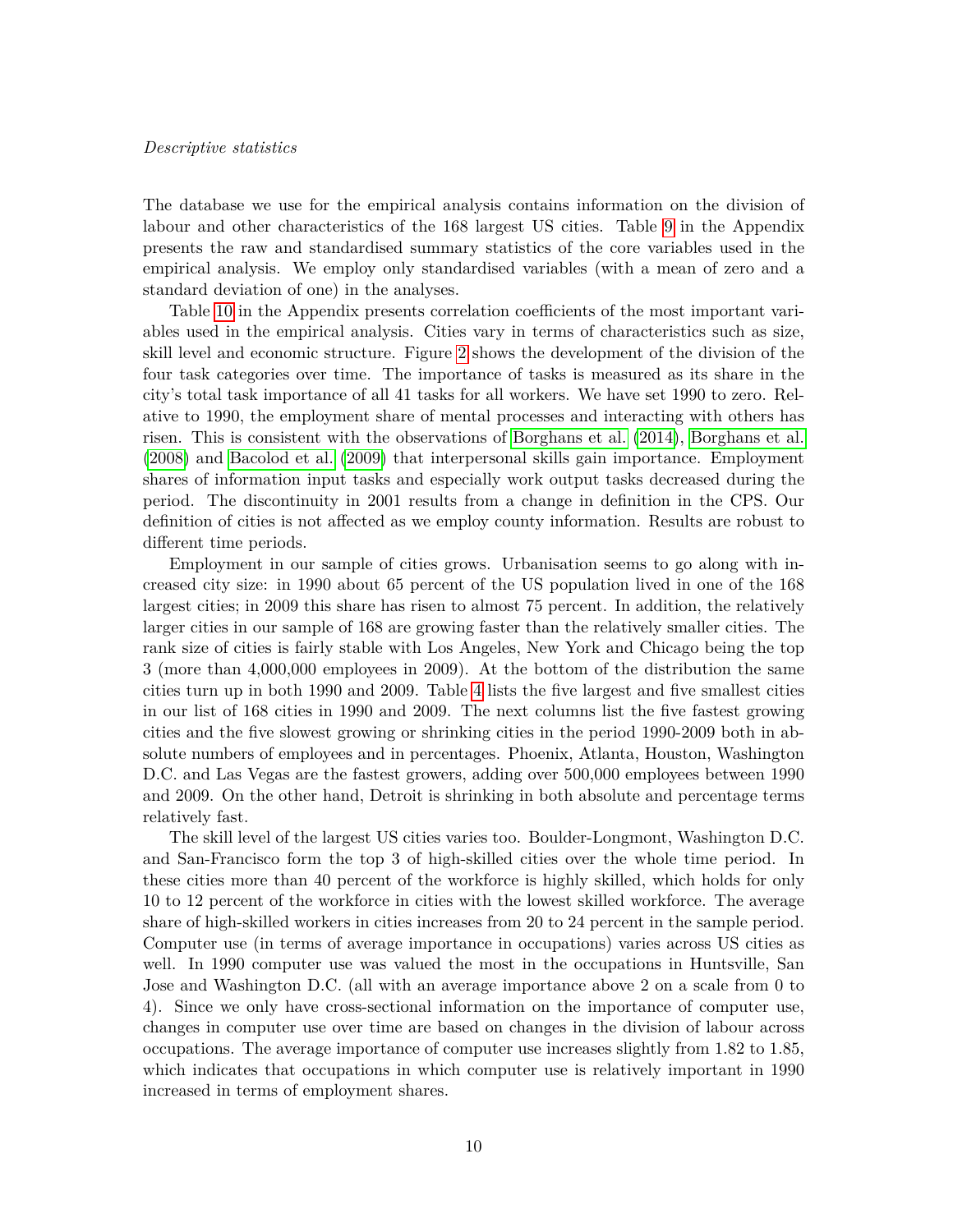*Descriptive statistics*

The database we use for the empirical analysis contains information on the division of labour and other characteristics of the 168 largest US cities. Table 9 in the Appendix presents the raw and standardised summary statistics of the core variables used in the empirical analysis. We employ only standardised variables (with a mean of zero and a standard deviation of one) in the analyses.

Table 10 in the Appendix presents correlation coefficients of the most important variables used in the empirical analysis. Cities vary in terms of characteristics such as size, skill level and economic structure. Figure 2 shows the development of the division of the four task categories over time. The importance of tasks is measured as its share in the city's total task importance of all 41 tasks for all workers. We have set 1990 to zero. Relative to 1990, the employment share of mental processes and interacting with others has risen. This is consistent with the observations of Borghans et al. (2014), Borghans et al. (2008) and Bacolod et al. (2009) that interpersonal skills gain importance. Employment shares of information input tasks and especially work output tasks decreased during the period. The discontinuity in 2001 results from a change in definition in the CPS. Our definition of cities is not affected as we employ county information. Results are robust to different time periods.

Employment in our sample of cities grows. Urbanisation seems to go along with increased city size: in 1990 about 65 percent of the US population lived in one of the 168 largest cities; in 2009 this share has risen to almost 75 percent. In addition, the relatively larger cities in our sample of 168 are growing faster than the relatively smaller cities. The rank size of cities is fairly stable with Los Angeles, New York and Chicago being the top 3 (more than 4,000,000 employees in 2009). At the bottom of the distribution the same cities turn up in both 1990 and 2009. Table 4 lists the five largest and five smallest cities in our list of 168 cities in 1990 and 2009. The next columns list the five fastest growing cities and the five slowest growing or shrinking cities in the period 1990-2009 both in absolute numbers of employees and in percentages. Phoenix, Atlanta, Houston, Washington D.C. and Las Vegas are the fastest growers, adding over 500,000 employees between 1990 and 2009. On the other hand, Detroit is shrinking in both absolute and percentage terms relatively fast.

The skill level of the largest US cities varies too. Boulder-Longmont, Washington D.C. and San-Francisco form the top 3 of high-skilled cities over the whole time period. In these cities more than 40 percent of the workforce is highly skilled, which holds for only 10 to 12 percent of the workforce in cities with the lowest skilled workforce. The average share of high-skilled workers in cities increases from 20 to 24 percent in the sample period. Computer use (in terms of average importance in occupations) varies across US cities as well. In 1990 computer use was valued the most in the occupations in Huntsville, San Jose and Washington D.C. (all with an average importance above 2 on a scale from 0 to 4). Since we only have cross-sectional information on the importance of computer use, changes in computer use over time are based on changes in the division of labour across occupations. The average importance of computer use increases slightly from 1.82 to 1.85, which indicates that occupations in which computer use is relatively important in 1990 increased in terms of employment shares.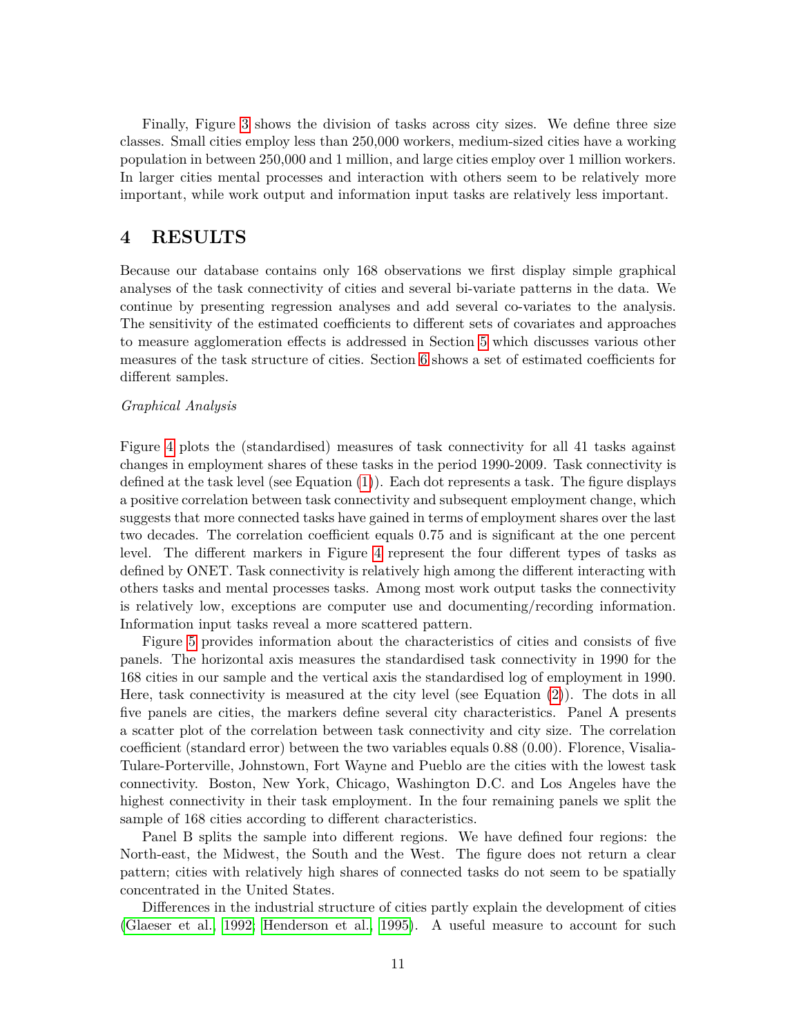Finally, Figure 3 shows the division of tasks across city sizes. We define three size classes. Small cities employ less than 250,000 workers, medium-sized cities have a working population in between 250,000 and 1 million, and large cities employ over 1 million workers. In larger cities mental processes and interaction with others seem to be relatively more important, while work output and information input tasks are relatively less important.

# 4 RESULTS

Because our database contains only 168 observations we first display simple graphical analyses of the task connectivity of cities and several bi-variate patterns in the data. We continue by presenting regression analyses and add several co-variates to the analysis. The sensitivity of the estimated coefficients to different sets of covariates and approaches to measure agglomeration effects is addressed in Section 5 which discusses various other measures of the task structure of cities. Section 6 shows a set of estimated coefficients for different samples.

*Graphical Analysis*

Figure 4 plots the (standardised) measures of task connectivity for all 41 tasks against changes in employment shares of these tasks in the period 1990-2009. Task connectivity is defined at the task level (see Equation (1)). Each dot represents a task. The figure displays a positive correlation between task connectivity and subsequent employment change, which suggests that more connected tasks have gained in terms of employment shares over the last two decades. The correlation coefficient equals 0.75 and is significant at the one percent level. The different markers in Figure 4 represent the four different types of tasks as defined by ONET. Task connectivity is relatively high among the different interacting with others tasks and mental processes tasks. Among most work output tasks the connectivity is relatively low, exceptions are computer use and documenting/recording information. Information input tasks reveal a more scattered pattern.

Figure 5 provides information about the characteristics of cities and consists of five panels. The horizontal axis measures the standardised task connectivity in 1990 for the 168 cities in our sample and the vertical axis the standardised log of employment in 1990. Here, task connectivity is measured at the city level (see Equation (2)). The dots in all five panels are cities, the markers define several city characteristics. Panel A presents a scatter plot of the correlation between task connectivity and city size. The correlation coefficient (standard error) between the two variables equals 0.88 (0.00). Florence, Visalia-Tulare-Porterville, Johnstown, Fort Wayne and Pueblo are the cities with the lowest task connectivity. Boston, New York, Chicago, Washington D.C. and Los Angeles have the highest connectivity in their task employment. In the four remaining panels we split the sample of 168 cities according to different characteristics.

Panel B splits the sample into different regions. We have defined four regions: the North-east, the Midwest, the South and the West. The figure does not return a clear pattern; cities with relatively high shares of connected tasks do not seem to be spatially concentrated in the United States.

Differences in the industrial structure of cities partly explain the development of cities (Glaeser et al., 1992; Henderson et al., 1995). A useful measure to account for such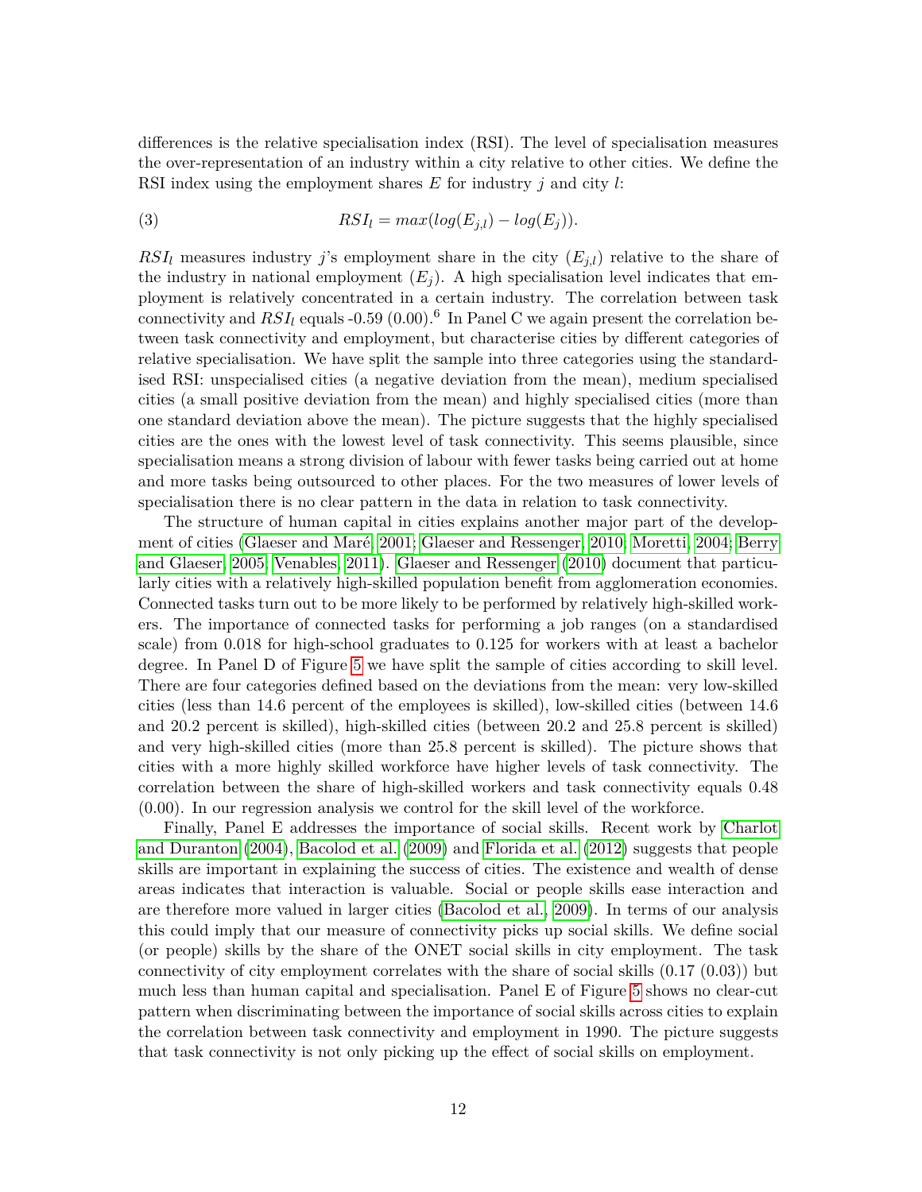differences is the relative specialisation index (RSI). The level of specialisation measures the over-representation of an industry within a city relative to other cities. We define the RSI index using the employment shares $E$ for industry $j$ and city $l$:

$$RSI_l = max(log(E_{j,l}) - log(E_j)). \tag{3}$$

$RSI_l$ measures industry $j$'s employment share in the city ($E_{j,l}$) relative to the share of the industry in national employment ($E_j$). A high specialisation level indicates that employment is relatively concentrated in a certain industry. The correlation between task connectivity and $RSI_l$ equals -0.59 (0.00).[6] In Panel C we again present the correlation between task connectivity and employment, but characterise cities by different categories of relative specialisation. We have split the sample into three categories using the standardised RSI: unspecialised cities (a negative deviation from the mean), medium specialised cities (a small positive deviation from the mean) and highly specialised cities (more than one standard deviation above the mean). The picture suggests that the highly specialised cities are the ones with the lowest level of task connectivity. This seems plausible, since specialisation means a strong division of labour with fewer tasks being carried out at home and more tasks being outsourced to other places. For the two measures of lower levels of specialisation there is no clear pattern in the data in relation to task connectivity.

The structure of human capital in cities explains another major part of the development of cities (Glaeser and Maré, 2001; Glaeser and Ressenger, 2010; Moretti, 2004; Berry and Glaeser, 2005; Venables, 2011). Glaeser and Ressenger (2010) document that particularly cities with a relatively high-skilled population benefit from agglomeration economies. Connected tasks turn out to be more likely to be performed by relatively high-skilled workers. The importance of connected tasks for performing a job ranges (on a standardised scale) from 0.018 for high-school graduates to 0.125 for workers with at least a bachelor degree. In Panel D of Figure 5 we have split the sample of cities according to skill level. There are four categories defined based on the deviations from the mean: very low-skilled cities (less than 14.6 percent of the employees is skilled), low-skilled cities (between 14.6 and 20.2 percent is skilled), high-skilled cities (between 20.2 and 25.8 percent is skilled) and very high-skilled cities (more than 25.8 percent is skilled). The picture shows that cities with a more highly skilled workforce have higher levels of task connectivity. The correlation between the share of high-skilled workers and task connectivity equals 0.48 (0.00). In our regression analysis we control for the skill level of the workforce.

Finally, Panel E addresses the importance of social skills. Recent work by Charlot and Duranton (2004), Bacolod et al. (2009) and Florida et al. (2012) suggests that people skills are important in explaining the success of cities. The existence and wealth of dense areas indicates that interaction is valuable. Social or people skills ease interaction and are therefore more valued in larger cities (Bacolod et al., 2009). In terms of our analysis this could imply that our measure of connectivity picks up social skills. We define social (or people) skills by the share of the ONET social skills in city employment. The task connectivity of city employment correlates with the share of social skills (0.17 (0.03)) but much less than human capital and specialisation. Panel E of Figure 5 shows no clear-cut pattern when discriminating between the importance of social skills across cities to explain the correlation between task connectivity and employment in 1990. The picture suggests that task connectivity is not only picking up the effect of social skills on employment.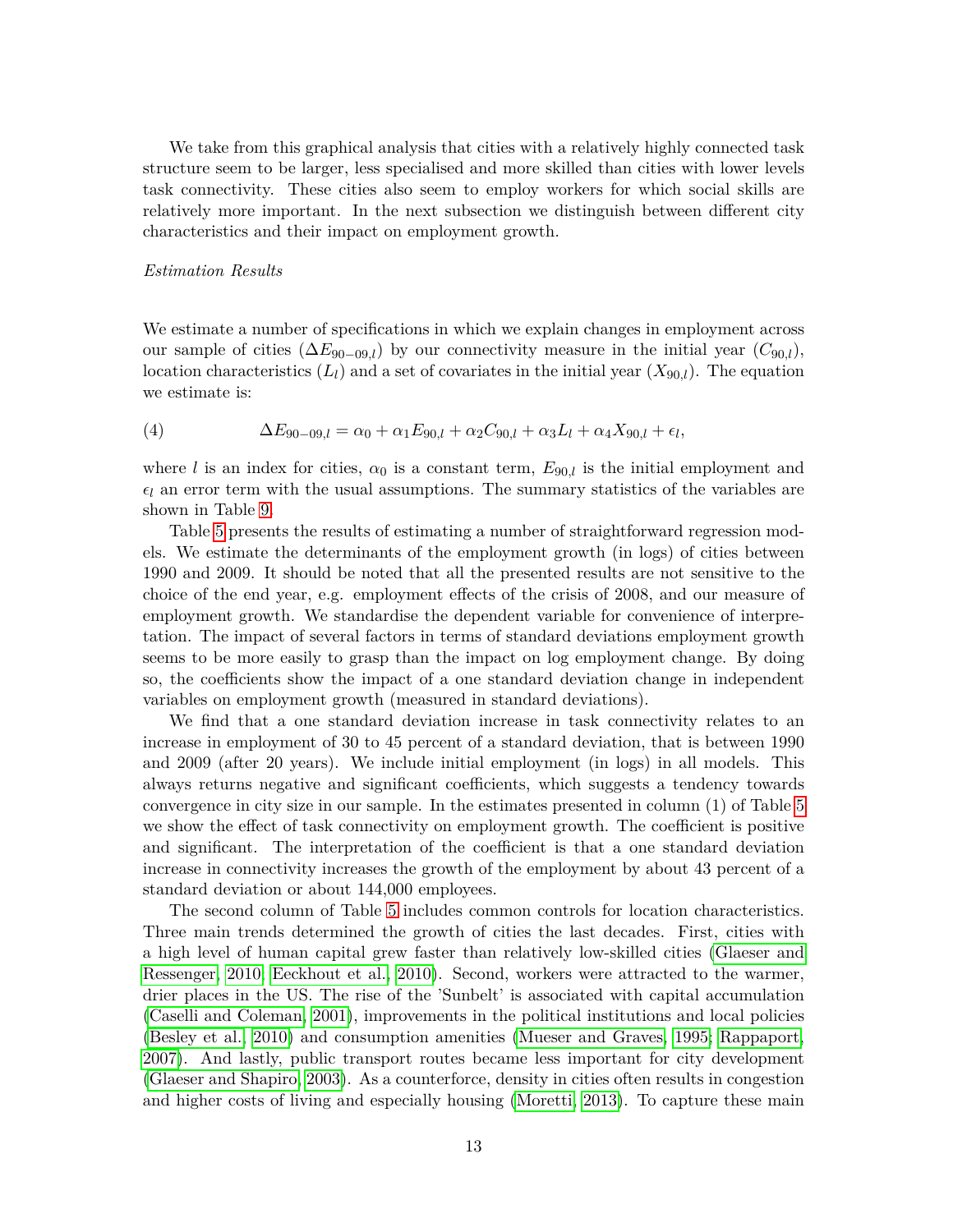We take from this graphical analysis that cities with a relatively highly connected task structure seem to be larger, less specialised and more skilled than cities with lower levels task connectivity. These cities also seem to employ workers for which social skills are relatively more important. In the next subsection we distinguish between different city characteristics and their impact on employment growth.

*Estimation Results*

We estimate a number of specifications in which we explain changes in employment across our sample of cities ($\Delta E_{90-09,l}$) by our connectivity measure in the initial year ($C_{90,l}$), location characteristics ($L_l$) and a set of covariates in the initial year ($X_{90,l}$). The equation we estimate is:

$$\Delta E_{90-09,l} = \alpha_0 + \alpha_1 E_{90,l} + \alpha_2 C_{90,l} + \alpha_3 L_l + \alpha_4 X_{90,l} + \epsilon_l, \tag{4}$$

where $l$ is an index for cities, $\alpha_0$ is a constant term, $E_{90,l}$ is the initial employment and $\epsilon_l$ an error term with the usual assumptions. The summary statistics of the variables are shown in Table 9.

Table 5 presents the results of estimating a number of straightforward regression models. We estimate the determinants of the employment growth (in logs) of cities between 1990 and 2009. It should be noted that all the presented results are not sensitive to the choice of the end year, e.g. employment effects of the crisis of 2008, and our measure of employment growth. We standardise the dependent variable for convenience of interpretation. The impact of several factors in terms of standard deviations employment growth seems to be more easily to grasp than the impact on log employment change. By doing so, the coefficients show the impact of a one standard deviation change in independent variables on employment growth (measured in standard deviations).

We find that a one standard deviation increase in task connectivity relates to an increase in employment of 30 to 45 percent of a standard deviation, that is between 1990 and 2009 (after 20 years). We include initial employment (in logs) in all models. This always returns negative and significant coefficients, which suggests a tendency towards convergence in city size in our sample. In the estimates presented in column (1) of Table 5 we show the effect of task connectivity on employment growth. The coefficient is positive and significant. The interpretation of the coefficient is that a one standard deviation increase in connectivity increases the growth of the employment by about 43 percent of a standard deviation or about 144,000 employees.

The second column of Table 5 includes common controls for location characteristics. Three main trends determined the growth of cities the last decades. First, cities with a high level of human capital grew faster than relatively low-skilled cities (Glaeser and Ressenger, 2010; Eeckhout et al., 2010). Second, workers were attracted to the warmer, drier places in the US. The rise of the 'Sunbelt' is associated with capital accumulation (Caselli and Coleman, 2001), improvements in the political institutions and local policies (Besley et al., 2010) and consumption amenities (Mueser and Graves, 1995; Rappaport, 2007). And lastly, public transport routes became less important for city development (Glaeser and Shapiro, 2003). As a counterforce, density in cities often results in congestion and higher costs of living and especially housing (Moretti, 2013). To capture these main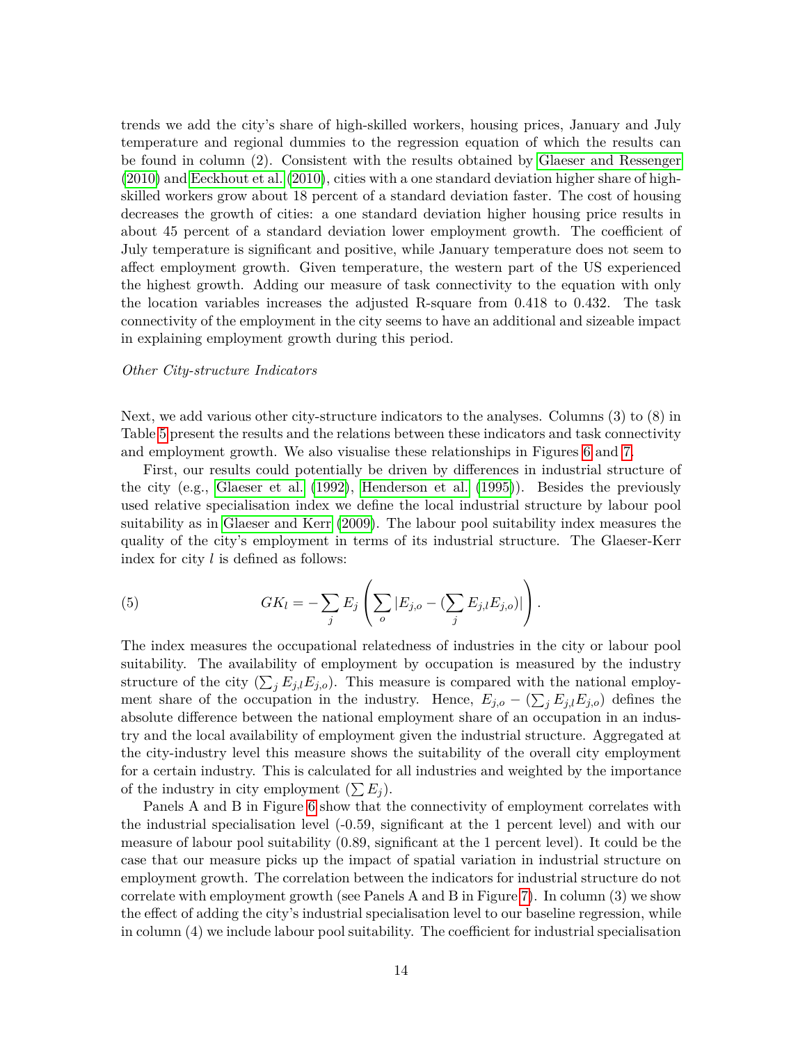trends we add the city's share of high-skilled workers, housing prices, January and July temperature and regional dummies to the regression equation of which the results can be found in column (2). Consistent with the results obtained by Glaeser and Ressenger (2010) and Eeckhout et al. (2010), cities with a one standard deviation higher share of high-skilled workers grow about 18 percent of a standard deviation faster. The cost of housing decreases the growth of cities: a one standard deviation higher housing price results in about 45 percent of a standard deviation lower employment growth. The coefficient of July temperature is significant and positive, while January temperature does not seem to affect employment growth. Given temperature, the western part of the US experienced the highest growth. Adding our measure of task connectivity to the equation with only the location variables increases the adjusted R-square from 0.418 to 0.432. The task connectivity of the employment in the city seems to have an additional and sizeable impact in explaining employment growth during this period.

*Other City-structure Indicators*

Next, we add various other city-structure indicators to the analyses. Columns (3) to (8) in Table 5 present the results and the relations between these indicators and task connectivity and employment growth. We also visualise these relationships in Figures 6 and 7.

First, our results could potentially be driven by differences in industrial structure of the city (e.g., Glaeser et al. (1992), Henderson et al. (1995)). Besides the previously used relative specialisation index we define the local industrial structure by labour pool suitability as in Glaeser and Kerr (2009). The labour pool suitability index measures the quality of the city's employment in terms of its industrial structure. The Glaeser-Kerr index for city $l$ is defined as follows:

$$GK_l = -\sum_j E_j \left( \sum_o |E_{j,o} - (\sum_j E_{j,l} E_{j,o})| \right). \tag{5}$$

The index measures the occupational relatedness of industries in the city or labour pool suitability. The availability of employment by occupation is measured by the industry structure of the city ($\sum_j E_{j,l} E_{j,o}$). This measure is compared with the national employment share of the occupation in the industry. Hence, $E_{j,o} - (\sum_j E_{j,l} E_{j,o})$ defines the absolute difference between the national employment share of an occupation in an industry and the local availability of employment given the industrial structure. Aggregated at the city-industry level this measure shows the suitability of the overall city employment for a certain industry. This is calculated for all industries and weighted by the importance of the industry in city employment ($\sum E_j$).

Panels A and B in Figure 6 show that the connectivity of employment correlates with the industrial specialisation level (-0.59, significant at the 1 percent level) and with our measure of labour pool suitability (0.89, significant at the 1 percent level). It could be the case that our measure picks up the impact of spatial variation in industrial structure on employment growth. The correlation between the indicators for industrial structure do not correlate with employment growth (see Panels A and B in Figure 7). In column (3) we show the effect of adding the city's industrial specialisation level to our baseline regression, while in column (4) we include labour pool suitability. The coefficient for industrial specialisation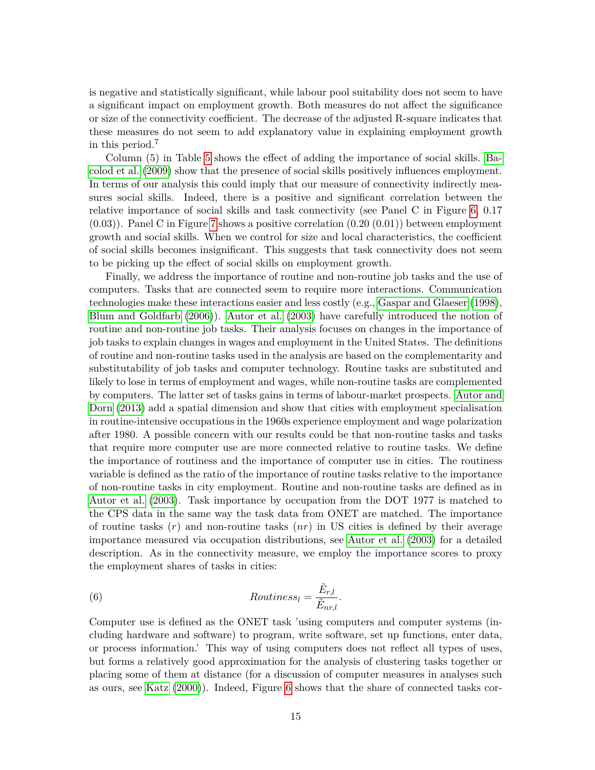is negative and statistically significant, while labour pool suitability does not seem to have a significant impact on employment growth. Both measures do not affect the significance or size of the connectivity coefficient. The decrease of the adjusted R-square indicates that these measures do not seem to add explanatory value in explaining employment growth in this period.[7]

Column (5) in Table 5 shows the effect of adding the importance of social skills. Bacolod et al. (2009) show that the presence of social skills positively influences employment. In terms of our analysis this could imply that our measure of connectivity indirectly measures social skills. Indeed, there is a positive and significant correlation between the relative importance of social skills and task connectivity (see Panel C in Figure 6, 0.17 (0.03)). Panel C in Figure 7 shows a positive correlation (0.20 (0.01)) between employment growth and social skills. When we control for size and local characteristics, the coefficient of social skills becomes insignificant. This suggests that task connectivity does not seem to be picking up the effect of social skills on employment growth.

Finally, we address the importance of routine and non-routine job tasks and the use of computers. Tasks that are connected seem to require more interactions. Communication technologies make these interactions easier and less costly (e.g., Gaspar and Glaeser (1998), Blum and Goldfarb (2006)). Autor et al. (2003) have carefully introduced the notion of routine and non-routine job tasks. Their analysis focuses on changes in the importance of job tasks to explain changes in wages and employment in the United States. The definitions of routine and non-routine tasks used in the analysis are based on the complementarity and substitutability of job tasks and computer technology. Routine tasks are substituted and likely to lose in terms of employment and wages, while non-routine tasks are complemented by computers. The latter set of tasks gains in terms of labour-market prospects. Autor and Dorn (2013) add a spatial dimension and show that cities with employment specialisation in routine-intensive occupations in the 1960s experience employment and wage polarization after 1980. A possible concern with our results could be that non-routine tasks and tasks that require more computer use are more connected relative to routine tasks. We define the importance of routiness and the importance of computer use in cities. The routiness variable is defined as the ratio of the importance of routine tasks relative to the importance of non-routine tasks in city employment. Routine and non-routine tasks are defined as in Autor et al. (2003). Task importance by occupation from the DOT 1977 is matched to the CPS data in the same way the task data from ONET are matched. The importance of routine tasks ($r$) and non-routine tasks ($nr$) in US cities is defined by their average importance measured via occupation distributions, see Autor et al. (2003) for a detailed description. As in the connectivity measure, we employ the importance scores to proxy the employment shares of tasks in cities:

$$Routiness_l = \frac{\tilde{E}_{r,l}}{\tilde{E}_{nr,l}}. \tag{6}$$

Computer use is defined as the ONET task 'using computers and computer systems (including hardware and software) to program, write software, set up functions, enter data, or process information.' This way of using computers does not reflect all types of uses, but forms a relatively good approximation for the analysis of clustering tasks together or placing some of them at distance (for a discussion of computer measures in analyses such as ours, see Katz (2000)). Indeed, Figure 6 shows that the share of connected tasks cor-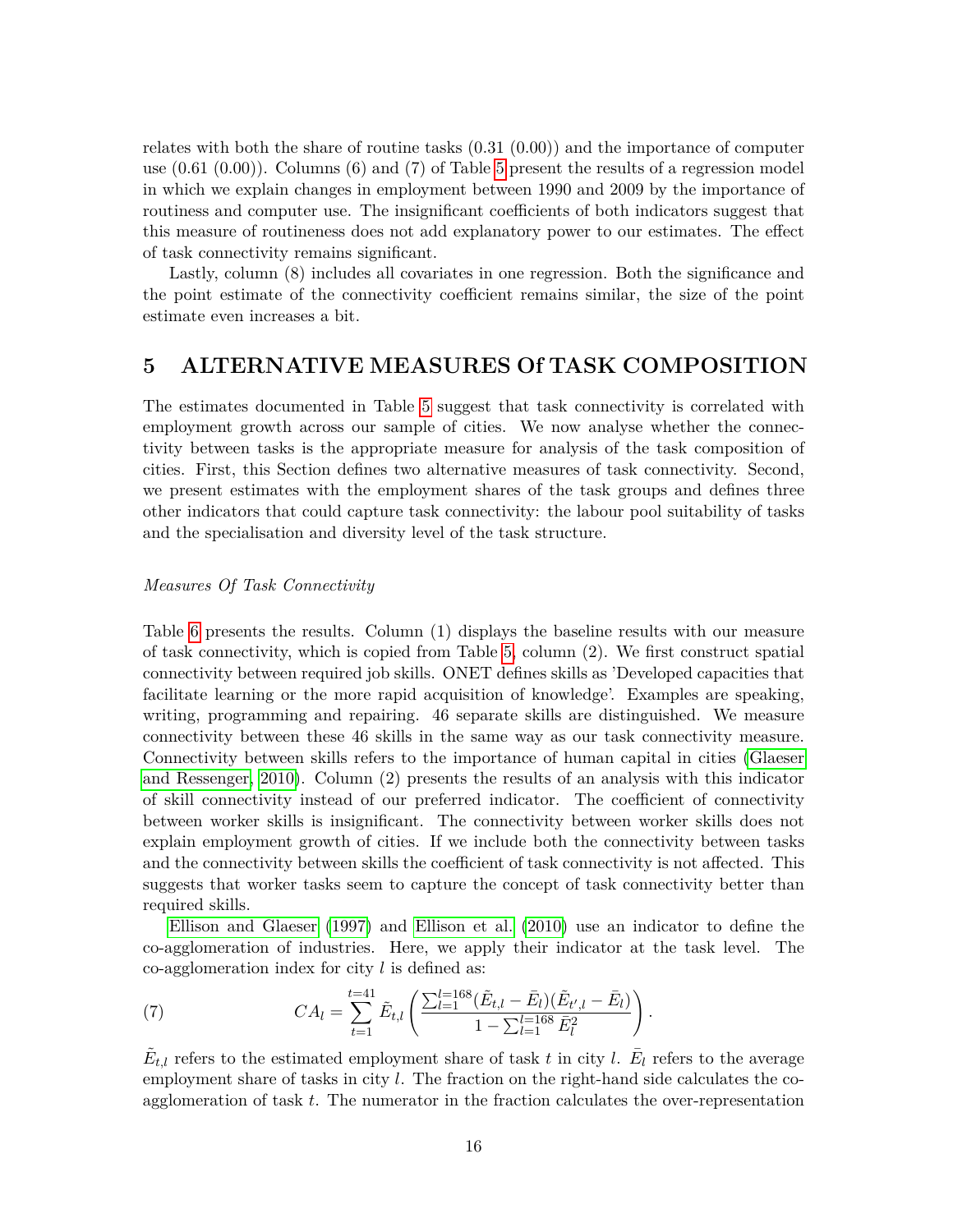relates with both the share of routine tasks (0.31 (0.00)) and the importance of computer use (0.61 (0.00)). Columns (6) and (7) of Table 5 present the results of a regression model in which we explain changes in employment between 1990 and 2009 by the importance of routiness and computer use. The insignificant coefficients of both indicators suggest that this measure of routineness does not add explanatory power to our estimates. The effect of task connectivity remains significant.

Lastly, column (8) includes all covariates in one regression. Both the significance and the point estimate of the connectivity coefficient remains similar, the size of the point estimate even increases a bit.

## 5 ALTERNATIVE MEASURES Of TASK COMPOSITION

The estimates documented in Table 5 suggest that task connectivity is correlated with employment growth across our sample of cities. We now analyse whether the connectivity between tasks is the appropriate measure for analysis of the task composition of cities. First, this Section defines two alternative measures of task connectivity. Second, we present estimates with the employment shares of the task groups and defines three other indicators that could capture task connectivity: the labour pool suitability of tasks and the specialisation and diversity level of the task structure.

*Measures Of Task Connectivity*

Table 6 presents the results. Column (1) displays the baseline results with our measure of task connectivity, which is copied from Table 5, column (2). We first construct spatial connectivity between required job skills. ONET defines skills as 'Developed capacities that facilitate learning or the more rapid acquisition of knowledge'. Examples are speaking, writing, programming and repairing. 46 separate skills are distinguished. We measure connectivity between these 46 skills in the same way as our task connectivity measure. Connectivity between skills refers to the importance of human capital in cities (Glaeser and Ressenger, 2010). Column (2) presents the results of an analysis with this indicator of skill connectivity instead of our preferred indicator. The coefficient of connectivity between worker skills is insignificant. The connectivity between worker skills does not explain employment growth of cities. If we include both the connectivity between tasks and the connectivity between skills the coefficient of task connectivity is not affected. This suggests that worker tasks seem to capture the concept of task connectivity better than required skills.

Ellison and Glaeser (1997) and Ellison et al. (2010) use an indicator to define the co-agglomeration of industries. Here, we apply their indicator at the task level. The co-agglomeration index for city $l$ is defined as:

$$CA_l = \sum_{t=1}^{t=41} \tilde{E}_{t,l} \left( \frac{\sum_{l=1}^{l=168} (\tilde{E}_{t,l} - \bar{E}_l)(\tilde{E}_{t',l} - \bar{E}_l)}{1 - \sum_{l=1}^{l=168} \bar{E}_l^2} \right). \tag{7}$$

$\tilde{E}_{t,l}$ refers to the estimated employment share of task $t$ in city $l$. $\bar{E}_l$ refers to the average employment share of tasks in city $l$. The fraction on the right-hand side calculates the co-agglomeration of task $t$. The numerator in the fraction calculates the over-representation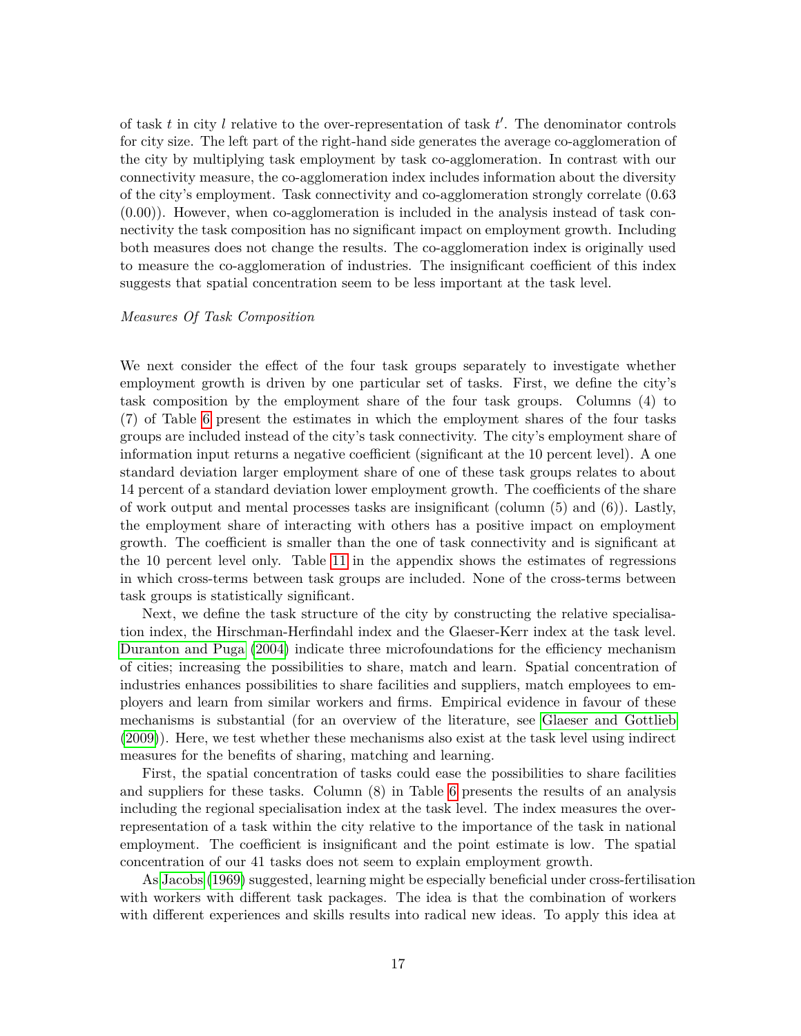of task $t$ in city $l$ relative to the over-representation of task $t'$. The denominator controls for city size. The left part of the right-hand side generates the average co-agglomeration of the city by multiplying task employment by task co-agglomeration. In contrast with our connectivity measure, the co-agglomeration index includes information about the diversity of the city's employment. Task connectivity and co-agglomeration strongly correlate (0.63 (0.00)). However, when co-agglomeration is included in the analysis instead of task connectivity the task composition has no significant impact on employment growth. Including both measures does not change the results. The co-agglomeration index is originally used to measure the co-agglomeration of industries. The insignificant coefficient of this index suggests that spatial concentration seem to be less important at the task level.

*Measures Of Task Composition*

We next consider the effect of the four task groups separately to investigate whether employment growth is driven by one particular set of tasks. First, we define the city's task composition by the employment share of the four task groups. Columns (4) to (7) of Table 6 present the estimates in which the employment shares of the four tasks groups are included instead of the city's task connectivity. The city's employment share of information input returns a negative coefficient (significant at the 10 percent level). A one standard deviation larger employment share of one of these task groups relates to about 14 percent of a standard deviation lower employment growth. The coefficients of the share of work output and mental processes tasks are insignificant (column (5) and (6)). Lastly, the employment share of interacting with others has a positive impact on employment growth. The coefficient is smaller than the one of task connectivity and is significant at the 10 percent level only. Table 11 in the appendix shows the estimates of regressions in which cross-terms between task groups are included. None of the cross-terms between task groups is statistically significant.

Next, we define the task structure of the city by constructing the relative specialisation index, the Hirschman-Herfindahl index and the Glaeser-Kerr index at the task level. Duranton and Puga (2004) indicate three microfoundations for the efficiency mechanism of cities; increasing the possibilities to share, match and learn. Spatial concentration of industries enhances possibilities to share facilities and suppliers, match employees to employers and learn from similar workers and firms. Empirical evidence in favour of these mechanisms is substantial (for an overview of the literature, see Glaeser and Gottlieb (2009)). Here, we test whether these mechanisms also exist at the task level using indirect measures for the benefits of sharing, matching and learning.

First, the spatial concentration of tasks could ease the possibilities to share facilities and suppliers for these tasks. Column (8) in Table 6 presents the results of an analysis including the regional specialisation index at the task level. The index measures the over-representation of a task within the city relative to the importance of the task in national employment. The coefficient is insignificant and the point estimate is low. The spatial concentration of our 41 tasks does not seem to explain employment growth.

As Jacobs (1969) suggested, learning might be especially beneficial under cross-fertilisation with workers with different task packages. The idea is that the combination of workers with different experiences and skills results into radical new ideas. To apply this idea at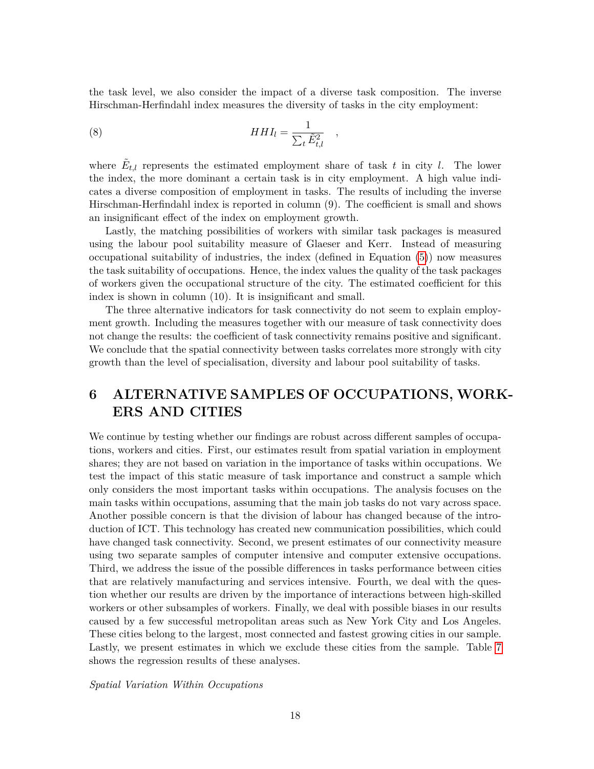the task level, we also consider the impact of a diverse task composition. The inverse Hirschman-Herfindahl index measures the diversity of tasks in the city employment:

$$HHI_l = \frac{1}{\sum_t \tilde{E}_{t,l}^2} \quad , \tag{8}$$

where $\tilde{E}_{t,l}$ represents the estimated employment share of task $t$ in city $l$. The lower the index, the more dominant a certain task is in city employment. A high value indicates a diverse composition of employment in tasks. The results of including the inverse Hirschman-Herfindahl index is reported in column (9). The coefficient is small and shows an insignificant effect of the index on employment growth.

Lastly, the matching possibilities of workers with similar task packages is measured using the labour pool suitability measure of Glaeser and Kerr. Instead of measuring occupational suitability of industries, the index (defined in Equation (5)) now measures the task suitability of occupations. Hence, the index values the quality of the task packages of workers given the occupational structure of the city. The estimated coefficient for this index is shown in column (10). It is insignificant and small.

The three alternative indicators for task connectivity do not seem to explain employment growth. Including the measures together with our measure of task connectivity does not change the results: the coefficient of task connectivity remains positive and significant. We conclude that the spatial connectivity between tasks correlates more strongly with city growth than the level of specialisation, diversity and labour pool suitability of tasks.

# 6 ALTERNATIVE SAMPLES OF OCCUPATIONS, WORKERS AND CITIES

We continue by testing whether our findings are robust across different samples of occupations, workers and cities. First, our estimates result from spatial variation in employment shares; they are not based on variation in the importance of tasks within occupations. We test the impact of this static measure of task importance and construct a sample which only considers the most important tasks within occupations. The analysis focuses on the main tasks within occupations, assuming that the main job tasks do not vary across space. Another possible concern is that the division of labour has changed because of the introduction of ICT. This technology has created new communication possibilities, which could have changed task connectivity. Second, we present estimates of our connectivity measure using two separate samples of computer intensive and computer extensive occupations. Third, we address the issue of the possible differences in tasks performance between cities that are relatively manufacturing and services intensive. Fourth, we deal with the question whether our results are driven by the importance of interactions between high-skilled workers or other subsamples of workers. Finally, we deal with possible biases in our results caused by a few successful metropolitan areas such as New York City and Los Angeles. These cities belong to the largest, most connected and fastest growing cities in our sample. Lastly, we present estimates in which we exclude these cities from the sample. Table 7 shows the regression results of these analyses.

*Spatial Variation Within Occupations*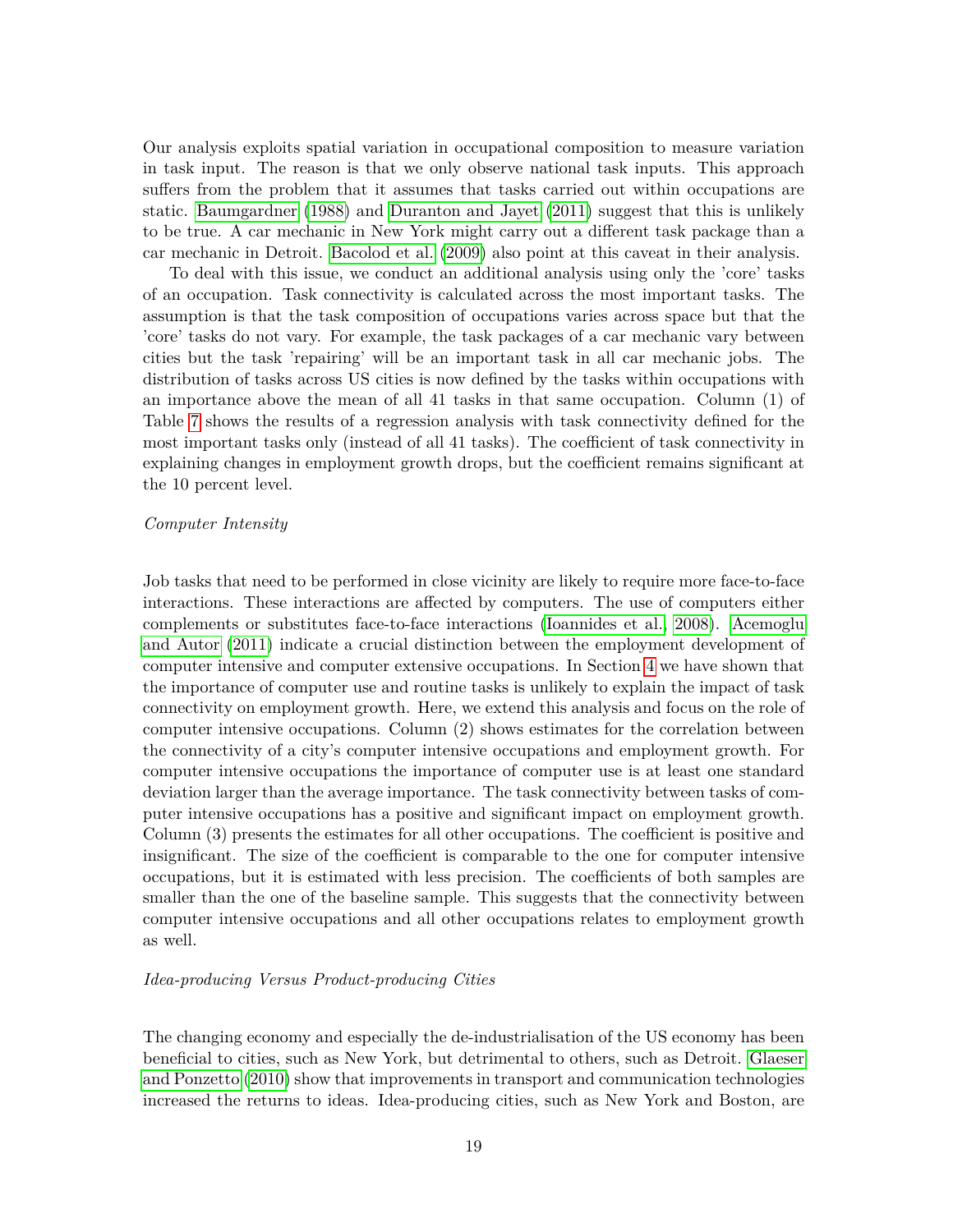Our analysis exploits spatial variation in occupational composition to measure variation in task input. The reason is that we only observe national task inputs. This approach suffers from the problem that it assumes that tasks carried out within occupations are static. Baumgardner (1988) and Duranton and Jayet (2011) suggest that this is unlikely to be true. A car mechanic in New York might carry out a different task package than a car mechanic in Detroit. Bacolod et al. (2009) also point at this caveat in their analysis.

To deal with this issue, we conduct an additional analysis using only the 'core' tasks of an occupation. Task connectivity is calculated across the most important tasks. The assumption is that the task composition of occupations varies across space but that the 'core' tasks do not vary. For example, the task packages of a car mechanic vary between cities but the task 'repairing' will be an important task in all car mechanic jobs. The distribution of tasks across US cities is now defined by the tasks within occupations with an importance above the mean of all 41 tasks in that same occupation. Column (1) of Table 7 shows the results of a regression analysis with task connectivity defined for the most important tasks only (instead of all 41 tasks). The coefficient of task connectivity in explaining changes in employment growth drops, but the coefficient remains significant at the 10 percent level.

*Computer Intensity*

Job tasks that need to be performed in close vicinity are likely to require more face-to-face interactions. These interactions are affected by computers. The use of computers either complements or substitutes face-to-face interactions (Ioannides et al., 2008). Acemoglu and Autor (2011) indicate a crucial distinction between the employment development of computer intensive and computer extensive occupations. In Section 4 we have shown that the importance of computer use and routine tasks is unlikely to explain the impact of task connectivity on employment growth. Here, we extend this analysis and focus on the role of computer intensive occupations. Column (2) shows estimates for the correlation between the connectivity of a city's computer intensive occupations and employment growth. For computer intensive occupations the importance of computer use is at least one standard deviation larger than the average importance. The task connectivity between tasks of computer intensive occupations has a positive and significant impact on employment growth. Column (3) presents the estimates for all other occupations. The coefficient is positive and insignificant. The size of the coefficient is comparable to the one for computer intensive occupations, but it is estimated with less precision. The coefficients of both samples are smaller than the one of the baseline sample. This suggests that the connectivity between computer intensive occupations and all other occupations relates to employment growth as well.

*Idea-producing Versus Product-producing Cities*

The changing economy and especially the de-industrialisation of the US economy has been beneficial to cities, such as New York, but detrimental to others, such as Detroit. Glaeser and Ponzetto (2010) show that improvements in transport and communication technologies increased the returns to ideas. Idea-producing cities, such as New York and Boston, are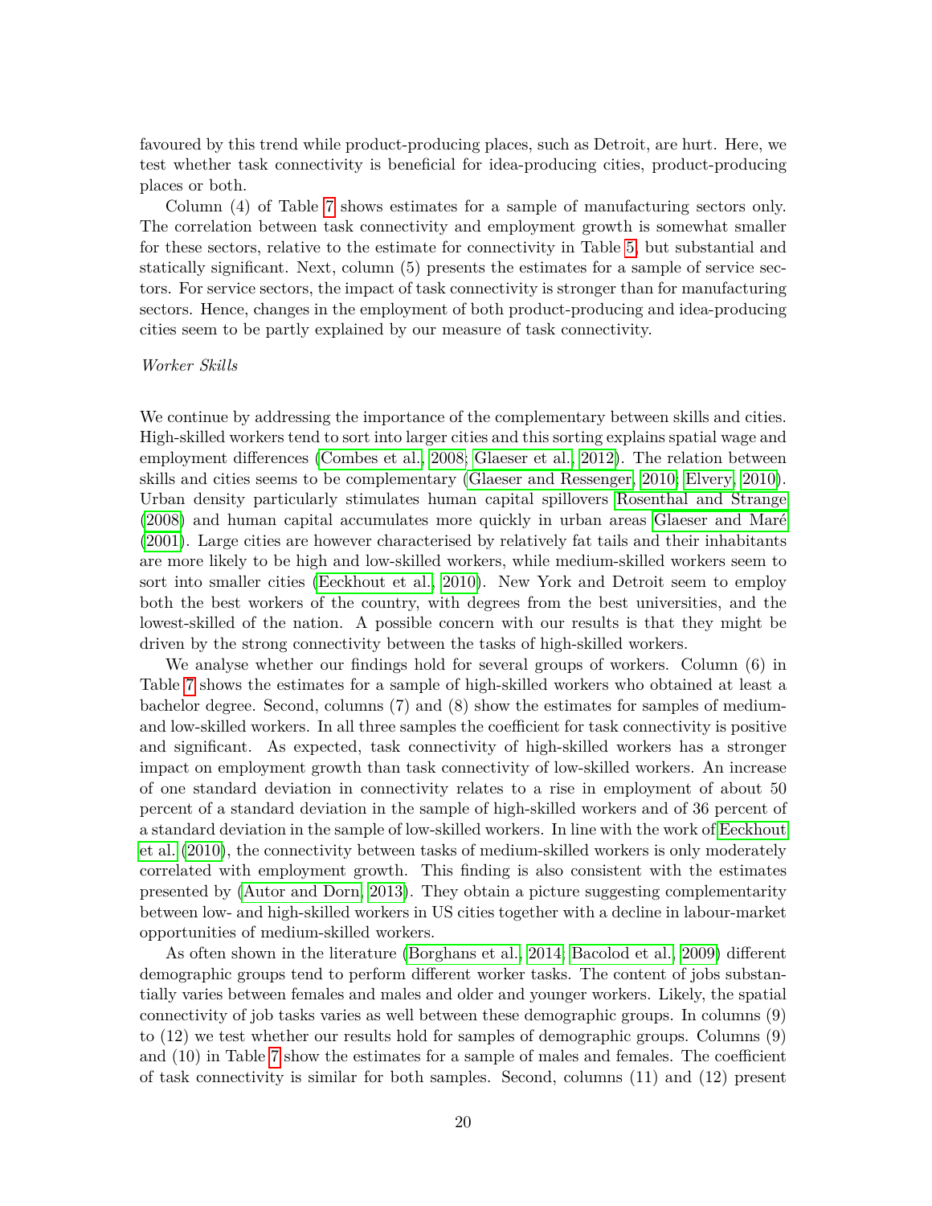favoured by this trend while product-producing places, such as Detroit, are hurt. Here, we test whether task connectivity is beneficial for idea-producing cities, product-producing places or both.

Column (4) of Table 7 shows estimates for a sample of manufacturing sectors only. The correlation between task connectivity and employment growth is somewhat smaller for these sectors, relative to the estimate for connectivity in Table 5, but substantial and statically significant. Next, column (5) presents the estimates for a sample of service sectors. For service sectors, the impact of task connectivity is stronger than for manufacturing sectors. Hence, changes in the employment of both product-producing and idea-producing cities seem to be partly explained by our measure of task connectivity.

*Worker Skills*

We continue by addressing the importance of the complementary between skills and cities. High-skilled workers tend to sort into larger cities and this sorting explains spatial wage and employment differences (Combes et al., 2008; Glaeser et al., 2012). The relation between skills and cities seems to be complementary (Glaeser and Ressenger, 2010; Elvery, 2010). Urban density particularly stimulates human capital spillovers Rosenthal and Strange (2008) and human capital accumulates more quickly in urban areas Glaeser and Maré (2001). Large cities are however characterised by relatively fat tails and their inhabitants are more likely to be high and low-skilled workers, while medium-skilled workers seem to sort into smaller cities (Eeckhout et al., 2010). New York and Detroit seem to employ both the best workers of the country, with degrees from the best universities, and the lowest-skilled of the nation. A possible concern with our results is that they might be driven by the strong connectivity between the tasks of high-skilled workers.

We analyse whether our findings hold for several groups of workers. Column (6) in Table 7 shows the estimates for a sample of high-skilled workers who obtained at least a bachelor degree. Second, columns (7) and (8) show the estimates for samples of medium- and low-skilled workers. In all three samples the coefficient for task connectivity is positive and significant. As expected, task connectivity of high-skilled workers has a stronger impact on employment growth than task connectivity of low-skilled workers. An increase of one standard deviation in connectivity relates to a rise in employment of about 50 percent of a standard deviation in the sample of high-skilled workers and of 36 percent of a standard deviation in the sample of low-skilled workers. In line with the work of Eeckhout et al. (2010), the connectivity between tasks of medium-skilled workers is only moderately correlated with employment growth. This finding is also consistent with the estimates presented by (Autor and Dorn, 2013). They obtain a picture suggesting complementarity between low- and high-skilled workers in US cities together with a decline in labour-market opportunities of medium-skilled workers.

As often shown in the literature (Borghans et al., 2014; Bacolod et al., 2009) different demographic groups tend to perform different worker tasks. The content of jobs substantially varies between females and males and older and younger workers. Likely, the spatial connectivity of job tasks varies as well between these demographic groups. In columns (9) to (12) we test whether our results hold for samples of demographic groups. Columns (9) and (10) in Table 7 show the estimates for a sample of males and females. The coefficient of task connectivity is similar for both samples. Second, columns (11) and (12) present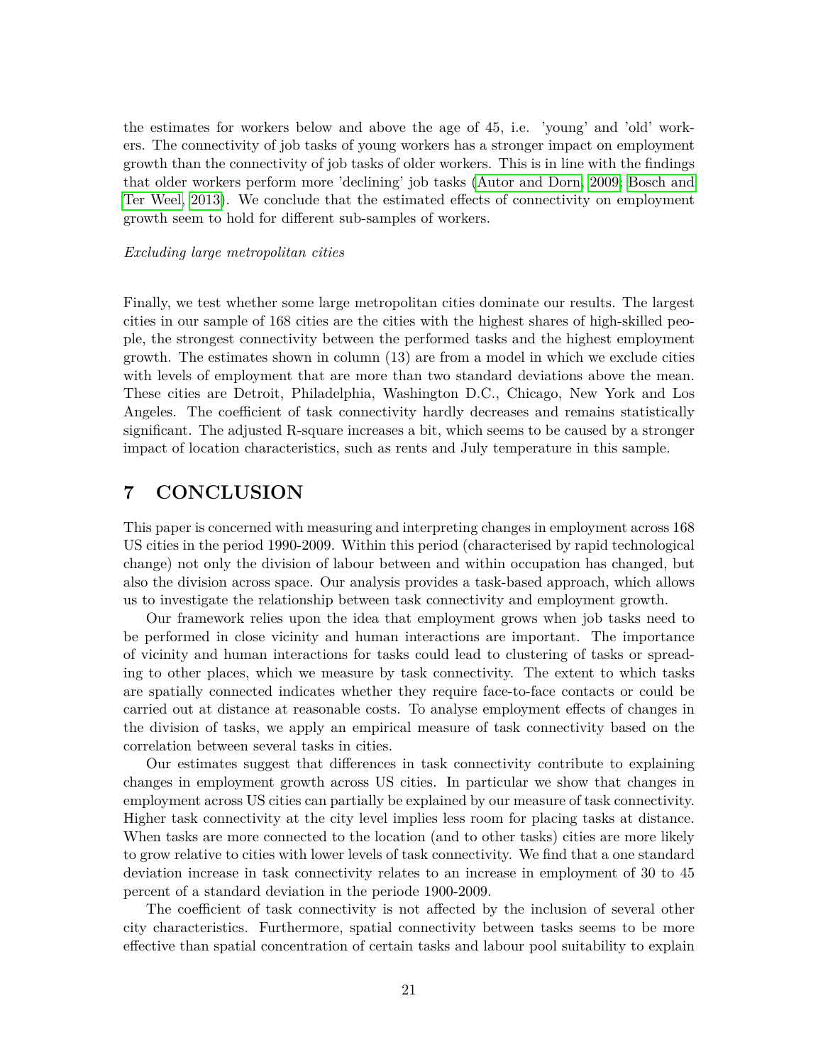the estimates for workers below and above the age of 45, i.e. 'young' and 'old' workers. The connectivity of job tasks of young workers has a stronger impact on employment growth than the connectivity of job tasks of older workers. This is in line with the findings that older workers perform more 'declining' job tasks (Autor and Dorn, 2009; Bosch and Ter Weel, 2013). We conclude that the estimated effects of connectivity on employment growth seem to hold for different sub-samples of workers.

*Excluding large metropolitan cities*

Finally, we test whether some large metropolitan cities dominate our results. The largest cities in our sample of 168 cities are the cities with the highest shares of high-skilled people, the strongest connectivity between the performed tasks and the highest employment growth. The estimates shown in column (13) are from a model in which we exclude cities with levels of employment that are more than two standard deviations above the mean. These cities are Detroit, Philadelphia, Washington D.C., Chicago, New York and Los Angeles. The coefficient of task connectivity hardly decreases and remains statistically significant. The adjusted R-square increases a bit, which seems to be caused by a stronger impact of location characteristics, such as rents and July temperature in this sample.

# 7 CONCLUSION

This paper is concerned with measuring and interpreting changes in employment across 168 US cities in the period 1990-2009. Within this period (characterised by rapid technological change) not only the division of labour between and within occupation has changed, but also the division across space. Our analysis provides a task-based approach, which allows us to investigate the relationship between task connectivity and employment growth.

Our framework relies upon the idea that employment grows when job tasks need to be performed in close vicinity and human interactions are important. The importance of vicinity and human interactions for tasks could lead to clustering of tasks or spreading to other places, which we measure by task connectivity. The extent to which tasks are spatially connected indicates whether they require face-to-face contacts or could be carried out at distance at reasonable costs. To analyse employment effects of changes in the division of tasks, we apply an empirical measure of task connectivity based on the correlation between several tasks in cities.

Our estimates suggest that differences in task connectivity contribute to explaining changes in employment growth across US cities. In particular we show that changes in employment across US cities can partially be explained by our measure of task connectivity. Higher task connectivity at the city level implies less room for placing tasks at distance. When tasks are more connected to the location (and to other tasks) cities are more likely to grow relative to cities with lower levels of task connectivity. We find that a one standard deviation increase in task connectivity relates to an increase in employment of 30 to 45 percent of a standard deviation in the periode 1900-2009.

The coefficient of task connectivity is not affected by the inclusion of several other city characteristics. Furthermore, spatial connectivity between tasks seems to be more effective than spatial concentration of certain tasks and labour pool suitability to explain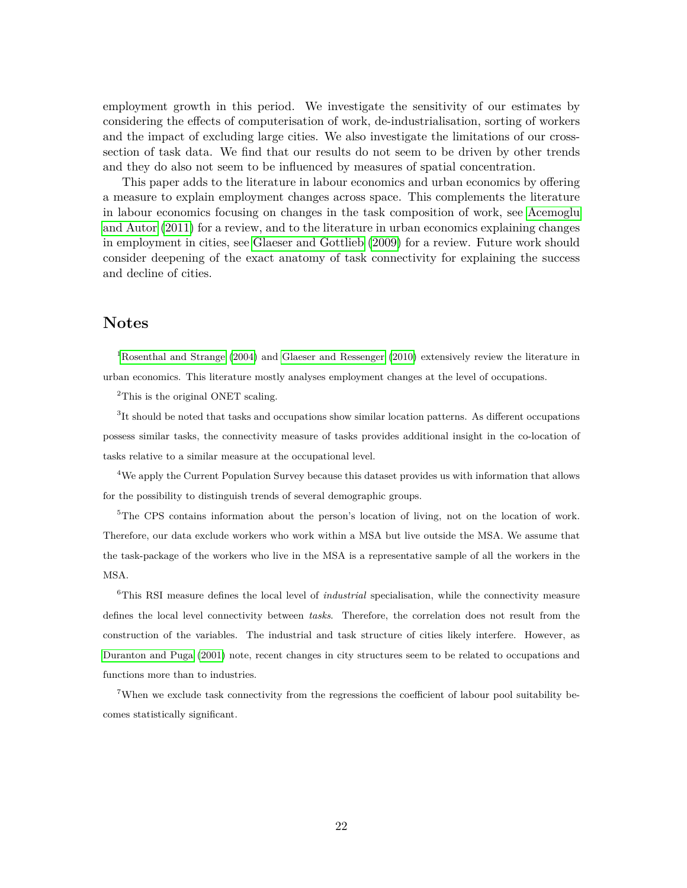employment growth in this period. We investigate the sensitivity of our estimates by considering the effects of computerisation of work, de-industrialisation, sorting of workers and the impact of excluding large cities. We also investigate the limitations of our cross-section of task data. We find that our results do not seem to be driven by other trends and they do also not seem to be influenced by measures of spatial concentration.

This paper adds to the literature in labour economics and urban economics by offering a measure to explain employment changes across space. This complements the literature in labour economics focusing on changes in the task composition of work, see Acemoglu and Autor (2011) for a review, and to the literature in urban economics explaining changes in employment in cities, see Glaeser and Gottlieb (2009) for a review. Future work should consider deepening of the exact anatomy of task connectivity for explaining the success and decline of cities.

## Notes

[1] Rosenthal and Strange (2004) and Glaeser and Ressenger (2010) extensively review the literature in urban economics. This literature mostly analyses employment changes at the level of occupations.

[2] This is the original ONET scaling.

[3] It should be noted that tasks and occupations show similar location patterns. As different occupations possess similar tasks, the connectivity measure of tasks provides additional insight in the co-location of tasks relative to a similar measure at the occupational level.

[4] We apply the Current Population Survey because this dataset provides us with information that allows for the possibility to distinguish trends of several demographic groups.

[5] The CPS contains information about the person's location of living, not on the location of work. Therefore, our data exclude workers who work within a MSA but live outside the MSA. We assume that the task-package of the workers who live in the MSA is a representative sample of all the workers in the MSA.

[6] This RSI measure defines the local level of *industrial* specialisation, while the connectivity measure defines the local level connectivity between *tasks*. Therefore, the correlation does not result from the construction of the variables. The industrial and task structure of cities likely interfere. However, as Duranton and Puga (2001) note, recent changes in city structures seem to be related to occupations and functions more than to industries.

[7] When we exclude task connectivity from the regressions the coefficient of labour pool suitability becomes statistically significant.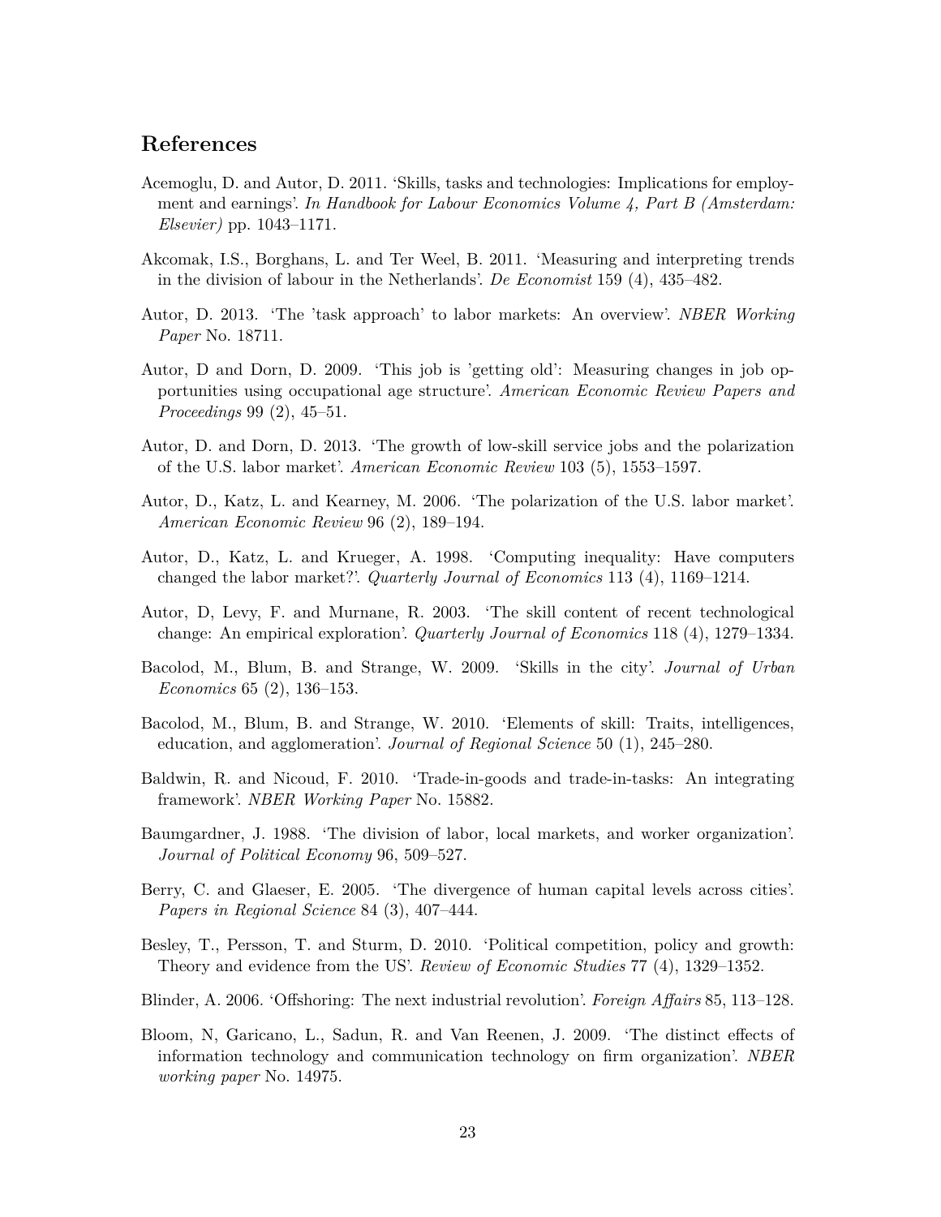## References

Acemoglu, D. and Autor, D. 2011. 'Skills, tasks and technologies: Implications for employment and earnings'. *In Handbook for Labour Economics Volume 4, Part B (Amsterdam: Elsevier)* pp. 1043–1171.

Akcomak, I.S., Borghans, L. and Ter Weel, B. 2011. 'Measuring and interpreting trends in the division of labour in the Netherlands'. *De Economist* 159 (4), 435–482.

Autor, D. 2013. 'The 'task approach' to labor markets: An overview'. *NBER Working Paper* No. 18711.

Autor, D and Dorn, D. 2009. 'This job is 'getting old': Measuring changes in job opportunities using occupational age structure'. *American Economic Review Papers and Proceedings* 99 (2), 45–51.

Autor, D. and Dorn, D. 2013. 'The growth of low-skill service jobs and the polarization of the U.S. labor market'. *American Economic Review* 103 (5), 1553–1597.

Autor, D., Katz, L. and Kearney, M. 2006. 'The polarization of the U.S. labor market'. *American Economic Review* 96 (2), 189–194.

Autor, D., Katz, L. and Krueger, A. 1998. 'Computing inequality: Have computers changed the labor market?'. *Quarterly Journal of Economics* 113 (4), 1169–1214.

Autor, D, Levy, F. and Murnane, R. 2003. 'The skill content of recent technological change: An empirical exploration'. *Quarterly Journal of Economics* 118 (4), 1279–1334.

Bacolod, M., Blum, B. and Strange, W. 2009. 'Skills in the city'. *Journal of Urban Economics* 65 (2), 136–153.

Bacolod, M., Blum, B. and Strange, W. 2010. 'Elements of skill: Traits, intelligences, education, and agglomeration'. *Journal of Regional Science* 50 (1), 245–280.

Baldwin, R. and Nicoud, F. 2010. 'Trade-in-goods and trade-in-tasks: An integrating framework'. *NBER Working Paper* No. 15882.

Baumgardner, J. 1988. 'The division of labor, local markets, and worker organization'. *Journal of Political Economy* 96, 509–527.

Berry, C. and Glaeser, E. 2005. 'The divergence of human capital levels across cities'. *Papers in Regional Science* 84 (3), 407–444.

Besley, T., Persson, T. and Sturm, D. 2010. 'Political competition, policy and growth: Theory and evidence from the US'. *Review of Economic Studies* 77 (4), 1329–1352.

Blinder, A. 2006. 'Offshoring: The next industrial revolution'. *Foreign Affairs* 85, 113–128.

Bloom, N, Garicano, L., Sadun, R. and Van Reenen, J. 2009. 'The distinct effects of information technology and communication technology on firm organization'. *NBER working paper* No. 14975.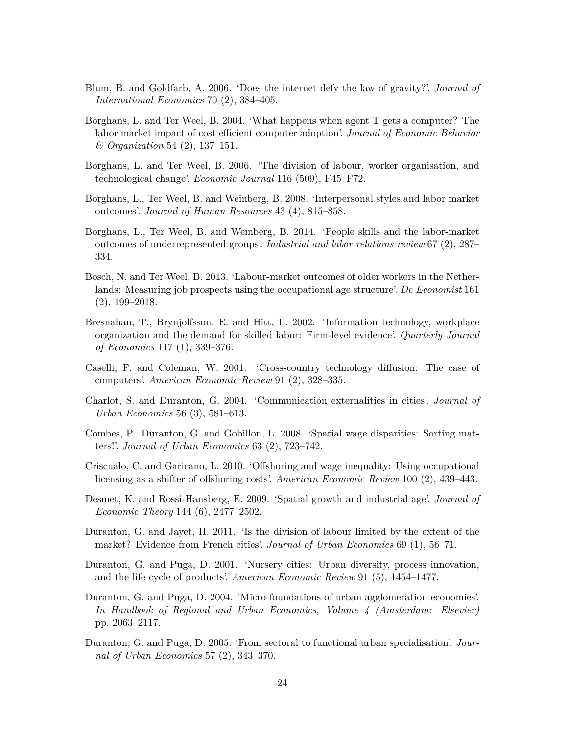Blum, B. and Goldfarb, A. 2006. 'Does the internet defy the law of gravity?'. *Journal of International Economics* 70 (2), 384–405.

Borghans, L. and Ter Weel, B. 2004. 'What happens when agent T gets a computer? The labor market impact of cost efficient computer adoption'. *Journal of Economic Behavior & Organization* 54 (2), 137–151.

Borghans, L. and Ter Weel, B. 2006. 'The division of labour, worker organisation, and technological change'. *Economic Journal* 116 (509), F45–F72.

Borghans, L., Ter Weel, B. and Weinberg, B. 2008. 'Interpersonal styles and labor market outcomes'. *Journal of Human Resources* 43 (4), 815–858.

Borghans, L., Ter Weel, B. and Weinberg, B. 2014. 'People skills and the labor-market outcomes of underrepresented groups'. *Industrial and labor relations review* 67 (2), 287–334.

Bosch, N. and Ter Weel, B. 2013. 'Labour-market outcomes of older workers in the Netherlands: Measuring job prospects using the occupational age structure'. *De Economist* 161 (2), 199–2018.

Bresnahan, T., Brynjolfsson, E. and Hitt, L. 2002. 'Information technology, workplace organization and the demand for skilled labor: Firm-level evidence'. *Quarterly Journal of Economics* 117 (1), 339–376.

Caselli, F. and Coleman, W. 2001. 'Cross-country technology diffusion: The case of computers'. *American Economic Review* 91 (2), 328–335.

Charlot, S. and Duranton, G. 2004. 'Communication externalities in cities'. *Journal of Urban Economics* 56 (3), 581–613.

Combes, P., Duranton, G. and Gobillon, L. 2008. 'Spatial wage disparities: Sorting matters!'. *Journal of Urban Economics* 63 (2), 723–742.

Criscualo, C. and Garicano, L. 2010. 'Offshoring and wage inequality: Using occupational licensing as a shifter of offshoring costs'. *American Economic Review* 100 (2), 439–443.

Desmet, K. and Rossi-Hansberg, E. 2009. 'Spatial growth and industrial age'. *Journal of Economic Theory* 144 (6), 2477–2502.

Duranton, G. and Jayet, H. 2011. 'Is the division of labour limited by the extent of the market? Evidence from French cities'. *Journal of Urban Economics* 69 (1), 56–71.

Duranton, G. and Puga, D. 2001. 'Nursery cities: Urban diversity, process innovation, and the life cycle of products'. *American Economic Review* 91 (5), 1454–1477.

Duranton, G. and Puga, D. 2004. 'Micro-foundations of urban agglomeration economies'. *In Handbook of Regional and Urban Economics, Volume 4 (Amsterdam: Elsevier)* pp. 2063–2117.

Duranton, G. and Puga, D. 2005. 'From sectoral to functional urban specialisation'. *Journal of Urban Economics* 57 (2), 343–370.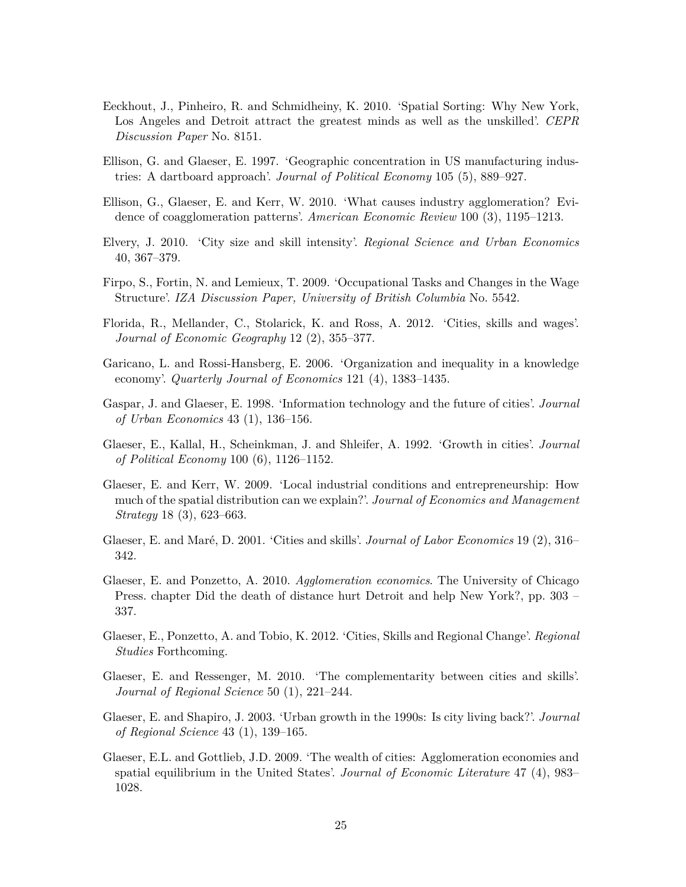Eeckhout, J., Pinheiro, R. and Schmidheiny, K. 2010. 'Spatial Sorting: Why New York, Los Angeles and Detroit attract the greatest minds as well as the unskilled'. *CEPR Discussion Paper* No. 8151.

Ellison, G. and Glaeser, E. 1997. 'Geographic concentration in US manufacturing industries: A dartboard approach'. *Journal of Political Economy* 105 (5), 889–927.

Ellison, G., Glaeser, E. and Kerr, W. 2010. 'What causes industry agglomeration? Evidence of coagglomeration patterns'. *American Economic Review* 100 (3), 1195–1213.

Elvery, J. 2010. 'City size and skill intensity'. *Regional Science and Urban Economics* 40, 367–379.

Firpo, S., Fortin, N. and Lemieux, T. 2009. 'Occupational Tasks and Changes in the Wage Structure'. *IZA Discussion Paper, University of British Columbia* No. 5542.

Florida, R., Mellander, C., Stolarick, K. and Ross, A. 2012. 'Cities, skills and wages'. *Journal of Economic Geography* 12 (2), 355–377.

Garicano, L. and Rossi-Hansberg, E. 2006. 'Organization and inequality in a knowledge economy'. *Quarterly Journal of Economics* 121 (4), 1383–1435.

Gaspar, J. and Glaeser, E. 1998. 'Information technology and the future of cities'. *Journal of Urban Economics* 43 (1), 136–156.

Glaeser, E., Kallal, H., Scheinkman, J. and Shleifer, A. 1992. 'Growth in cities'. *Journal of Political Economy* 100 (6), 1126–1152.

Glaeser, E. and Kerr, W. 2009. 'Local industrial conditions and entrepreneurship: How much of the spatial distribution can we explain?'. *Journal of Economics and Management Strategy* 18 (3), 623–663.

Glaeser, E. and Maré, D. 2001. 'Cities and skills'. *Journal of Labor Economics* 19 (2), 316–342.

Glaeser, E. and Ponzetto, A. 2010. *Agglomeration economics*. The University of Chicago Press. chapter Did the death of distance hurt Detroit and help New York?, pp. 303 – 337.

Glaeser, E., Ponzetto, A. and Tobio, K. 2012. 'Cities, Skills and Regional Change'. *Regional Studies* Forthcoming.

Glaeser, E. and Ressenger, M. 2010. 'The complementarity between cities and skills'. *Journal of Regional Science* 50 (1), 221–244.

Glaeser, E. and Shapiro, J. 2003. 'Urban growth in the 1990s: Is city living back?'. *Journal of Regional Science* 43 (1), 139–165.

Glaeser, E.L. and Gottlieb, J.D. 2009. 'The wealth of cities: Agglomeration economies and spatial equilibrium in the United States'. *Journal of Economic Literature* 47 (4), 983–1028.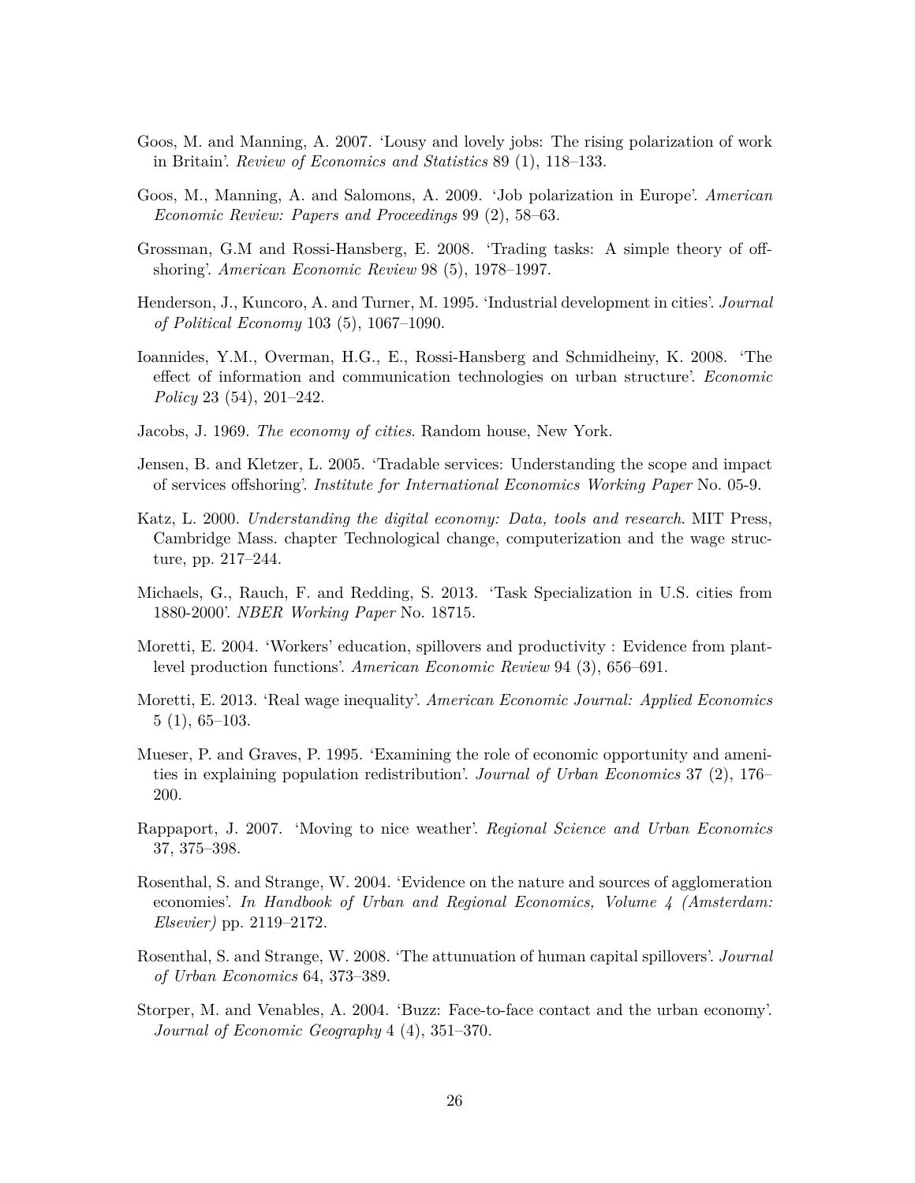Goos, M. and Manning, A. 2007. 'Lousy and lovely jobs: The rising polarization of work in Britain'. *Review of Economics and Statistics* 89 (1), 118–133.

Goos, M., Manning, A. and Salomons, A. 2009. 'Job polarization in Europe'. *American Economic Review: Papers and Proceedings* 99 (2), 58–63.

Grossman, G.M and Rossi-Hansberg, E. 2008. 'Trading tasks: A simple theory of offshoring'. *American Economic Review* 98 (5), 1978–1997.

Henderson, J., Kuncoro, A. and Turner, M. 1995. 'Industrial development in cities'. *Journal of Political Economy* 103 (5), 1067–1090.

Ioannides, Y.M., Overman, H.G., E., Rossi-Hansberg and Schmidheiny, K. 2008. 'The effect of information and communication technologies on urban structure'. *Economic Policy* 23 (54), 201–242.

Jacobs, J. 1969. *The economy of cities*. Random house, New York.

Jensen, B. and Kletzer, L. 2005. 'Tradable services: Understanding the scope and impact of services offshoring'. *Institute for International Economics Working Paper* No. 05-9.

Katz, L. 2000. *Understanding the digital economy: Data, tools and research*. MIT Press, Cambridge Mass. chapter Technological change, computerization and the wage structure, pp. 217–244.

Michaels, G., Rauch, F. and Redding, S. 2013. 'Task Specialization in U.S. cities from 1880-2000'. *NBER Working Paper* No. 18715.

Moretti, E. 2004. 'Workers' education, spillovers and productivity : Evidence from plant-level production functions'. *American Economic Review* 94 (3), 656–691.

Moretti, E. 2013. 'Real wage inequality'. *American Economic Journal: Applied Economics* 5 (1), 65–103.

Mueser, P. and Graves, P. 1995. 'Examining the role of economic opportunity and amenities in explaining population redistribution'. *Journal of Urban Economics* 37 (2), 176–200.

Rappaport, J. 2007. 'Moving to nice weather'. *Regional Science and Urban Economics* 37, 375–398.

Rosenthal, S. and Strange, W. 2004. 'Evidence on the nature and sources of agglomeration economies'. *In Handbook of Urban and Regional Economics, Volume 4 (Amsterdam: Elsevier)* pp. 2119–2172.

Rosenthal, S. and Strange, W. 2008. 'The attunuation of human capital spillovers'. *Journal of Urban Economics* 64, 373–389.

Storper, M. and Venables, A. 2004. 'Buzz: Face-to-face contact and the urban economy'. *Journal of Economic Geography* 4 (4), 351–370.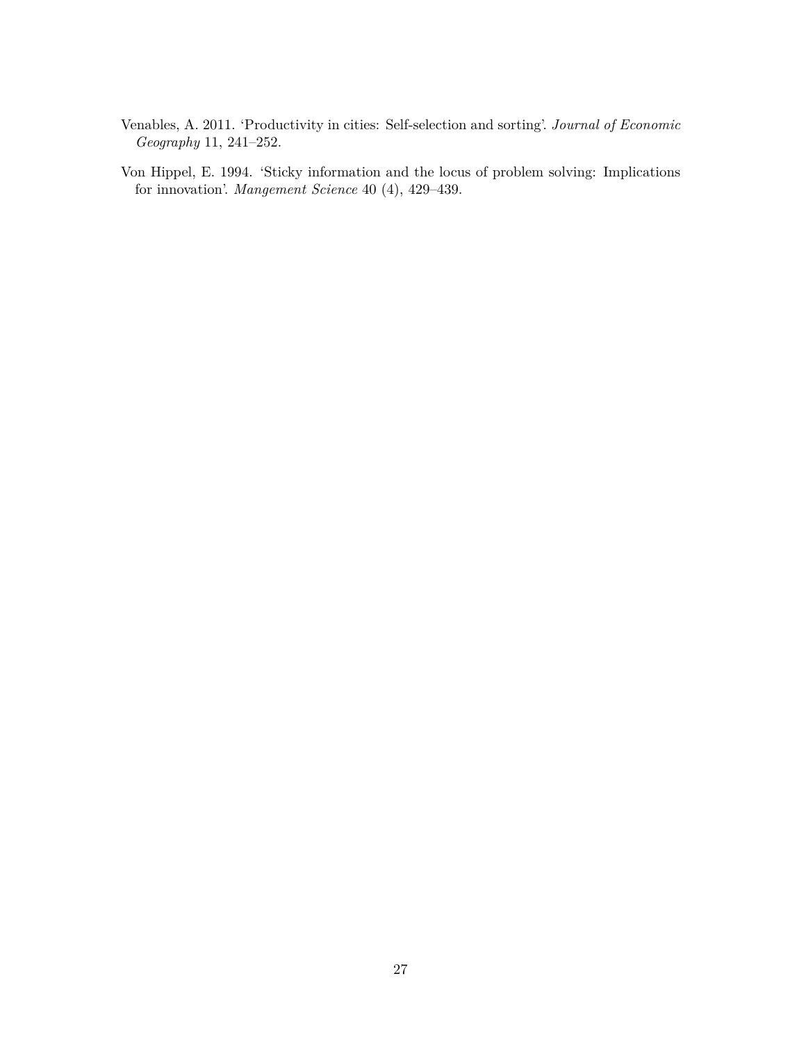Venables, A. 2011. 'Productivity in cities: Self-selection and sorting'. *Journal of Economic Geography* 11, 241–252.

Von Hippel, E. 1994. 'Sticky information and the locus of problem solving: Implications for innovation'. *Mangement Science* 40 (4), 429–439.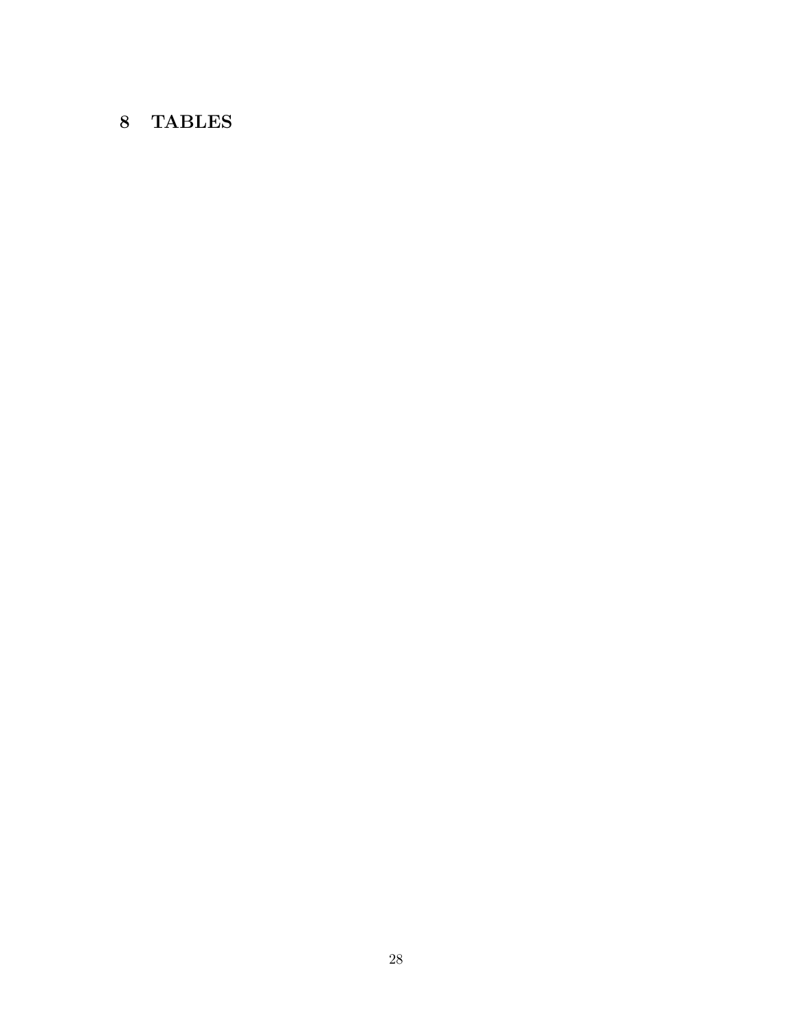# 8 TABLES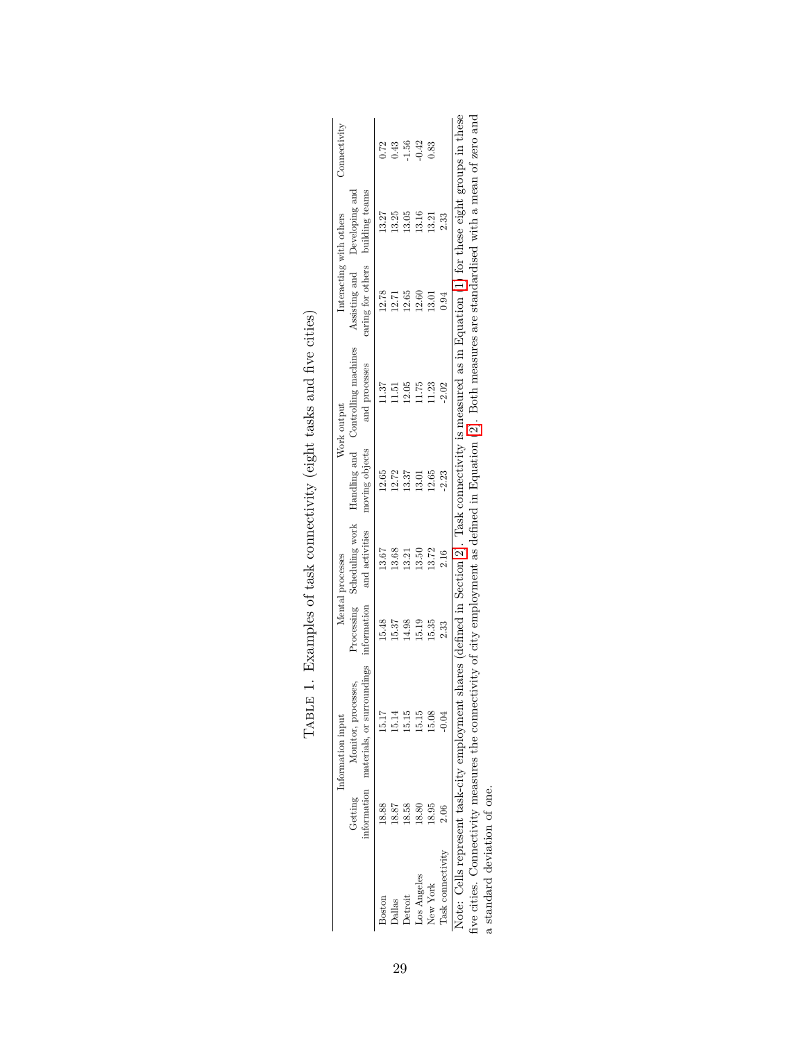TABLE 1. Examples of task connectivity (eight tasks and five cities)

| | Information input | | Mental processes | | Work output | | Interacting with others | | Connectivity |
|---|---|---|---|---|---|---|---|---|---|
| | Getting information | Monitor, processes, materials, or surroundings | Processing information | Scheduling work and activities | Handling and moving objects | Controlling machines and processes | Assisting and caring for others | Developing and building teams | |
| Boston | 18.88 | 15.17 | 15.48 | 13.67 | 12.65 | 11.37 | 12.78 | 13.27 | 0.72 |
| Dallas | 18.87 | 15.14 | 15.37 | 13.68 | 12.72 | 11.51 | 12.71 | 13.25 | 0.43 |
| Detroit | 18.58 | 15.15 | 14.98 | 13.21 | 13.37 | 12.05 | 12.65 | 13.05 | -1.56 |
| Los Angeles | 18.80 | 15.15 | 15.19 | 13.50 | 13.01 | 11.75 | 12.60 | 13.16 | -0.42 |
| New York | 18.95 | 15.08 | 15.35 | 13.72 | 12.65 | 11.23 | 13.01 | 13.21 | 0.83 |
| Task connectivity | 2.06 | -0.04 | 2.33 | 2.16 | -2.23 | -2.02 | 0.94 | 2.33 | |

Note: Cells represent task-city employment shares (defined in Section 2). Task connectivity is measured as in Equation (1) for these eight groups in these five cities. Connectivity measures the connectivity of city employment as defined in Equation (2). Both measures are standardised with a mean of zero and a standard deviation of one.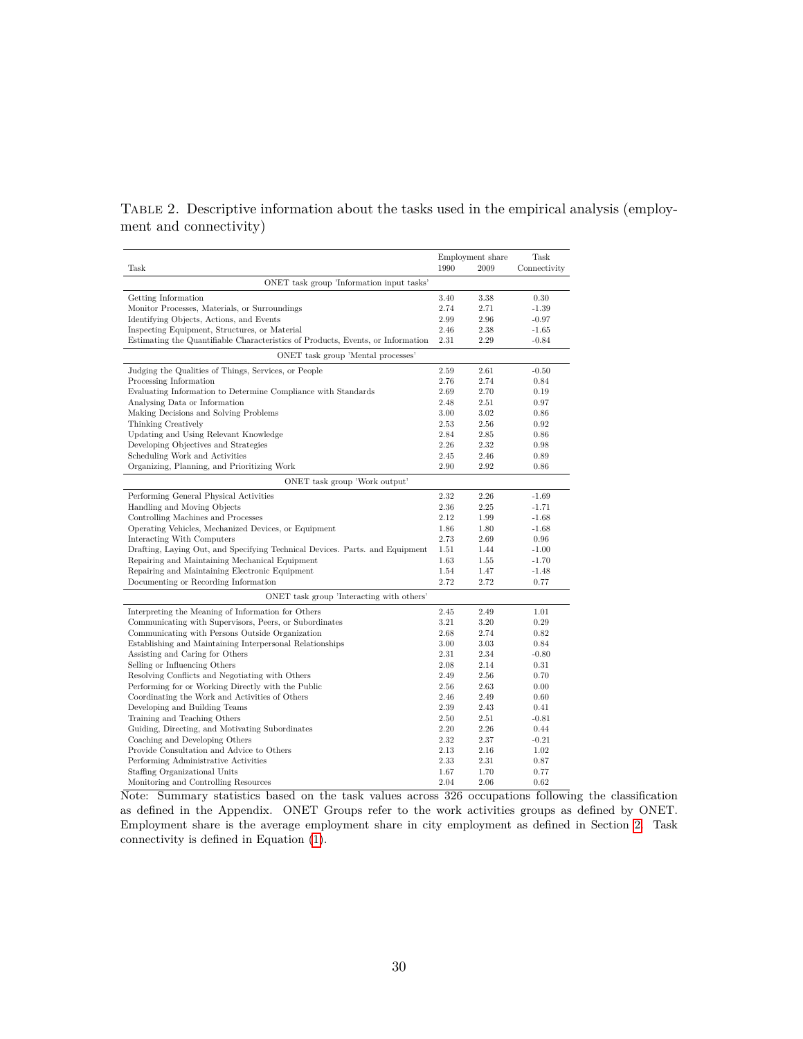Table 2. Descriptive information about the tasks used in the empirical analysis (employment and connectivity)

| Task | Employment share 1990 | Employment share 2009 | Task Connectivity |
|---|---|---|---|
| ONET task group 'Information input tasks' | | | |
| Getting Information | 3.40 | 3.38 | 0.30 |
| Monitor Processes, Materials, or Surroundings | 2.74 | 2.71 | -1.39 |
| Identifying Objects, Actions, and Events | 2.99 | 2.96 | -0.97 |
| Inspecting Equipment, Structures, or Material | 2.46 | 2.38 | -1.65 |
| Estimating the Quantifiable Characteristics of Products, Events, or Information | 2.31 | 2.29 | -0.84 |
| ONET task group 'Mental processes' | | | |
| Judging the Qualities of Things, Services, or People | 2.59 | 2.61 | -0.50 |
| Processing Information | 2.76 | 2.74 | 0.84 |
| Evaluating Information to Determine Compliance with Standards | 2.69 | 2.70 | 0.19 |
| Analysing Data or Information | 2.48 | 2.51 | 0.97 |
| Making Decisions and Solving Problems | 3.00 | 3.02 | 0.86 |
| Thinking Creatively | 2.53 | 2.56 | 0.92 |
| Updating and Using Relevant Knowledge | 2.84 | 2.85 | 0.86 |
| Developing Objectives and Strategies | 2.26 | 2.32 | 0.98 |
| Scheduling Work and Activities | 2.45 | 2.46 | 0.89 |
| Organizing, Planning, and Prioritizing Work | 2.90 | 2.92 | 0.86 |
| ONET task group 'Work output' | | | |
| Performing General Physical Activities | 2.32 | 2.26 | -1.69 |
| Handling and Moving Objects | 2.36 | 2.25 | -1.71 |
| Controlling Machines and Processes | 2.12 | 1.99 | -1.68 |
| Operating Vehicles, Mechanized Devices, or Equipment | 1.86 | 1.80 | -1.68 |
| Interacting With Computers | 2.73 | 2.69 | 0.96 |
| Drafting, Laying Out, and Specifying Technical Devices. Parts. and Equipment | 1.51 | 1.44 | -1.00 |
| Repairing and Maintaining Mechanical Equipment | 1.63 | 1.55 | -1.70 |
| Repairing and Maintaining Electronic Equipment | 1.54 | 1.47 | -1.48 |
| Documenting or Recording Information | 2.72 | 2.72 | 0.77 |
| ONET task group 'Interacting with others' | | | |
| Interpreting the Meaning of Information for Others | 2.45 | 2.49 | 1.01 |
| Communicating with Supervisors, Peers, or Subordinates | 3.21 | 3.20 | 0.29 |
| Communicating with Persons Outside Organization | 2.68 | 2.74 | 0.82 |
| Establishing and Maintaining Interpersonal Relationships | 3.00 | 3.03 | 0.84 |
| Assisting and Caring for Others | 2.31 | 2.34 | -0.80 |
| Selling or Influencing Others | 2.08 | 2.14 | 0.31 |
| Resolving Conflicts and Negotiating with Others | 2.49 | 2.56 | 0.70 |
| Performing for or Working Directly with the Public | 2.56 | 2.63 | 0.00 |
| Coordinating the Work and Activities of Others | 2.46 | 2.49 | 0.60 |
| Developing and Building Teams | 2.39 | 2.43 | 0.41 |
| Training and Teaching Others | 2.50 | 2.51 | -0.81 |
| Guiding, Directing, and Motivating Subordinates | 2.20 | 2.26 | 0.44 |
| Coaching and Developing Others | 2.32 | 2.37 | -0.21 |
| Provide Consultation and Advice to Others | 2.13 | 2.16 | 1.02 |
| Performing Administrative Activities | 2.33 | 2.31 | 0.87 |
| Staffing Organizational Units | 1.67 | 1.70 | 0.77 |
| Monitoring and Controlling Resources | 2.04 | 2.06 | 0.62 |

Note: Summary statistics based on the task values across 326 occupations following the classification as defined in the Appendix. ONET Groups refer to the work activities groups as defined by ONET. Employment share is the average employment share in city employment as defined in Section 2. Task connectivity is defined in Equation (1).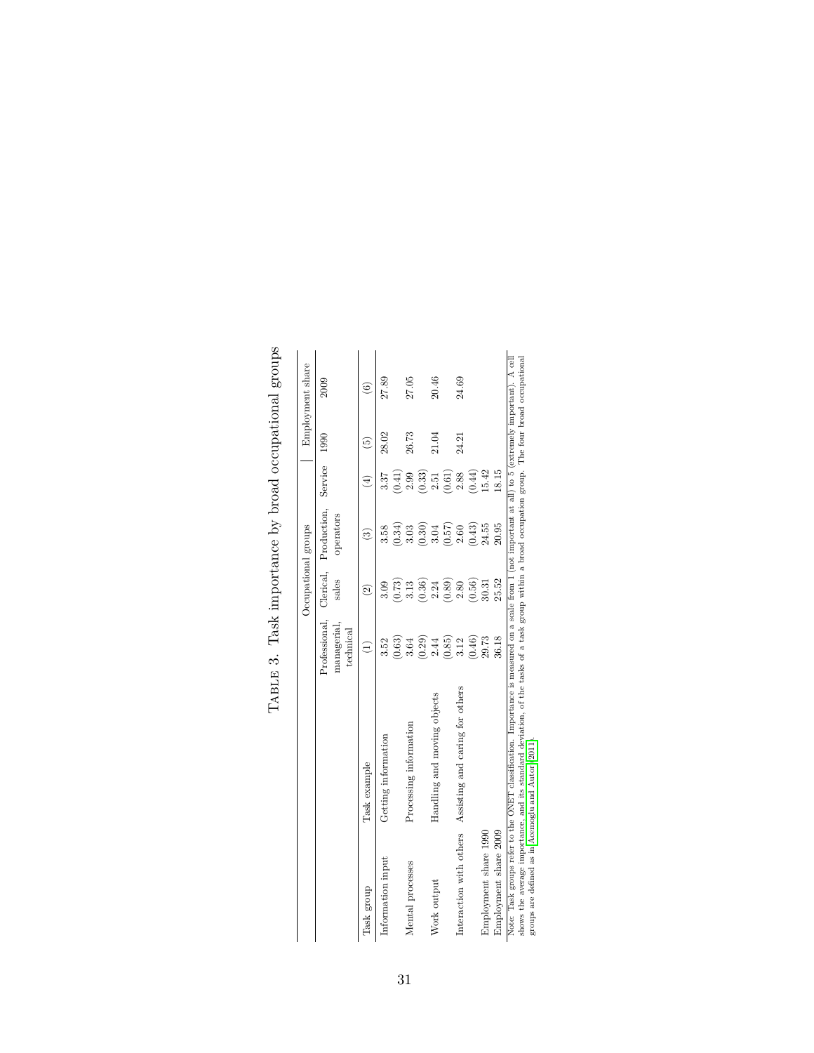# Table 3. Task importance by broad occupational groups

| Task group | Task example | Occupational groups | | | | Employment share | |
|---|---|---|---|---|---|---|---|
| | | Professional, managerial, technical | Clerical, sales | Production, operators | Service | 1990 | 2009 |
| | | (1) | (2) | (3) | (4) | (5) | (6) |
| Information input | Getting information | 3.52 | 3.09 | 3.58 | 3.37 | 28.02 | 27.89 |
| | | (0.63) | (0.73) | (0.34) | (0.41) | | |
| Mental processes | Processing information | 3.64 | 3.13 | 3.03 | 2.99 | 26.73 | 27.05 |
| | | (0.29) | (0.36) | (0.30) | (0.33) | | |
| Work output | Handling and moving objects | 2.44 | 2.24 | 3.04 | 2.51 | 21.04 | 20.46 |
| | | (0.85) | (0.89) | (0.57) | (0.61) | | |
| Interaction with others | Assisting and caring for others | 3.12 | 2.80 | 2.60 | 2.88 | 24.21 | 24.69 |
| | | (0.46) | (0.56) | (0.43) | (0.44) | | |
| Employment share 1990 | | 29.73 | 30.31 | 24.55 | 15.42 | | |
| Employment share 2009 | | 36.18 | 25.52 | 20.95 | 18.15 | | |

Note: Task groups refer to the ONET classification. Importance is measured on a scale from 1 (not important at all) to 5 (extremely important). A cell shows the average importance, and its standard deviation, of the tasks of a task group within a broad occupation group. The four broad occupational groups are defined as in Acemoglu and Autor (2011).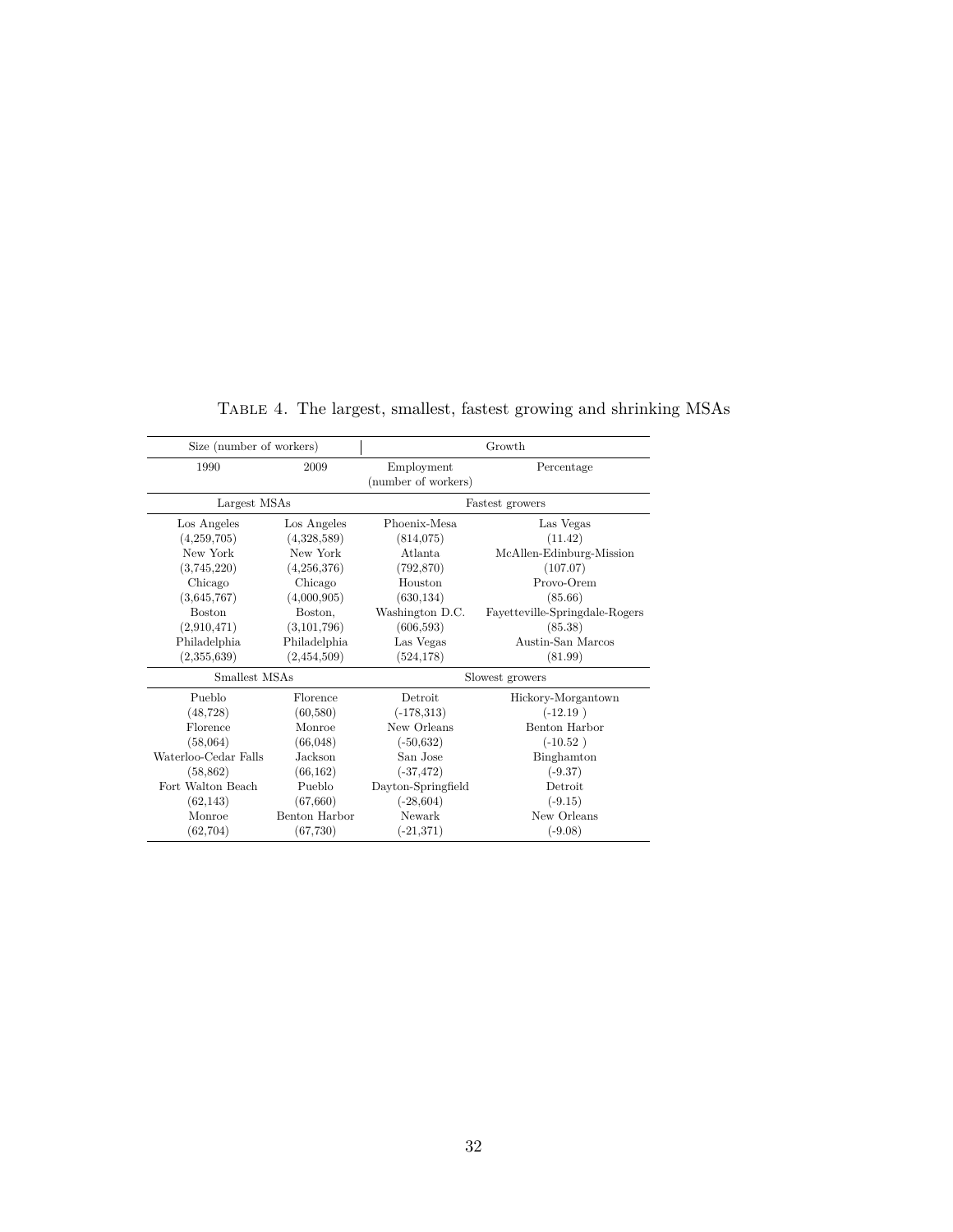TABLE 4. The largest, smallest, fastest growing and shrinking MSAs

| Size (number of workers) | | Growth | |
|---|---|---|---|
| 1990 | 2009 | Employment (number of workers) | Percentage |
| Largest MSAs | | Fastest growers | |
| Los Angeles | Los Angeles | Phoenix-Mesa | Las Vegas |
| (4,259,705) | (4,328,589) | (814,075) | (11.42) |
| New York | New York | Atlanta | McAllen-Edinburg-Mission |
| (3,745,220) | (4,256,376) | (792,870) | (107.07) |
| Chicago | Chicago | Houston | Provo-Orem |
| (3,645,767) | (4,000,905) | (630,134) | (85.66) |
| Boston | Boston, | Washington D.C. | Fayetteville-Springdale-Rogers |
| (2,910,471) | (3,101,796) | (606,593) | (85.38) |
| Philadelphia | Philadelphia | Las Vegas | Austin-San Marcos |
| (2,355,639) | (2,454,509) | (524,178) | (81.99) |
| Smallest MSAs | | Slowest growers | |
| Pueblo | Florence | Detroit | Hickory-Morgantown |
| (48,728) | (60,580) | (-178,313) | (-12.19 ) |
| Florence | Monroe | New Orleans | Benton Harbor |
| (58,064) | (66,048) | (-50,632) | (-10.52 ) |
| Waterloo-Cedar Falls | Jackson | San Jose | Binghamton |
| (58,862) | (66,162) | (-37,472) | (-9.37) |
| Fort Walton Beach | Pueblo | Dayton-Springfield | Detroit |
| (62,143) | (67,660) | (-28,604) | (-9.15) |
| Monroe | Benton Harbor | Newark | New Orleans |
| (62,704) | (67,730) | (-21,371) | (-9.08) |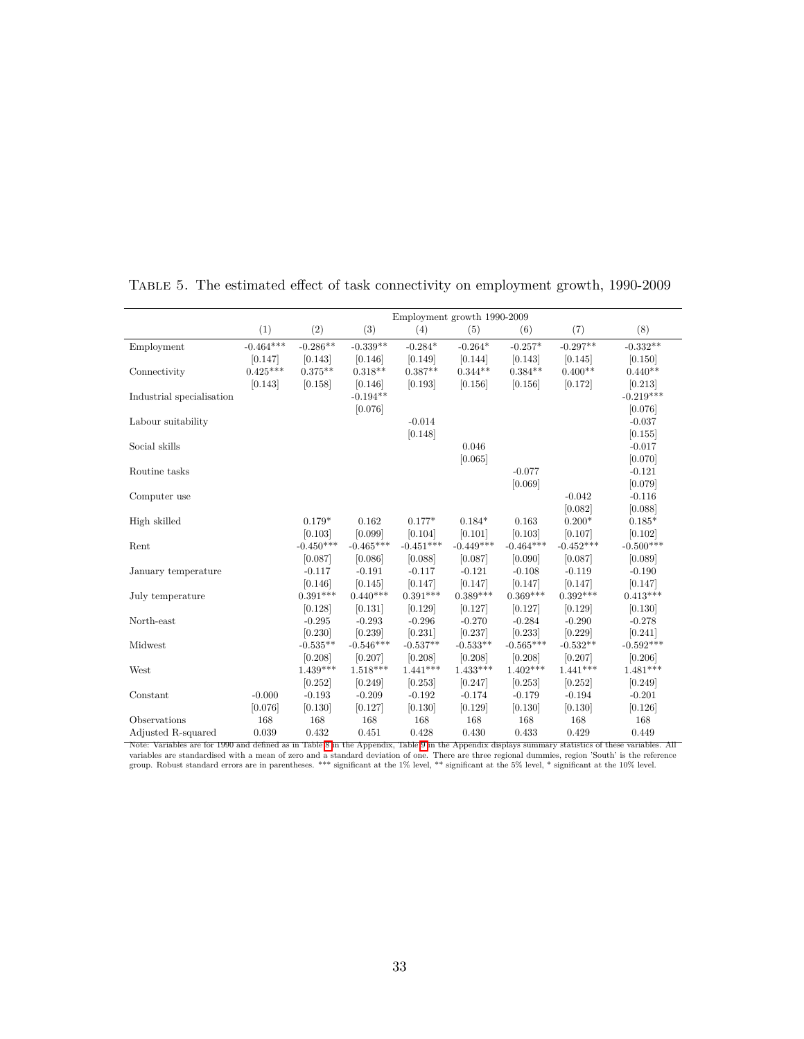TABLE 5. The estimated effect of task connectivity on employment growth, 1990-2009

| | Employment growth 1990-2009 | | | | | | | |
|---|---|---|---|---|---|---|---|---|
| | (1) | (2) | (3) | (4) | (5) | (6) | (7) | (8) |
| Employment | -0.464*** | -0.286** | -0.339** | -0.284* | -0.264* | -0.257* | -0.297** | -0.332** |
| | [0.147] | [0.143] | [0.146] | [0.149] | [0.144] | [0.143] | [0.145] | [0.150] |
| Connectivity | 0.425*** | 0.375** | 0.318** | 0.387** | 0.344** | 0.384** | 0.400** | 0.440** |
| | [0.143] | [0.158] | [0.146] | [0.193] | [0.156] | [0.156] | [0.172] | [0.213] |
| Industrial specialisation | | | -0.194** | | | | | -0.219*** |
| | | | [0.076] | | | | | [0.076] |
| Labour suitability | | | | -0.014 | | | | -0.037 |
| | | | | [0.148] | | | | [0.155] |
| Social skills | | | | | 0.046 | | | -0.017 |
| | | | | | [0.065] | | | [0.070] |
| Routine tasks | | | | | | -0.077 | | -0.121 |
| | | | | | | [0.069] | | [0.079] |
| Computer use | | | | | | | -0.042 | -0.116 |
| | | | | | | | [0.082] | [0.088] |
| High skilled | | 0.179* | 0.162 | 0.177* | 0.184* | 0.163 | 0.200* | 0.185* |
| | | [0.103] | [0.099] | [0.104] | [0.101] | [0.103] | [0.107] | [0.102] |
| Rent | | -0.450*** | -0.465*** | -0.451*** | -0.449*** | -0.464*** | -0.452*** | -0.500*** |
| | | [0.087] | [0.086] | [0.088] | [0.087] | [0.090] | [0.087] | [0.089] |
| January temperature | | -0.117 | -0.191 | -0.117 | -0.121 | -0.108 | -0.119 | -0.190 |
| | | [0.146] | [0.145] | [0.147] | [0.147] | [0.147] | [0.147] | [0.147] |
| July temperature | | 0.391*** | 0.440*** | 0.391*** | 0.389*** | 0.369*** | 0.392*** | 0.413*** |
| | | [0.128] | [0.131] | [0.129] | [0.127] | [0.127] | [0.129] | [0.130] |
| North-east | | -0.295 | -0.293 | -0.296 | -0.270 | -0.284 | -0.290 | -0.278 |
| | | [0.230] | [0.239] | [0.231] | [0.237] | [0.233] | [0.229] | [0.241] |
| Midwest | | -0.535** | -0.546*** | -0.537** | -0.533** | -0.565*** | -0.532** | -0.592*** |
| | | [0.208] | [0.207] | [0.208] | [0.208] | [0.208] | [0.207] | [0.206] |
| West | | 1.439*** | 1.518*** | 1.441*** | 1.433*** | 1.402*** | 1.441*** | 1.481*** |
| | | [0.252] | [0.249] | [0.253] | [0.247] | [0.253] | [0.252] | [0.249] |
| Constant | -0.000 | -0.193 | -0.209 | -0.192 | -0.174 | -0.179 | -0.194 | -0.201 |
| | [0.076] | [0.130] | [0.127] | [0.130] | [0.129] | [0.130] | [0.130] | [0.126] |
| Observations | 168 | 168 | 168 | 168 | 168 | 168 | 168 | 168 |
| Adjusted R-squared | 0.039 | 0.432 | 0.451 | 0.428 | 0.430 | 0.433 | 0.429 | 0.449 |

Note: Variables are for 1990 and defined as in Table 8 in the Appendix, Table 9 in the Appendix displays summary statistics of these variables. All variables are standardised with a mean of zero and a standard deviation of one. There are three regional dummies, region 'South' is the reference group. Robust standard errors are in parentheses. *** significant at the 1% level, ** significant at the 5% level, * significant at the 10% level.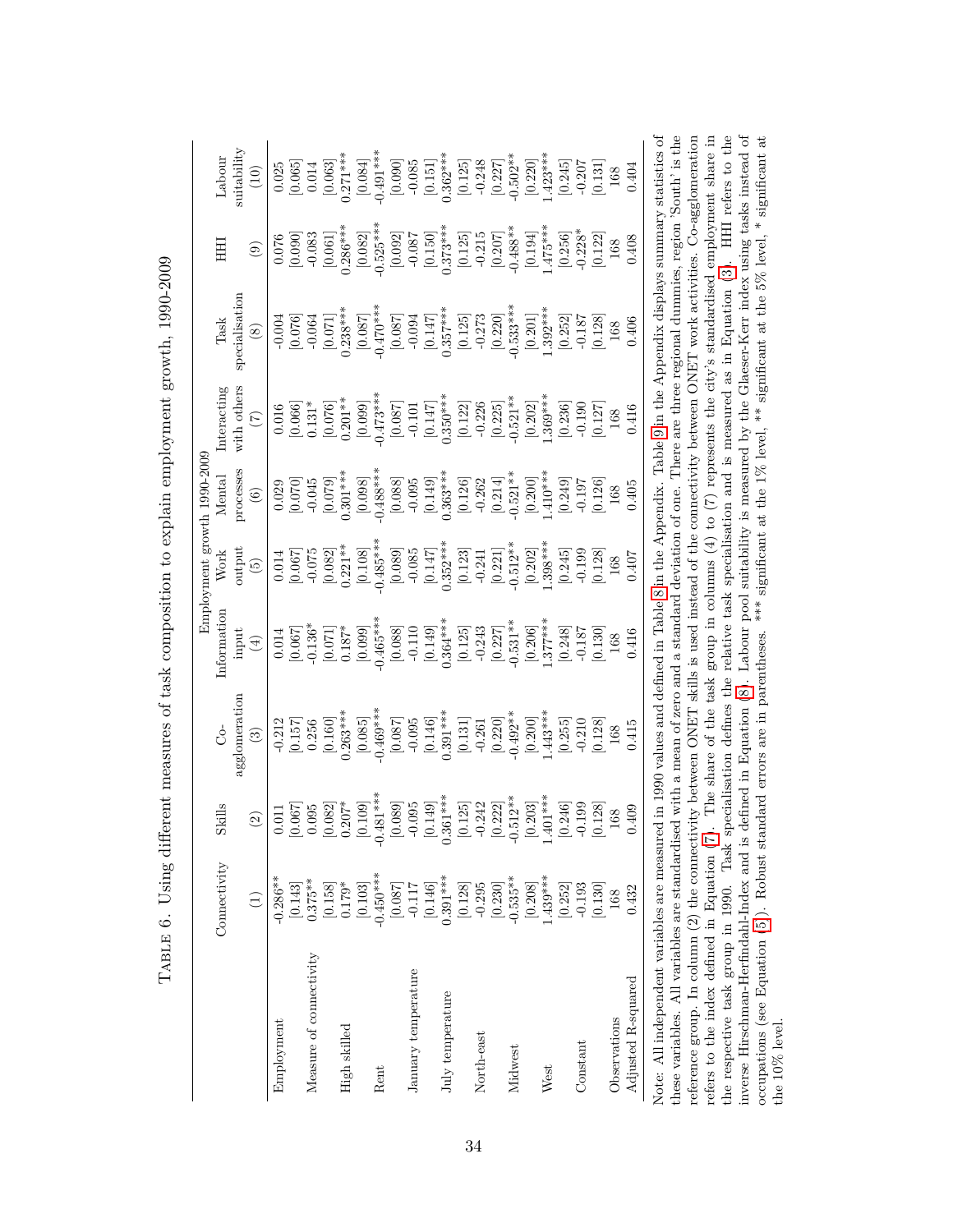TABLE 6. Using different measures of task composition to explain employment growth, 1990-2009

| | Employment growth 1990-2009 | | | | | | | | | |
|---|---|---|---|---|---|---|---|---|---|---|
| | Connectivity | Skills | Co-agglomeration | Information input | Work output | Mental processes | Interacting with others | Task specialisation | HHI | Labour suitability |
| | (1) | (2) | (3) | (4) | (5) | (6) | (7) | (8) | (9) | (10) |
| Employment | -0.286** | 0.011 | -0.212 | 0.014 | 0.014 | 0.029 | 0.016 | -0.004 | 0.076 | 0.025 |
| | [0.143] | [0.067] | [0.157] | [0.067] | [0.067] | [0.070] | [0.066] | [0.076] | [0.090] | [0.065] |
| Measure of connectivity | 0.375** | 0.095 | 0.256 | -0.136* | -0.075 | -0.045 | 0.131* | -0.064 | -0.083 | 0.014 |
| | [0.158] | [0.082] | [0.160] | [0.071] | [0.082] | [0.079] | [0.076] | [0.071] | [0.061] | [0.063] |
| High skilled | 0.179* | 0.207* | 0.263*** | 0.187* | 0.221** | 0.301*** | 0.201** | 0.238*** | 0.286*** | 0.271*** |
| | [0.103] | [0.109] | [0.085] | [0.099] | [0.108] | [0.098] | [0.099] | [0.087] | [0.082] | [0.084] |
| Rent | -0.450*** | -0.481*** | -0.469*** | -0.465*** | -0.485*** | -0.488*** | -0.473*** | -0.470*** | -0.525*** | -0.491*** |
| | [0.087] | [0.089] | [0.087] | [0.088] | [0.089] | [0.088] | [0.087] | [0.087] | [0.092] | [0.090] |
| January temperature | -0.117 | -0.095 | -0.095 | -0.110 | -0.085 | -0.095 | -0.101 | -0.094 | -0.087 | -0.085 |
| | [0.146] | [0.149] | [0.146] | [0.149] | [0.147] | [0.149] | [0.147] | [0.147] | [0.150] | [0.151] |
| July temperature | 0.391*** | 0.361*** | 0.391*** | 0.364*** | 0.352*** | 0.363*** | 0.350*** | 0.357*** | 0.373*** | 0.362*** |
| | [0.128] | [0.125] | [0.131] | [0.125] | [0.123] | [0.126] | [0.122] | [0.125] | [0.125] | [0.125] |
| North-east | -0.295 | -0.242 | -0.261 | -0.243 | -0.241 | -0.262 | -0.226 | -0.273 | -0.215 | -0.248 |
| | [0.230] | [0.222] | [0.220] | [0.227] | [0.221] | [0.214] | [0.225] | [0.220] | [0.207] | [0.227] |
| Midwest | -0.535** | -0.512** | -0.492** | -0.531** | -0.512** | -0.521** | -0.521** | -0.533*** | -0.488** | -0.502** |
| | [0.208] | [0.203] | [0.200] | [0.206] | [0.202] | [0.200] | [0.202] | [0.201] | [0.194] | [0.220] |
| West | 1.439*** | 1.401*** | 1.443*** | 1.377*** | 1.398*** | 1.410*** | 1.369*** | 1.392*** | 1.475*** | 1.423*** |
| | [0.252] | [0.246] | [0.255] | [0.248] | [0.245] | [0.249] | [0.236] | [0.252] | [0.256] | [0.245] |
| Constant | -0.193 | -0.199 | -0.210 | -0.187 | -0.199 | -0.197 | -0.190 | -0.187 | -0.228* | -0.207 |
| | [0.130] | [0.128] | [0.128] | [0.130] | [0.128] | [0.126] | [0.127] | [0.128] | [0.122] | [0.131] |
| Observations | 168 | 168 | 168 | 168 | 168 | 168 | 168 | 168 | 168 | 168 |
| Adjusted R-squared | 0.432 | 0.409 | 0.415 | 0.416 | 0.407 | 0.405 | 0.416 | 0.406 | 0.408 | 0.404 |

Note: All independent variables are measured in 1990 values and defined in Table 8 in the Appendix. Table 9 in the Appendix displays summary statistics of these variables. All variables are standardised with a mean of zero and a standard deviation of one. There are three regional dummies, region 'South' is the reference group. In column (2) the connectivity between ONET skills is used instead of the connectivity between ONET work activities. Co-agglomeration refers to the index defined in Equation (7). The share of the task group in columns (4) to (7) represents the city's standardised employment share in the respective task group in 1990. Task specialisation defines the relative task specialisation and is measured as in Equation (3). HHI refers to the inverse Hirschman-Herfindahl-Index and is defined in Equation (8). Labour pool suitability is measured by the Glaeser-Kerr index using tasks instead of occupations (see Equation (5)). Robust standard errors are in parentheses. *** significant at the 1% level, ** significant at the 5% level, * significant at the 10% level.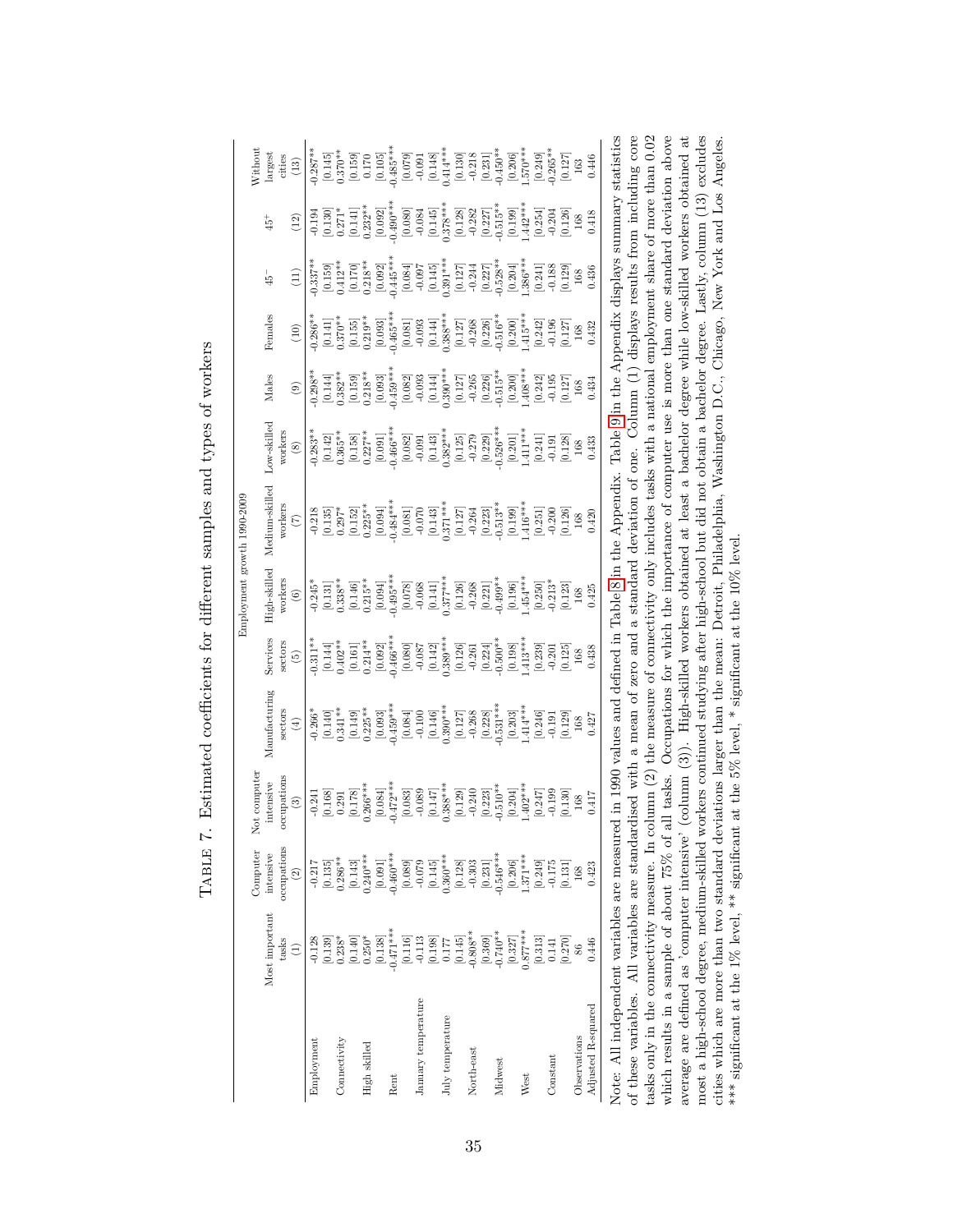TABLE 7. Estimated coefficients for different samples and types of workers

| | Employment growth 1990-2009 | | | | | | | | | | | | |
|---|---|---|---|---|---|---|---|---|---|---|---|---|---|
| | Most important tasks | Computer intensive occupations | Not computer intensive occupations | Manufacturing sectors | Services sectors | High-skilled workers | Medium-skilled workers | Low-skilled workers | Males | Females | 45⁻ | 45⁺ | Without largest cities |
| | (1) | (2) | (3) | (4) | (5) | (6) | (7) | (8) | (9) | (10) | (11) | (12) | (13) |
| Employment | -0.128 | -0.217 | -0.241 | -0.266* | -0.311** | -0.245* | -0.218 | -0.283** | -0.298** | -0.286** | -0.337** | -0.194 | -0.287** |
| | [0.139] | [0.135] | [0.168] | [0.140] | [0.144] | [0.131] | [0.135] | [0.142] | [0.144] | [0.141] | [0.159] | [0.130] | [0.145] |
| Connectivity | 0.238* | 0.286** | 0.291 | 0.341** | 0.402** | 0.338** | 0.297* | 0.365** | 0.382** | 0.370** | 0.412** | 0.271* | 0.370** |
| | [0.140] | [0.143] | [0.178] | [0.149] | [0.161] | [0.146] | [0.152] | [0.158] | [0.159] | [0.155] | [0.170] | [0.141] | [0.159] |
| High skilled | 0.250* | 0.240*** | 0.266*** | 0.225** | 0.214** | 0.215** | 0.225** | 0.227** | 0.218** | 0.219** | 0.218** | 0.232** | 0.170 |
| | [0.138] | [0.091] | [0.084] | [0.093] | [0.092] | [0.094] | [0.094] | [0.091] | [0.093] | [0.093] | [0.092] | [0.092] | [0.105] |
| Rent | -0.471*** | -0.460*** | -0.472*** | -0.459*** | -0.466*** | -0.495*** | -0.484*** | -0.466*** | -0.459*** | -0.465*** | -0.445*** | -0.490*** | -0.485*** |
| | [0.116] | [0.089] | [0.083] | [0.084] | [0.080] | [0.078] | [0.081] | [0.082] | [0.082] | [0.081] | [0.084] | [0.080] | [0.079] |
| January temperature | -0.113 | -0.079 | -0.089 | -0.100 | -0.087 | -0.068 | -0.070 | -0.091 | -0.093 | -0.093 | -0.097 | -0.084 | -0.091 |
| | [0.198] | [0.145] | [0.147] | [0.146] | [0.142] | [0.141] | [0.143] | [0.143] | [0.144] | [0.144] | [0.145] | [0.145] | [0.148] |
| July temperature | 0.177 | 0.360*** | 0.388*** | 0.390*** | 0.389*** | 0.377*** | 0.371*** | 0.382*** | 0.390*** | 0.388*** | 0.391*** | 0.378*** | 0.414*** |
| | [0.145] | [0.128] | [0.129] | [0.127] | [0.126] | [0.126] | [0.127] | [0.125] | [0.127] | [0.127] | [0.127] | [0.128] | [0.130] |
| North-east | -0.808** | -0.303 | -0.240 | -0.268 | -0.261 | -0.268 | -0.264 | -0.279 | -0.265 | -0.268 | -0.244 | -0.282 | -0.218 |
| | [0.369] | [0.231] | [0.223] | [0.228] | [0.224] | [0.221] | [0.223] | [0.229] | [0.226] | [0.226] | [0.227] | [0.227] | [0.231] |
| Midwest | -0.740** | -0.546*** | -0.510** | -0.531*** | -0.500** | -0.499** | -0.513** | -0.526*** | -0.515** | -0.516** | -0.528** | -0.515** | -0.450** |
| | [0.327] | [0.206] | [0.204] | [0.203] | [0.198] | [0.196] | [0.199] | [0.201] | [0.200] | [0.200] | [0.204] | [0.199] | [0.206] |
| West | 0.877*** | 1.371*** | 1.402*** | 1.414*** | 1.413*** | 1.454*** | 1.416*** | 1.411*** | 1.408*** | 1.415*** | 1.386*** | 1.442*** | 1.570*** |
| | [0.313] | [0.249] | [0.247] | [0.246] | [0.239] | [0.250] | [0.251] | [0.241] | [0.242] | [0.242] | [0.241] | [0.254] | [0.249] |
| Constant | 0.141 | -0.175 | -0.199 | -0.191 | -0.201 | -0.213* | -0.200 | -0.191 | -0.195 | -0.196 | -0.188 | -0.204 | -0.265** |
| | [0.270] | [0.131] | [0.130] | [0.129] | [0.125] | [0.123] | [0.126] | [0.128] | [0.127] | [0.127] | [0.129] | [0.126] | [0.127] |
| Observations | 86 | 168 | 168 | 168 | 168 | 168 | 168 | 168 | 168 | 168 | 168 | 168 | 163 |
| Adjusted R-squared | 0.446 | 0.423 | 0.417 | 0.427 | 0.438 | 0.425 | 0.420 | 0.433 | 0.434 | 0.432 | 0.436 | 0.418 | 0.446 |

Note: All independent variables are measured in 1990 values and defined in Table 8 in the Appendix. Table 9 in the Appendix displays summary statistics of these variables. All variables are standardised with a mean of zero and a standard deviation of one. Column (1) displays results from including core tasks only in the connectivity measure. In column (2) the measure of connectivity only includes tasks with a national employment share of more than 0.02 which results in a sample of about 75% of all tasks. Occupations for which the importance of computer use is more than one standard deviation above average are defined as 'computer intensive' (column (3)). High-skilled workers obtained at least a bachelor degree while low-skilled workers obtained at most a high-school degree, medium-skilled workers continued studying after high-school but did not obtain a bachelor degree. Lastly, column (13) excludes cities which are more than two standard deviations larger than the mean: Detroit, Philadelphia, Washington D.C., Chicago, New York and Los Angeles. *** significant at the 1% level, ** significant at the 5% level, * significant at the 10% level.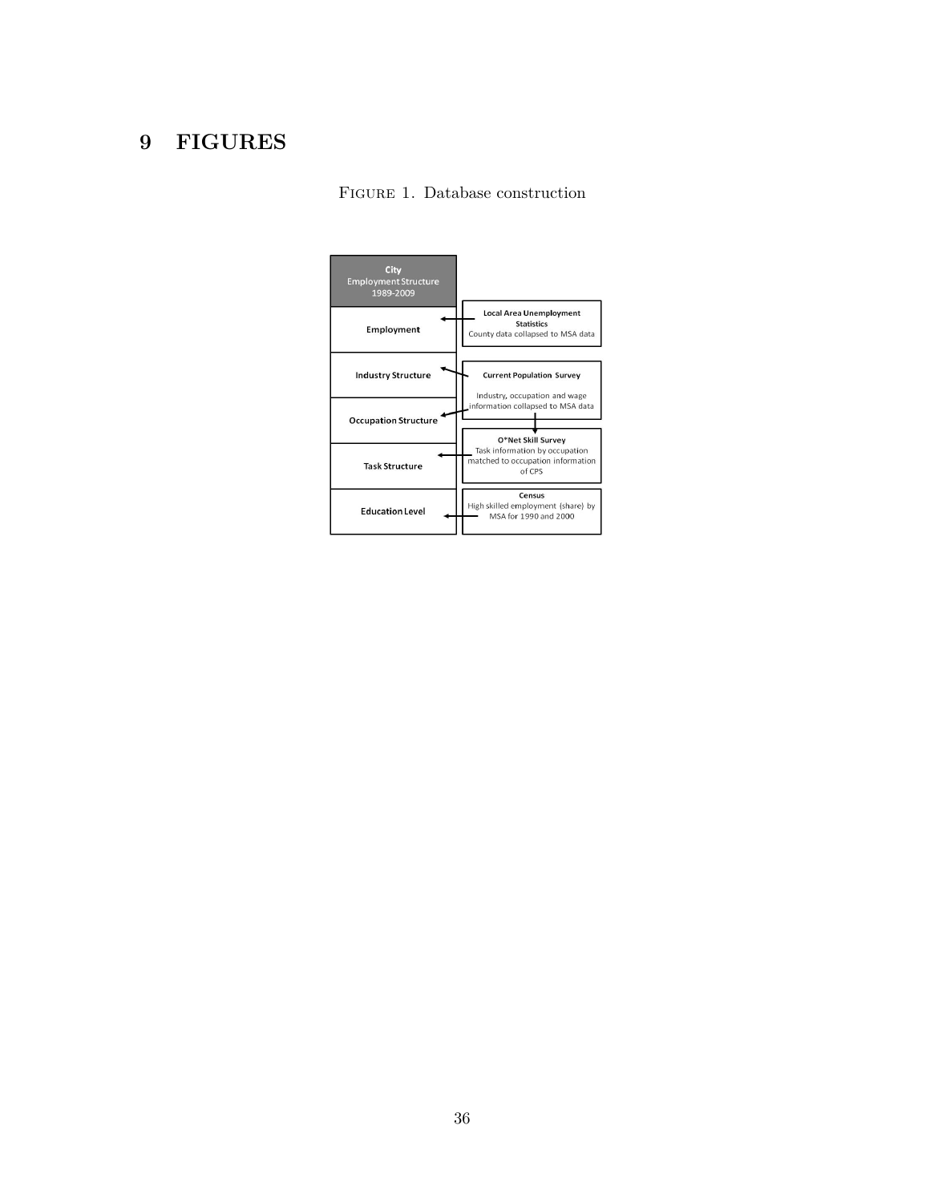# 9 FIGURES

Figure 1. Database construction

| City Employment Structure 1989-2009 | |
|---|---|
| Employment | Local Area Unemployment Statistics — County data collapsed to MSA data |
| Industry Structure | Current Population Survey — Industry, occupation and wage information collapsed to MSA data |
| Occupation Structure | |
| Task Structure | O*Net Skill Survey — Task information by occupation matched to occupation information of CPS |
| Education Level | Census — High skilled employment (share) by MSA for 1990 and 2000 |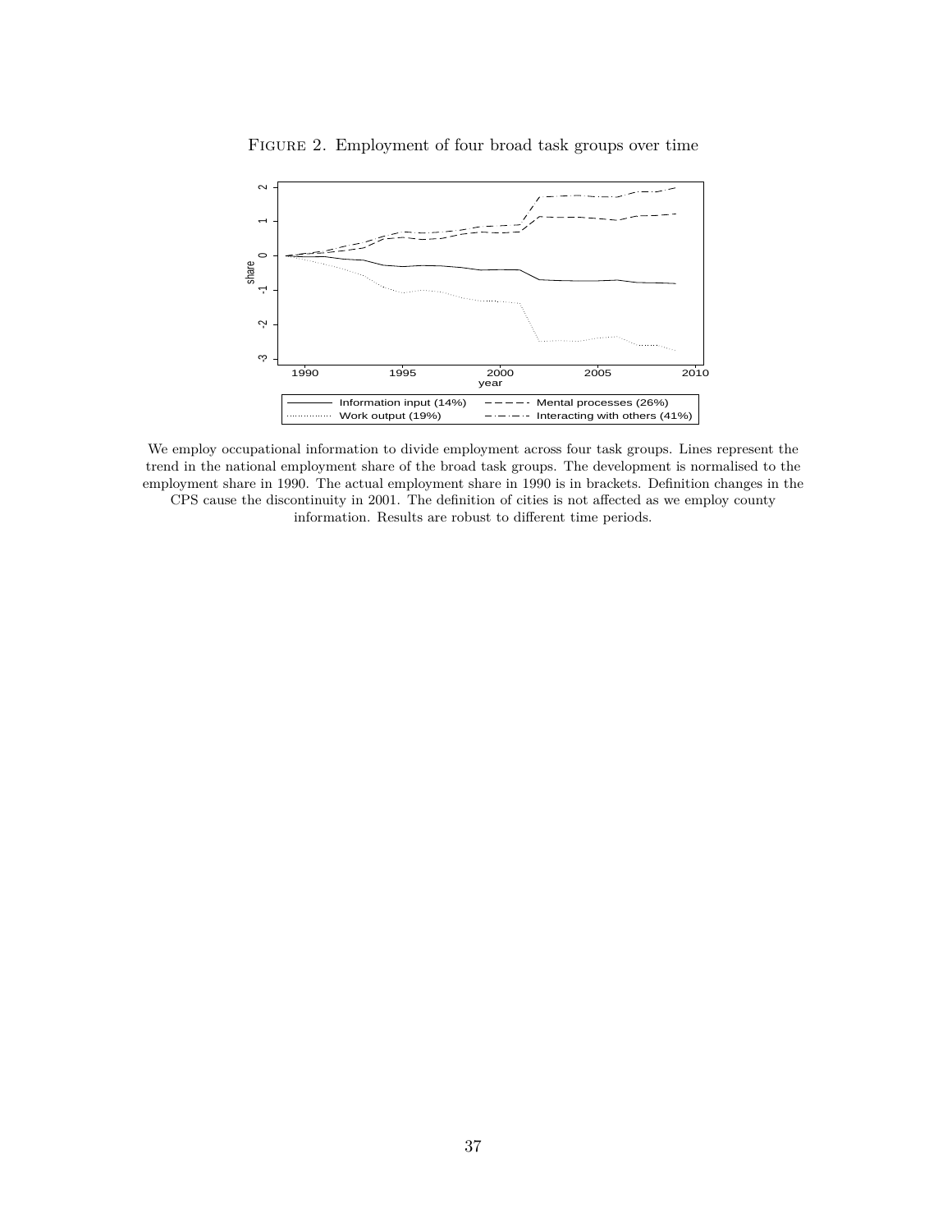Figure 2. Employment of four broad task groups over time

We employ occupational information to divide employment across four task groups. Lines represent the trend in the national employment share of the broad task groups. The development is normalised to the employment share in 1990. The actual employment share in 1990 is in brackets. Definition changes in the CPS cause the discontinuity in 2001. The definition of cities is not affected as we employ county information. Results are robust to different time periods.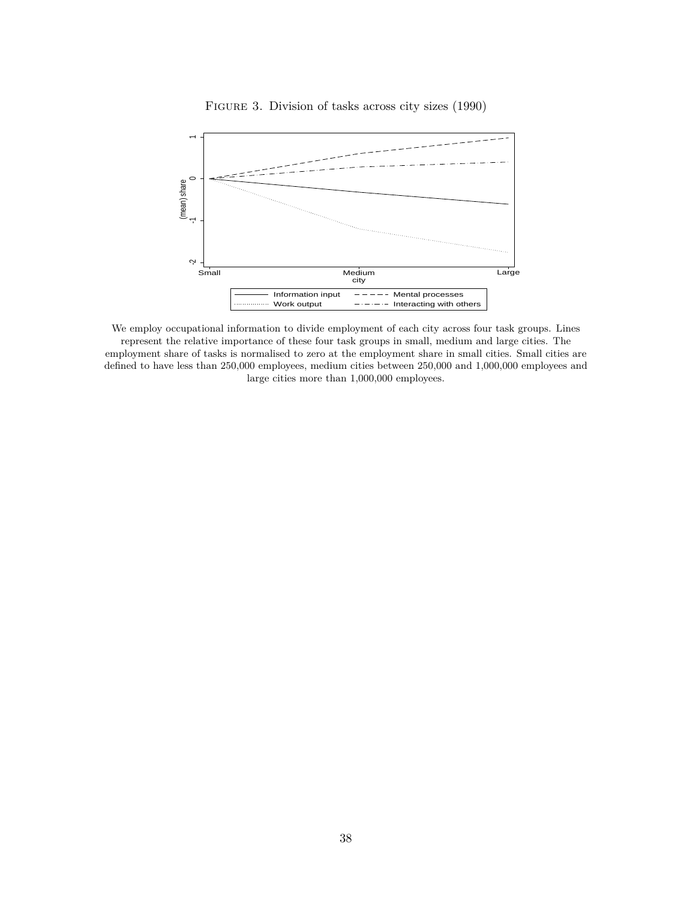Figure 3. Division of tasks across city sizes (1990)

We employ occupational information to divide employment of each city across four task groups. Lines represent the relative importance of these four task groups in small, medium and large cities. The employment share of tasks is normalised to zero at the employment share in small cities. Small cities are defined to have less than 250,000 employees, medium cities between 250,000 and 1,000,000 employees and large cities more than 1,000,000 employees.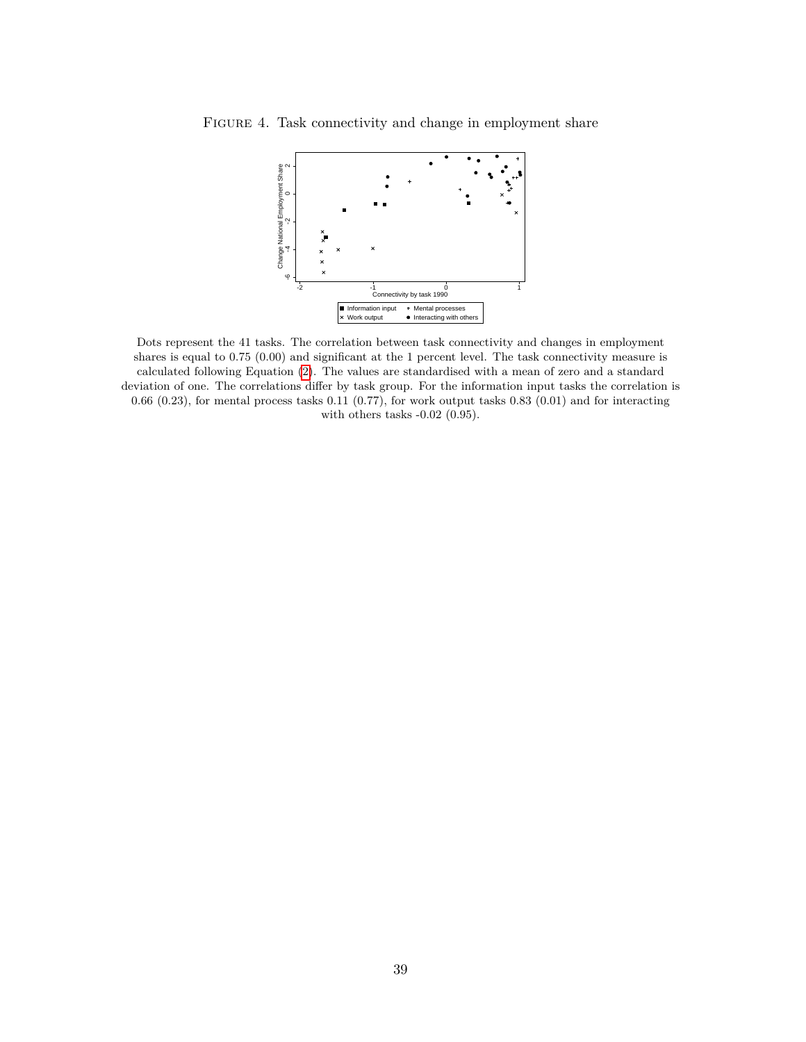Figure 4. Task connectivity and change in employment share

Dots represent the 41 tasks. The correlation between task connectivity and changes in employment shares is equal to 0.75 (0.00) and significant at the 1 percent level. The task connectivity measure is calculated following Equation (2). The values are standardised with a mean of zero and a standard deviation of one. The correlations differ by task group. For the information input tasks the correlation is 0.66 (0.23), for mental process tasks 0.11 (0.77), for work output tasks 0.83 (0.01) and for interacting with others tasks -0.02 (0.95).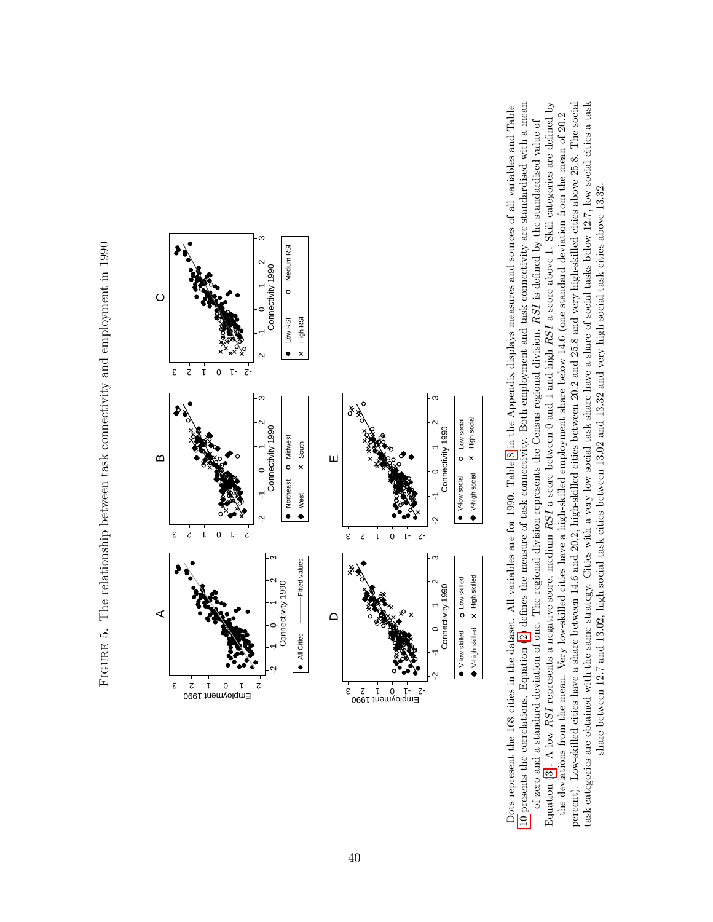Figure 5. The relationship between task connectivity and employment in 1990

Dots represent the 168 cities in the dataset. All variables are for 1990. Table 8 in the Appendix displays measures and sources of all variables and Table 10 presents the correlations. Equation (2) defines the measure of task connectivity. Both employment and task connectivity are standardised with a mean of zero and a standard deviation of one. The regional division represents the Census regional division. *RSI* is defined by the standardised value of Equation (3). A low *RSI* represents a negative score, medium *RSI* a score between 0 and 1 and high *RSI* a score above 1. Skill categories are defined by the deviations from the mean. Very low-skilled cities have a high-skilled employment share below 14.6 (one standard deviation from the mean of 20.2 percent). Low-skilled cities have a share between 14.6 and 20.2, high-skilled cities between 20.2 and 25.8 and very high-skilled cities above 25.8. The social task categories are obtained with the same strategy. Cities with a very low social task share have a share of social tasks below 12.7, low social cities a task share between 12.7 and 13.02, high social task cities between 13.02 and 13.32 and very high social task cities above 13.32.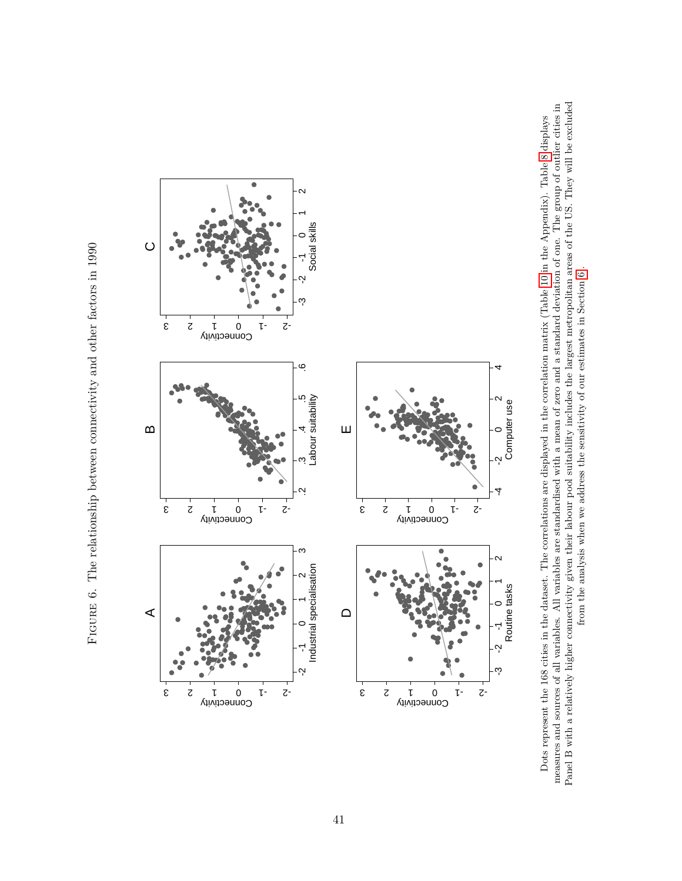Figure 6. The relationship between connectivity and other factors in 1990

Dots represent the 168 cities in the dataset. The correlations are displayed in the correlation matrix (Table 10 in the Appendix). Table 8 displays measures and sources of all variables. All variables are standardised with a mean of zero and a standard deviation of one. The group of outlier cities in Panel B with a relatively higher connectivity given their labour pool suitability includes the largest metropolitan areas of the US. They will be excluded from the analysis when we address the sensitivity of our estimates in Section 6.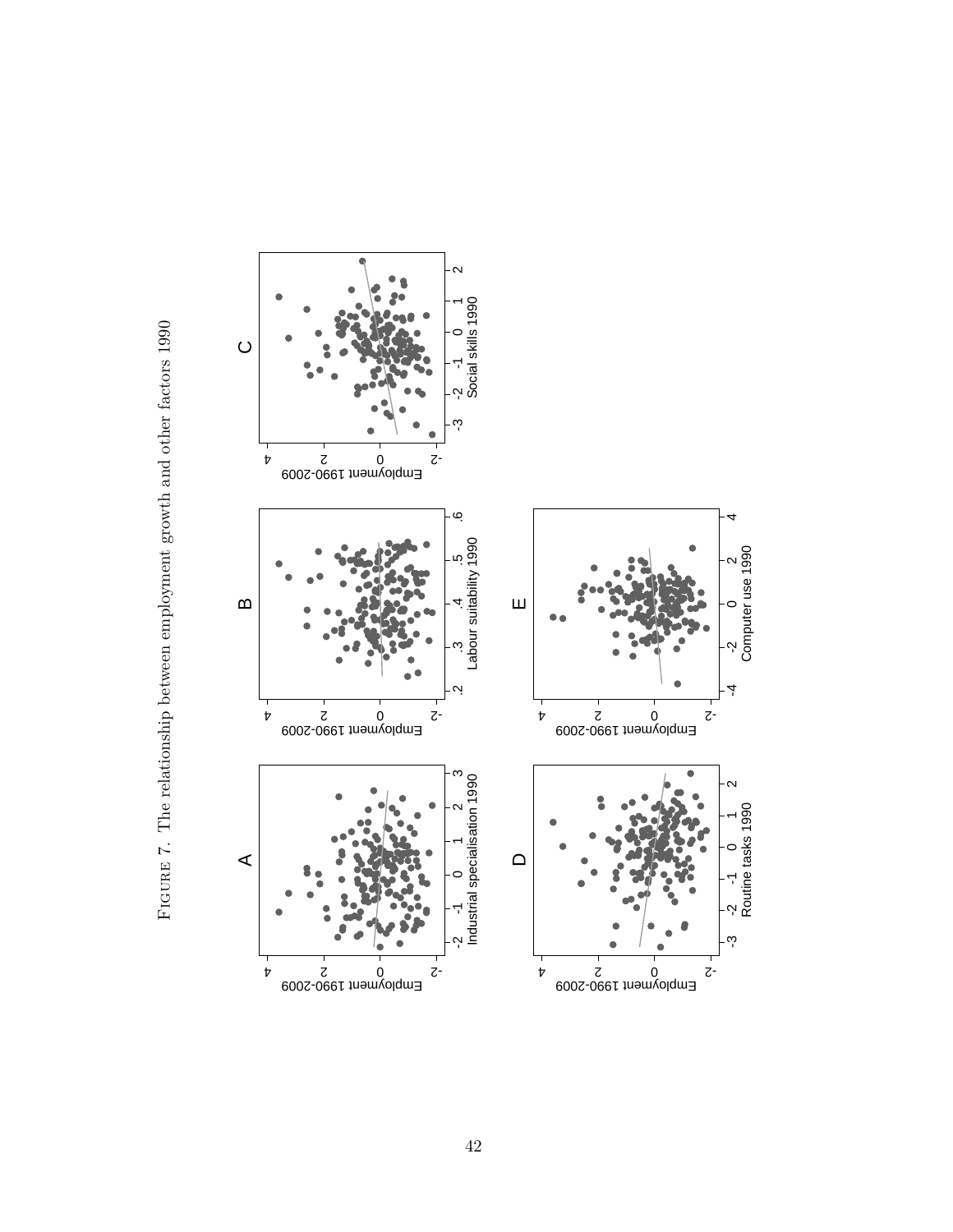FIGURE 7. The relationship between employment growth and other factors 1990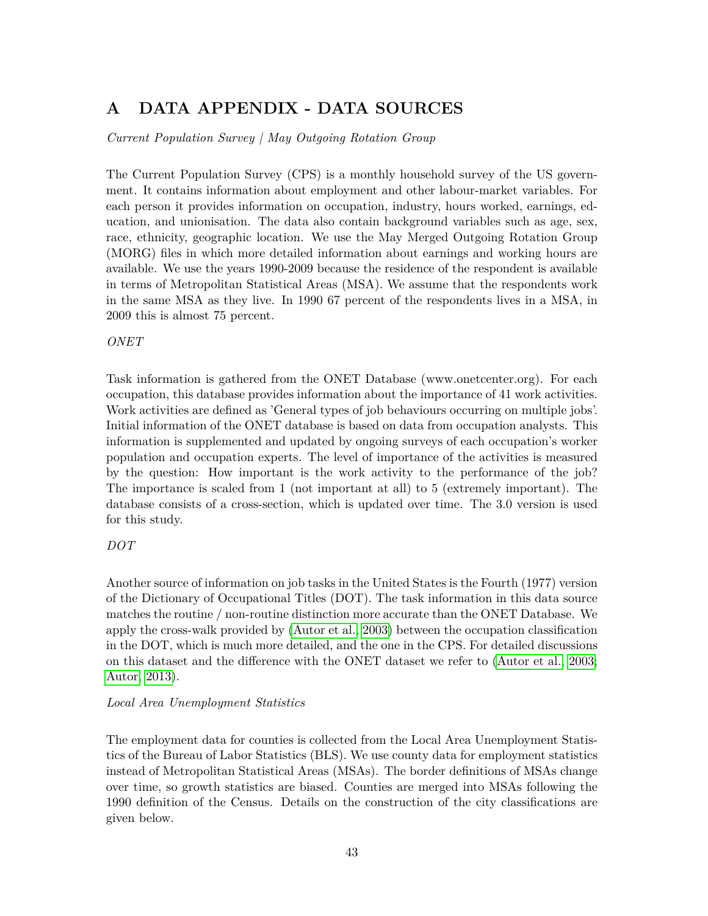# A DATA APPENDIX - DATA SOURCES

*Current Population Survey / May Outgoing Rotation Group*

The Current Population Survey (CPS) is a monthly household survey of the US government. It contains information about employment and other labour-market variables. For each person it provides information on occupation, industry, hours worked, earnings, education, and unionisation. The data also contain background variables such as age, sex, race, ethnicity, geographic location. We use the May Merged Outgoing Rotation Group (MORG) files in which more detailed information about earnings and working hours are available. We use the years 1990-2009 because the residence of the respondent is available in terms of Metropolitan Statistical Areas (MSA). We assume that the respondents work in the same MSA as they live. In 1990 67 percent of the respondents lives in a MSA, in 2009 this is almost 75 percent.

*ONET*

Task information is gathered from the ONET Database (www.onetcenter.org). For each occupation, this database provides information about the importance of 41 work activities. Work activities are defined as 'General types of job behaviours occurring on multiple jobs'. Initial information of the ONET database is based on data from occupation analysts. This information is supplemented and updated by ongoing surveys of each occupation's worker population and occupation experts. The level of importance of the activities is measured by the question: How important is the work activity to the performance of the job? The importance is scaled from 1 (not important at all) to 5 (extremely important). The database consists of a cross-section, which is updated over time. The 3.0 version is used for this study.

*DOT*

Another source of information on job tasks in the United States is the Fourth (1977) version of the Dictionary of Occupational Titles (DOT). The task information in this data source matches the routine / non-routine distinction more accurate than the ONET Database. We apply the cross-walk provided by (Autor et al., 2003) between the occupation classification in the DOT, which is much more detailed, and the one in the CPS. For detailed discussions on this dataset and the difference with the ONET dataset we refer to (Autor et al., 2003; Autor, 2013).

*Local Area Unemployment Statistics*

The employment data for counties is collected from the Local Area Unemployment Statistics of the Bureau of Labor Statistics (BLS). We use county data for employment statistics instead of Metropolitan Statistical Areas (MSAs). The border definitions of MSAs change over time, so growth statistics are biased. Counties are merged into MSAs following the 1990 definition of the Census. Details on the construction of the city classifications are given below.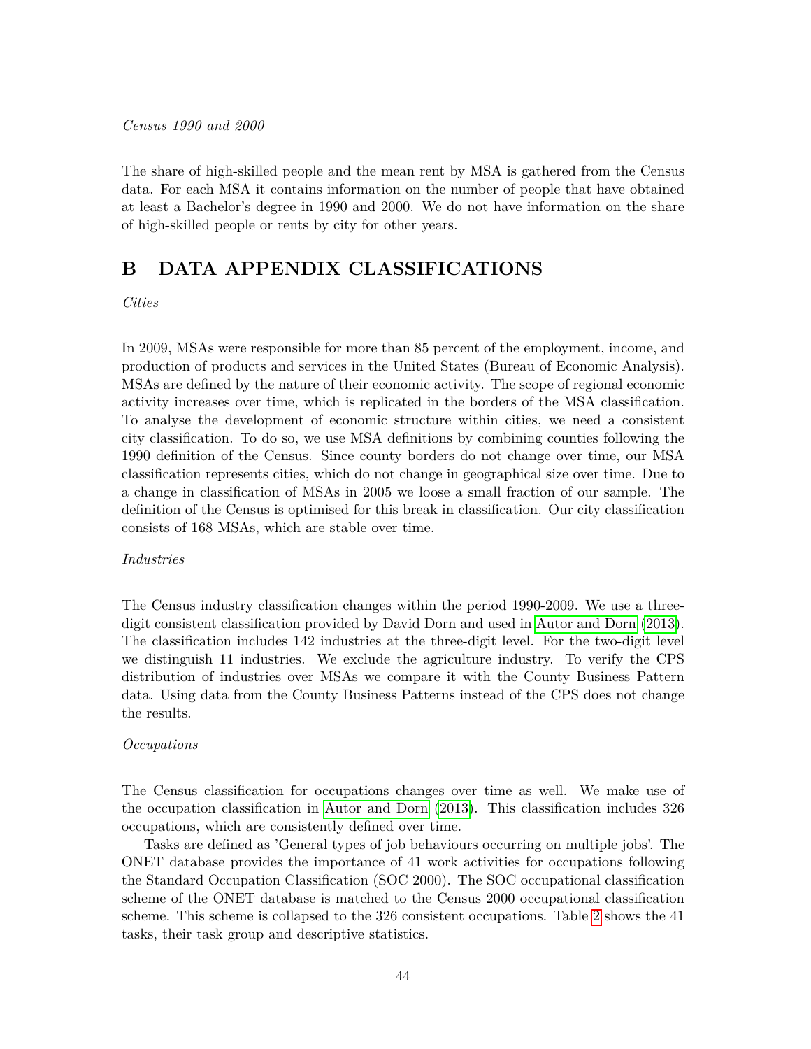*Census 1990 and 2000*

The share of high-skilled people and the mean rent by MSA is gathered from the Census data. For each MSA it contains information on the number of people that have obtained at least a Bachelor's degree in 1990 and 2000. We do not have information on the share of high-skilled people or rents by city for other years.

# B DATA APPENDIX CLASSIFICATIONS

*Cities*

In 2009, MSAs were responsible for more than 85 percent of the employment, income, and production of products and services in the United States (Bureau of Economic Analysis). MSAs are defined by the nature of their economic activity. The scope of regional economic activity increases over time, which is replicated in the borders of the MSA classification. To analyse the development of economic structure within cities, we need a consistent city classification. To do so, we use MSA definitions by combining counties following the 1990 definition of the Census. Since county borders do not change over time, our MSA classification represents cities, which do not change in geographical size over time. Due to a change in classification of MSAs in 2005 we loose a small fraction of our sample. The definition of the Census is optimised for this break in classification. Our city classification consists of 168 MSAs, which are stable over time.

*Industries*

The Census industry classification changes within the period 1990-2009. We use a three-digit consistent classification provided by David Dorn and used in Autor and Dorn (2013). The classification includes 142 industries at the three-digit level. For the two-digit level we distinguish 11 industries. We exclude the agriculture industry. To verify the CPS distribution of industries over MSAs we compare it with the County Business Pattern data. Using data from the County Business Patterns instead of the CPS does not change the results.

*Occupations*

The Census classification for occupations changes over time as well. We make use of the occupation classification in Autor and Dorn (2013). This classification includes 326 occupations, which are consistently defined over time.

Tasks are defined as 'General types of job behaviours occurring on multiple jobs'. The ONET database provides the importance of 41 work activities for occupations following the Standard Occupation Classification (SOC 2000). The SOC occupational classification scheme of the ONET database is matched to the Census 2000 occupational classification scheme. This scheme is collapsed to the 326 consistent occupations. Table 2 shows the 41 tasks, their task group and descriptive statistics.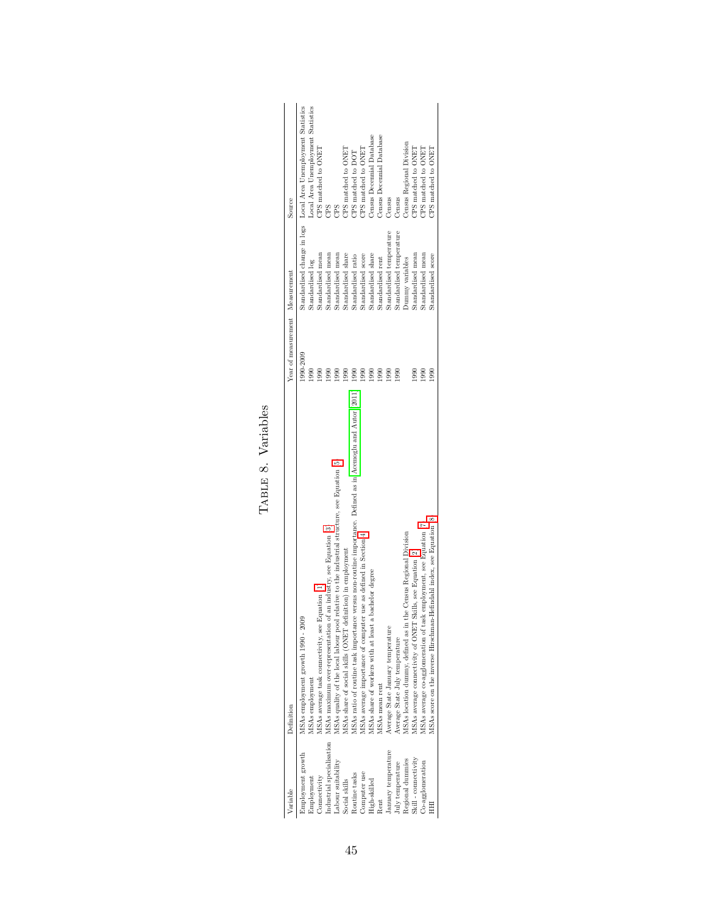TABLE 8. Variables

| Variable | Definition | Year of measurement | Measurement | Source |
|---|---|---|---|---|
| Employment growth | MSAs employment growth 1990 - 2009 | 1990-2009 | Standardised change in logs | Local Area Unemployment Statistics |
| Employment | MSAs employment | 1990 | Standardised log | Local Area Unemployment Statistics |
| Connectivity | MSAs average task connectivity, see Equation 1 | 1990 | Standardised mean | CPS matched to ONET |
| Industrial specialisation | MSAs maximum over-representation of an industry, see Equation 3 | 1990 | Standardised mean | CPS |
| Labour suitability | MSAs quality of the local labour pool relative to the industrial structure, see Equation 5 | 1990 | Standardised mean | CPS |
| Social skills | MSAs share of social skills (ONET definition) in employment | 1990 | Standardised share | CPS matched to ONET |
| Routine tasks | MSAs ratio of routine task importance versus non-routine importance. Defined as in Acemoglu and Autor 2011 | 1990 | Standardised ratio | CPS matched to DOT |
| Computer use | MSAs average importance of computer use as defined in Section 4 | 1990 | Standardised score | CPS matched to ONET |
| High-skilled | MSAs share of workers with at least a bachelor degree | 1990 | Standardised share | Census Decennial Database |
| Rent | MSAs mean rent | 1990 | Standardised rent | Census Decennial Database |
| January temperature | Average State January temperature | 1990 | Standardised temperature | Census |
| July temperature | Average State July temperature | 1990 | Standardised temperature | Census |
| Regional dummies | MSAs location dummy, defined as in the Census Regional Division | | Dummy variables | Census Regional Division |
| Skill - connectivity | MSAs average connectivity of ONET Skills, see Equation 2 | 1990 | Standardised mean | CPS matched to ONET |
| Co-agglomeration | MSAs average co-agglomeration of task employment, see Equation 7 | 1990 | Standardised mean | CPS matched to ONET |
| HHI | MSAs score on the inverse Hirschman-Herfindahl index, see Equation 8 | 1990 | Standardised score | CPS matched to ONET |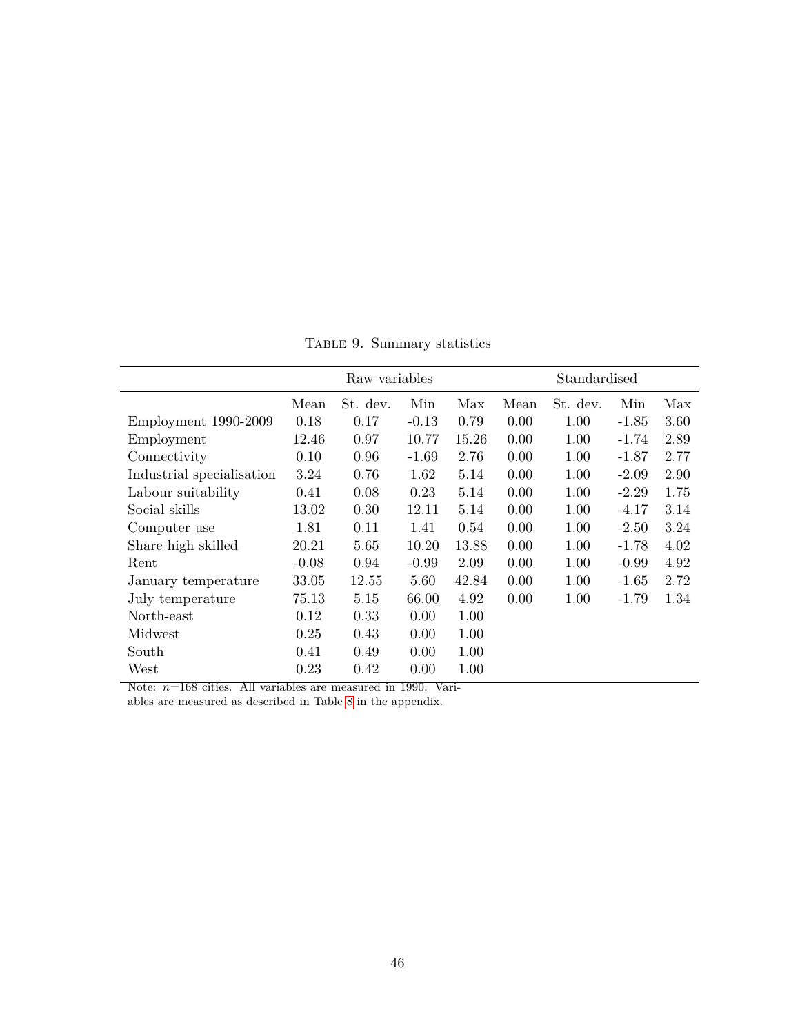Table 9. Summary statistics

| | Raw variables | | | | Standardised | | | |
|---|---|---|---|---|---|---|---|---|
| | Mean | St. dev. | Min | Max | Mean | St. dev. | Min | Max |
| Employment 1990-2009 | 0.18 | 0.17 | -0.13 | 0.79 | 0.00 | 1.00 | -1.85 | 3.60 |
| Employment | 12.46 | 0.97 | 10.77 | 15.26 | 0.00 | 1.00 | -1.74 | 2.89 |
| Connectivity | 0.10 | 0.96 | -1.69 | 2.76 | 0.00 | 1.00 | -1.87 | 2.77 |
| Industrial specialisation | 3.24 | 0.76 | 1.62 | 5.14 | 0.00 | 1.00 | -2.09 | 2.90 |
| Labour suitability | 0.41 | 0.08 | 0.23 | 5.14 | 0.00 | 1.00 | -2.29 | 1.75 |
| Social skills | 13.02 | 0.30 | 12.11 | 5.14 | 0.00 | 1.00 | -4.17 | 3.14 |
| Computer use | 1.81 | 0.11 | 1.41 | 0.54 | 0.00 | 1.00 | -2.50 | 3.24 |
| Share high skilled | 20.21 | 5.65 | 10.20 | 13.88 | 0.00 | 1.00 | -1.78 | 4.02 |
| Rent | -0.08 | 0.94 | -0.99 | 2.09 | 0.00 | 1.00 | -0.99 | 4.92 |
| January temperature | 33.05 | 12.55 | 5.60 | 42.84 | 0.00 | 1.00 | -1.65 | 2.72 |
| July temperature | 75.13 | 5.15 | 66.00 | 4.92 | 0.00 | 1.00 | -1.79 | 1.34 |
| North-east | 0.12 | 0.33 | 0.00 | 1.00 | | | | |
| Midwest | 0.25 | 0.43 | 0.00 | 1.00 | | | | |
| South | 0.41 | 0.49 | 0.00 | 1.00 | | | | |
| West | 0.23 | 0.42 | 0.00 | 1.00 | | | | |

Note: $n$=168 cities. All variables are measured in 1990. Variables are measured as described in Table 8 in the appendix.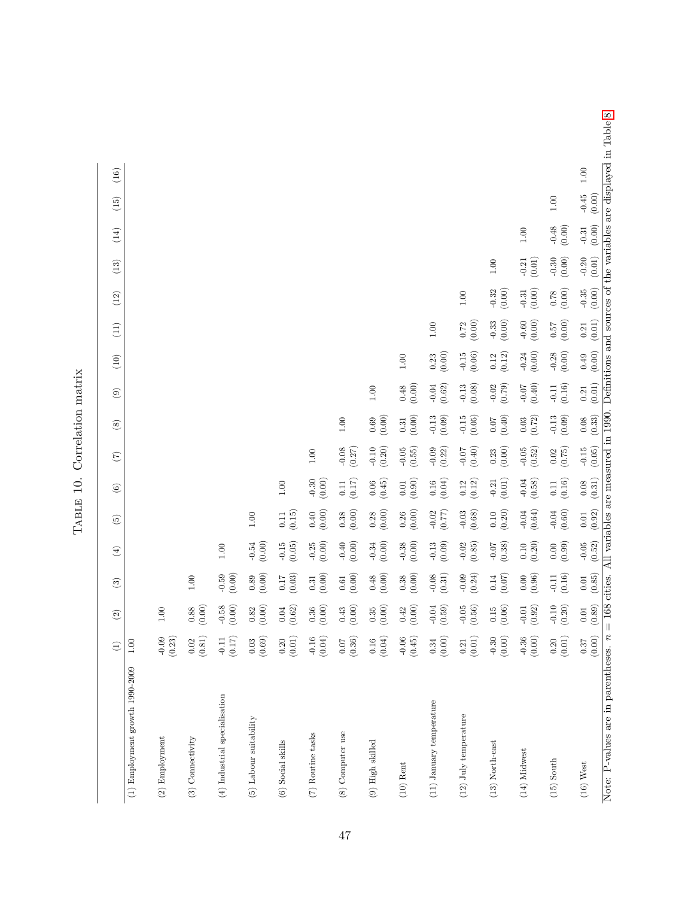# Table 10. Correlation matrix

| | (1) | (2) | (3) | (4) | (5) | (6) | (7) | (8) | (9) | (10) | (11) | (12) | (13) | (14) | (15) | (16) |
|---|---|---|---|---|---|---|---|---|---|---|---|---|---|---|---|---|
| (1) Employment growth 1990-2009 | 1.00 | | | | | | | | | | | | | | | |
| (2) Employment | -0.09 (0.23) | 1.00 | | | | | | | | | | | | | | |
| (3) Connectivity | 0.02 (0.81) | 0.88 (0.00) | 1.00 | | | | | | | | | | | | | |
| (4) Industrial specialisation | -0.11 (0.17) | -0.58 (0.00) | -0.59 (0.00) | 1.00 | | | | | | | | | | | | |
| (5) Labour suitability | 0.03 (0.69) | 0.82 (0.00) | 0.89 (0.00) | -0.54 (0.00) | 1.00 | | | | | | | | | | | |
| (6) Social skills | 0.20 (0.01) | 0.04 (0.62) | 0.17 (0.03) | -0.15 (0.05) | 0.11 (0.15) | 1.00 | | | | | | | | | | |
| (7) Routine tasks | -0.16 (0.04) | 0.36 (0.00) | 0.31 (0.00) | -0.25 (0.00) | 0.40 (0.00) | -0.30 (0.00) | 1.00 | | | | | | | | | |
| (8) Computer use | 0.07 (0.36) | 0.43 (0.00) | 0.61 (0.00) | -0.40 (0.00) | 0.38 (0.00) | 0.11 (0.17) | -0.08 (0.27) | 1.00 | | | | | | | | |
| (9) High skilled | 0.16 (0.04) | 0.35 (0.00) | 0.48 (0.00) | -0.34 (0.00) | 0.28 (0.00) | 0.06 (0.45) | -0.10 (0.20) | 0.69 (0.00) | 1.00 | | | | | | | |
| (10) Rent | -0.06 (0.45) | 0.42 (0.00) | 0.38 (0.00) | -0.38 (0.00) | 0.26 (0.00) | 0.01 (0.90) | -0.05 (0.55) | 0.31 (0.00) | 0.48 (0.00) | 1.00 | | | | | | |
| (11) January temperature | 0.34 (0.00) | -0.04 (0.59) | -0.08 (0.31) | -0.13 (0.09) | -0.02 (0.77) | 0.16 (0.04) | -0.09 (0.22) | -0.13 (0.09) | -0.04 (0.62) | 0.23 (0.00) | 1.00 | | | | | |
| (12) July temperature | 0.21 (0.01) | -0.05 (0.56) | -0.09 (0.24) | -0.02 (0.85) | -0.03 (0.68) | 0.12 (0.12) | -0.07 (0.40) | -0.15 (0.05) | -0.13 (0.08) | -0.15 (0.06) | 0.72 (0.00) | 1.00 | | | | |
| (13) North-east | -0.30 (0.00) | 0.15 (0.06) | 0.14 (0.07) | -0.07 (0.38) | 0.10 (0.20) | -0.21 (0.01) | 0.23 (0.00) | 0.07 (0.40) | -0.02 (0.79) | 0.12 (0.12) | -0.33 (0.00) | -0.32 (0.00) | 1.00 | | | |
| (14) Midwest | -0.36 (0.00) | -0.01 (0.92) | 0.00 (0.96) | 0.10 (0.20) | -0.04 (0.64) | -0.04 (0.58) | -0.05 (0.52) | 0.03 (0.72) | -0.07 (0.40) | -0.24 (0.00) | -0.60 (0.00) | -0.31 (0.00) | -0.21 (0.01) | 1.00 | | |
| (15) South | 0.20 (0.01) | -0.10 (0.20) | -0.11 (0.16) | 0.00 (0.99) | -0.04 (0.60) | 0.11 (0.16) | 0.02 (0.75) | -0.13 (0.09) | -0.11 (0.16) | -0.28 (0.00) | 0.57 (0.00) | 0.78 (0.00) | -0.30 (0.00) | -0.48 (0.00) | 1.00 | |
| (16) West | 0.37 (0.00) | 0.01 (0.89) | 0.01 (0.85) | -0.05 (0.52) | 0.01 (0.92) | 0.08 (0.31) | -0.15 (0.05) | 0.08 (0.33) | 0.21 (0.01) | 0.49 (0.00) | 0.21 (0.01) | -0.35 (0.00) | -0.20 (0.01) | -0.31 (0.00) | -0.45 (0.00) | 1.00 |

Note: P-values are in parentheses. $n = 168$ cities. All variables are measured in 1990. Definitions and sources of the variables are displayed in Table 8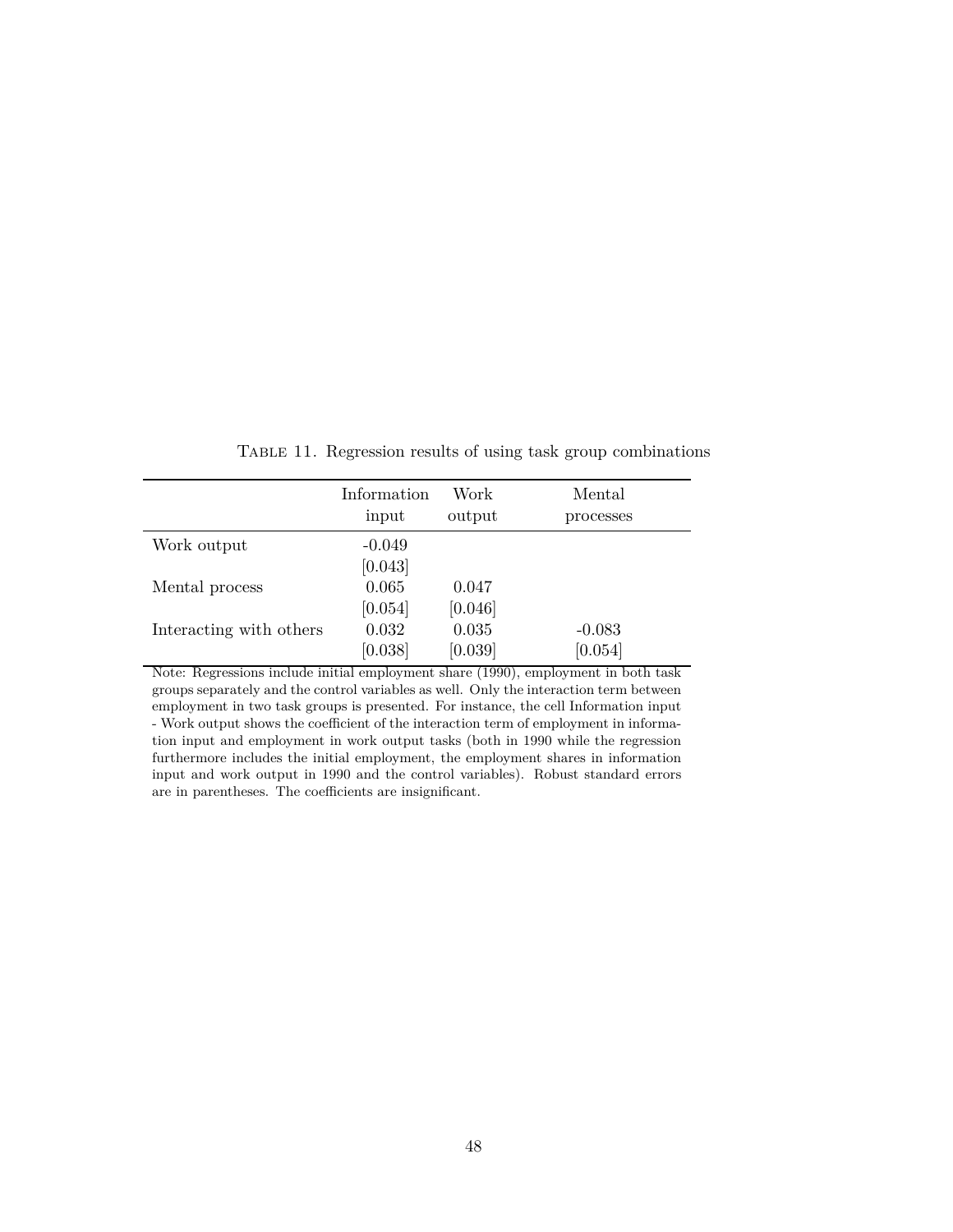Table 11. Regression results of using task group combinations

| | Information input | Work output | Mental processes |
|---|---|---|---|
| Work output | -0.049 | | |
| | [0.043] | | |
| Mental process | 0.065 | 0.047 | |
| | [0.054] | [0.046] | |
| Interacting with others | 0.032 | 0.035 | -0.083 |
| | [0.038] | [0.039] | [0.054] |

Note: Regressions include initial employment share (1990), employment in both task groups separately and the control variables as well. Only the interaction term between employment in two task groups is presented. For instance, the cell Information input - Work output shows the coefficient of the interaction term of employment in information input and employment in work output tasks (both in 1990 while the regression furthermore includes the initial employment, the employment shares in information input and work output in 1990 and the control variables). Robust standard errors are in parentheses. The coefficients are insignificant.